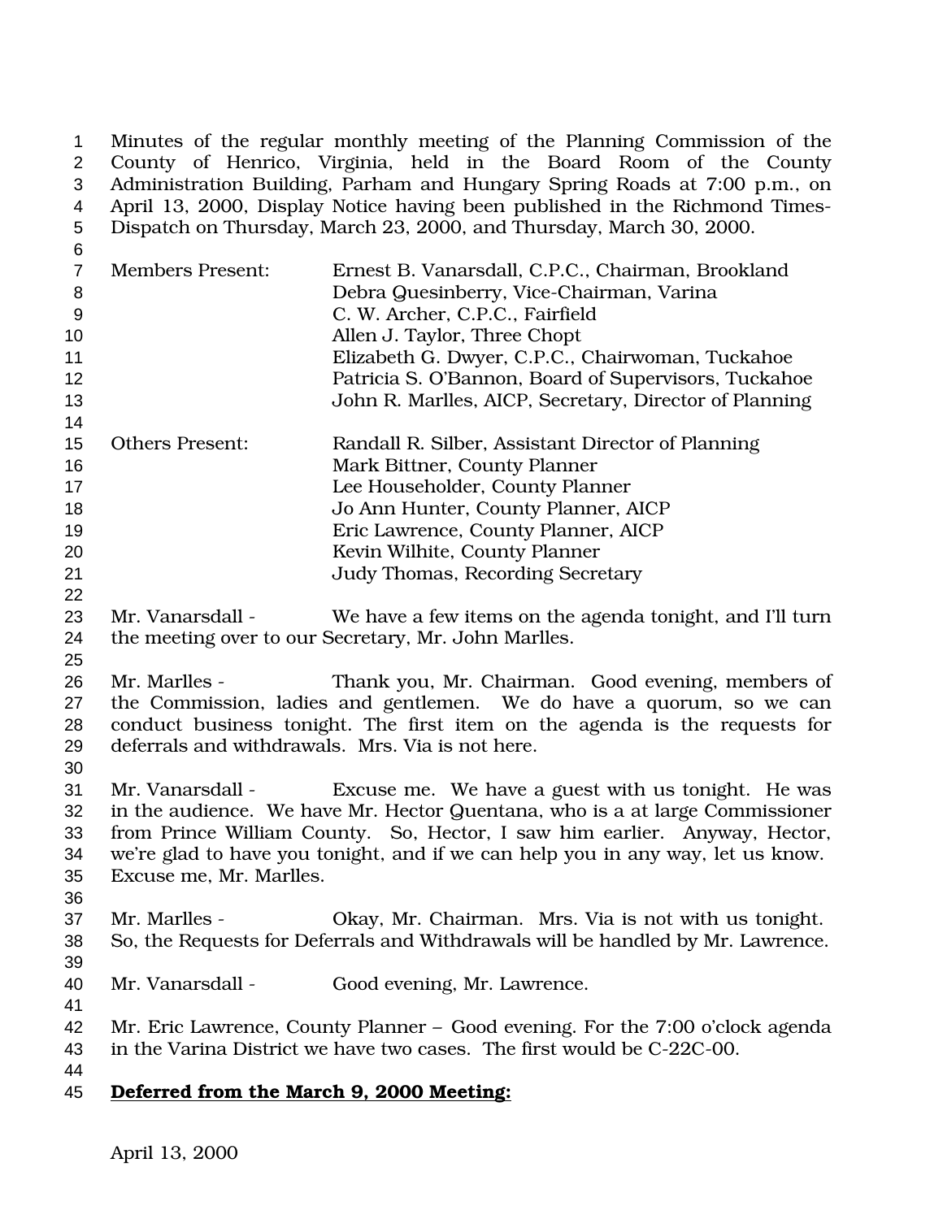Minutes of the regular monthly meeting of the Planning Commission of the County of Henrico, Virginia, held in the Board Room of the County Administration Building, Parham and Hungary Spring Roads at 7:00 p.m., on April 13, 2000, Display Notice having been published in the Richmond Times-Dispatch on Thursday, March 23, 2000, and Thursday, March 30, 2000.

| | |
|---|---|
| Members Present: | Ernest B. Vanarsdall, C.P.C., Chairman, Brookland |
| | Debra Quesinberry, Vice-Chairman, Varina |
| | C. W. Archer, C.P.C., Fairfield |
| | Allen J. Taylor, Three Chopt |
| | Elizabeth G. Dwyer, C.P.C., Chairwoman, Tuckahoe |
| | Patricia S. O'Bannon, Board of Supervisors, Tuckahoe |
| | John R. Marlles, AICP, Secretary, Director of Planning |
| Others Present: | Randall R. Silber, Assistant Director of Planning |
| | Mark Bittner, County Planner |
| | Lee Householder, County Planner |
| | Jo Ann Hunter, County Planner, AICP |
| | Eric Lawrence, County Planner, AICP |
| | Kevin Wilhite, County Planner |
| | Judy Thomas, Recording Secretary |

Mr. Vanarsdall - We have a few items on the agenda tonight, and I'll turn the meeting over to our Secretary, Mr. John Marlles.

Mr. Marlles - Thank you, Mr. Chairman. Good evening, members of the Commission, ladies and gentlemen. We do have a quorum, so we can conduct business tonight. The first item on the agenda is the requests for deferrals and withdrawals. Mrs. Via is not here.

Mr. Vanarsdall - Excuse me. We have a guest with us tonight. He was in the audience. We have Mr. Hector Quentana, who is a at large Commissioner from Prince William County. So, Hector, I saw him earlier. Anyway, Hector, we're glad to have you tonight, and if we can help you in any way, let us know. Excuse me, Mr. Marlles.

Mr. Marlles - Okay, Mr. Chairman. Mrs. Via is not with us tonight. So, the Requests for Deferrals and Withdrawals will be handled by Mr. Lawrence.

Mr. Vanarsdall - Good evening, Mr. Lawrence.

Mr. Eric Lawrence, County Planner – Good evening. For the 7:00 o'clock agenda in the Varina District we have two cases. The first would be C-22C-00.

**Deferred from the March 9, 2000 Meeting:**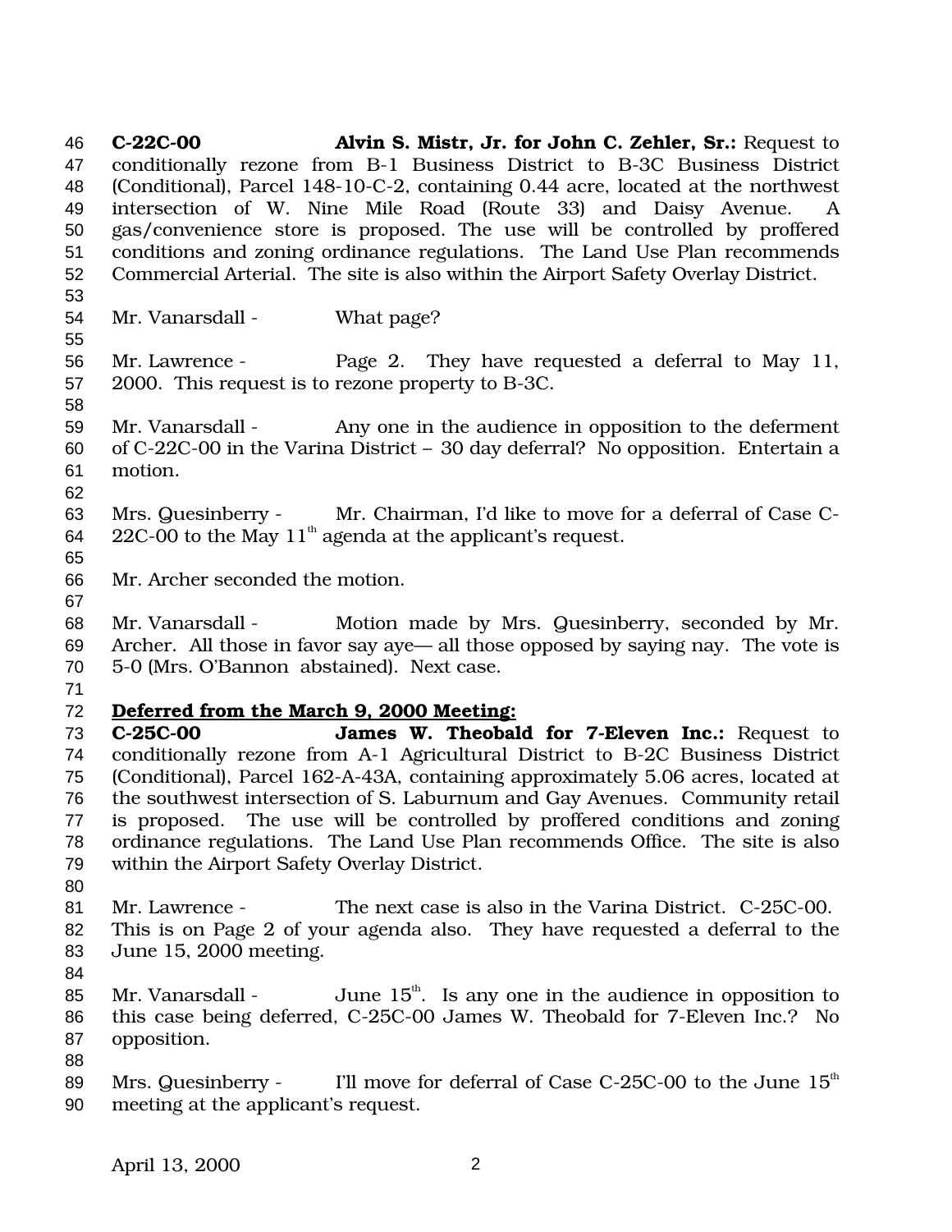**C-22C-00** **Alvin S. Mistr, Jr. for John C. Zehler, Sr.:** Request to conditionally rezone from B-1 Business District to B-3C Business District (Conditional), Parcel 148-10-C-2, containing 0.44 acre, located at the northwest intersection of W. Nine Mile Road (Route 33) and Daisy Avenue. A gas/convenience store is proposed. The use will be controlled by proffered conditions and zoning ordinance regulations. The Land Use Plan recommends Commercial Arterial. The site is also within the Airport Safety Overlay District.

Mr. Vanarsdall - What page?

Mr. Lawrence - Page 2. They have requested a deferral to May 11, 2000. This request is to rezone property to B-3C.

Mr. Vanarsdall - Any one in the audience in opposition to the deferment of C-22C-00 in the Varina District – 30 day deferral? No opposition. Entertain a motion.

Mrs. Quesinberry - Mr. Chairman, I'd like to move for a deferral of Case C-22C-00 to the May 11th agenda at the applicant's request.

Mr. Archer seconded the motion.

Mr. Vanarsdall - Motion made by Mrs. Quesinberry, seconded by Mr. Archer. All those in favor say aye— all those opposed by saying nay. The vote is 5-0 (Mrs. O'Bannon abstained). Next case.

**Deferred from the March 9, 2000 Meeting:**

**C-25C-00** **James W. Theobald for 7-Eleven Inc.:** Request to conditionally rezone from A-1 Agricultural District to B-2C Business District (Conditional), Parcel 162-A-43A, containing approximately 5.06 acres, located at the southwest intersection of S. Laburnum and Gay Avenues. Community retail is proposed. The use will be controlled by proffered conditions and zoning ordinance regulations. The Land Use Plan recommends Office. The site is also within the Airport Safety Overlay District.

Mr. Lawrence - The next case is also in the Varina District. C-25C-00. This is on Page 2 of your agenda also. They have requested a deferral to the June 15, 2000 meeting.

Mr. Vanarsdall - June 15th. Is any one in the audience in opposition to this case being deferred, C-25C-00 James W. Theobald for 7-Eleven Inc.? No opposition.

Mrs. Quesinberry - I'll move for deferral of Case C-25C-00 to the June 15th meeting at the applicant's request.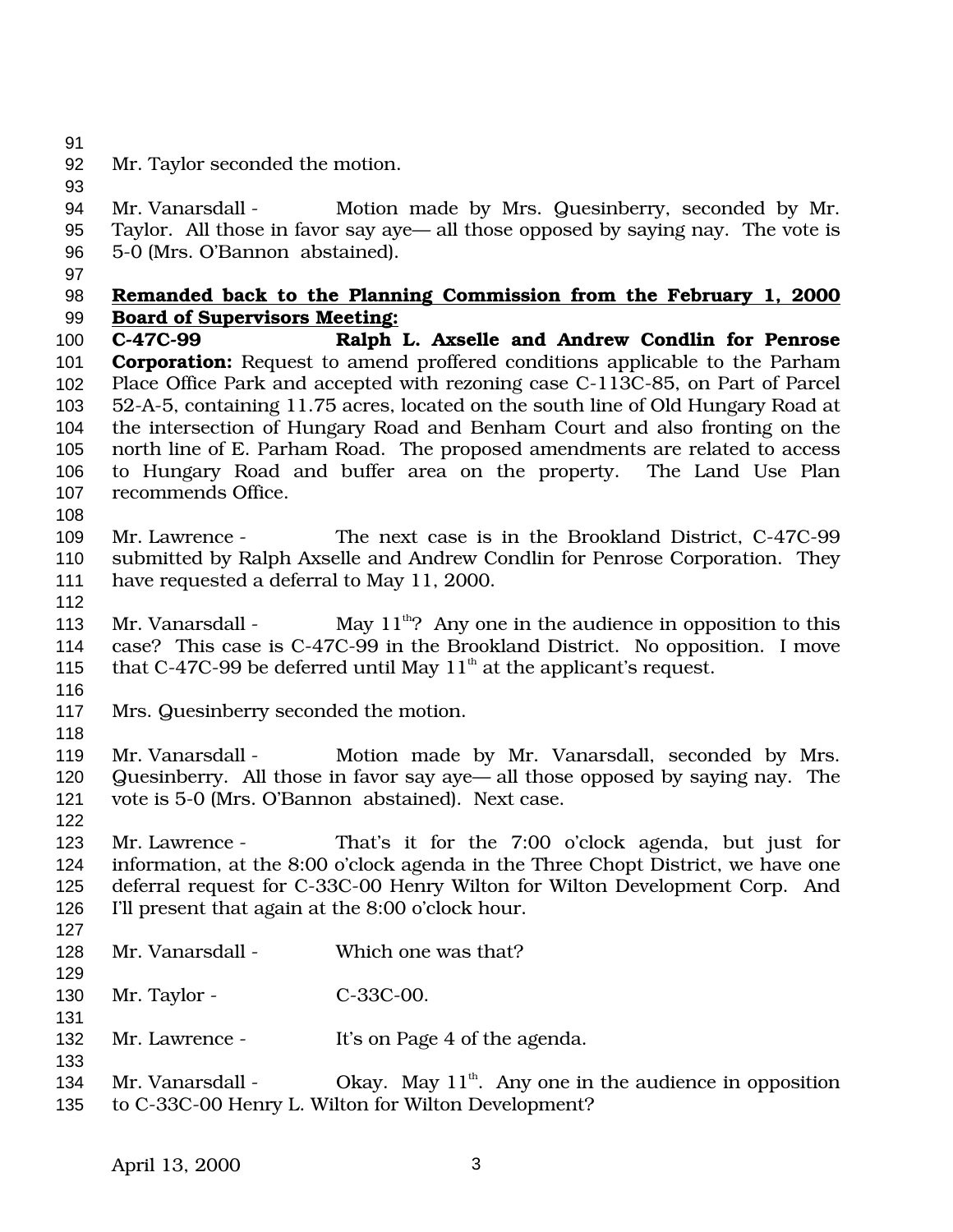Mr. Taylor seconded the motion.

Mr. Vanarsdall - Motion made by Mrs. Quesinberry, seconded by Mr. Taylor. All those in favor say aye— all those opposed by saying nay. The vote is 5-0 (Mrs. O'Bannon abstained).

**Remanded back to the Planning Commission from the February 1, 2000 Board of Supervisors Meeting:**

**C-47C-99 Ralph L. Axselle and Andrew Condlin for Penrose Corporation:** Request to amend proffered conditions applicable to the Parham Place Office Park and accepted with rezoning case C-113C-85, on Part of Parcel 52-A-5, containing 11.75 acres, located on the south line of Old Hungary Road at the intersection of Hungary Road and Benham Court and also fronting on the north line of E. Parham Road. The proposed amendments are related to access to Hungary Road and buffer area on the property. The Land Use Plan recommends Office.

Mr. Lawrence - The next case is in the Brookland District, C-47C-99 submitted by Ralph Axselle and Andrew Condlin for Penrose Corporation. They have requested a deferral to May 11, 2000.

Mr. Vanarsdall - May 11th? Any one in the audience in opposition to this case? This case is C-47C-99 in the Brookland District. No opposition. I move that C-47C-99 be deferred until May 11th at the applicant's request.

Mrs. Quesinberry seconded the motion.

Mr. Vanarsdall - Motion made by Mr. Vanarsdall, seconded by Mrs. Quesinberry. All those in favor say aye— all those opposed by saying nay. The vote is 5-0 (Mrs. O'Bannon abstained). Next case.

Mr. Lawrence - That's it for the 7:00 o'clock agenda, but just for information, at the 8:00 o'clock agenda in the Three Chopt District, we have one deferral request for C-33C-00 Henry Wilton for Wilton Development Corp. And I'll present that again at the 8:00 o'clock hour.

Mr. Vanarsdall - Which one was that?

Mr. Taylor - C-33C-00.

Mr. Lawrence - It's on Page 4 of the agenda.

Mr. Vanarsdall - Okay. May 11th. Any one in the audience in opposition to C-33C-00 Henry L. Wilton for Wilton Development?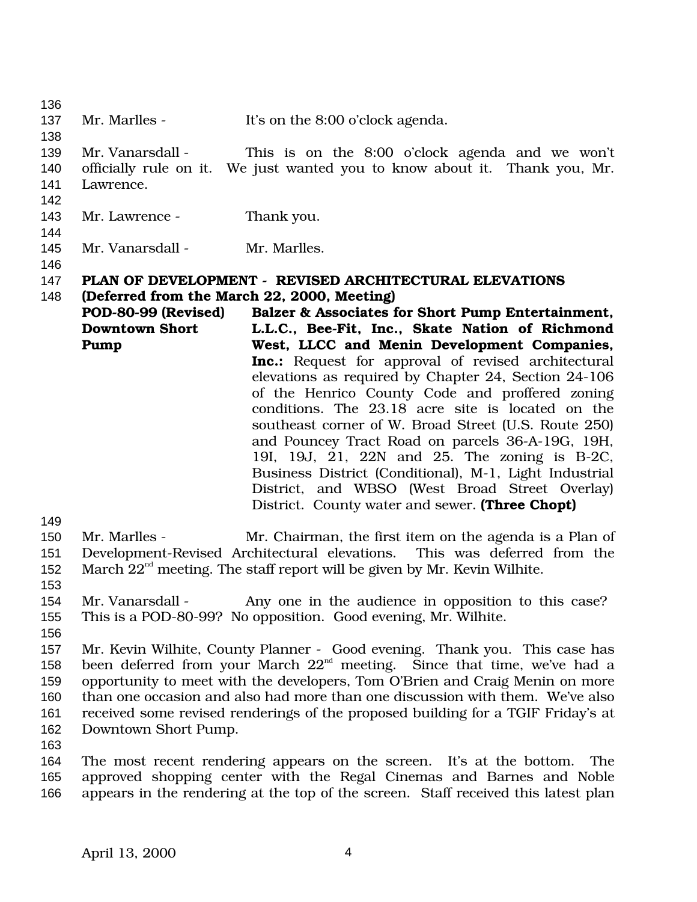Mr. Marlles - It's on the 8:00 o'clock agenda.

Mr. Vanarsdall - This is on the 8:00 o'clock agenda and we won't officially rule on it. We just wanted you to know about it. Thank you, Mr. Lawrence.

Mr. Lawrence - Thank you.

Mr. Vanarsdall - Mr. Marlles.

**PLAN OF DEVELOPMENT - REVISED ARCHITECTURAL ELEVATIONS (Deferred from the March 22, 2000, Meeting)**

**POD-80-99 (Revised) Downtown Short Pump**

**Balzer & Associates for Short Pump Entertainment, L.L.C., Bee-Fit, Inc., Skate Nation of Richmond West, LLCC and Menin Development Companies, Inc.:** Request for approval of revised architectural elevations as required by Chapter 24, Section 24-106 of the Henrico County Code and proffered zoning conditions. The 23.18 acre site is located on the southeast corner of W. Broad Street (U.S. Route 250) and Pouncey Tract Road on parcels 36-A-19G, 19H, 19I, 19J, 21, 22N and 25. The zoning is B-2C, Business District (Conditional), M-1, Light Industrial District, and WBSO (West Broad Street Overlay) District. County water and sewer. **(Three Chopt)**

Mr. Marlles - Mr. Chairman, the first item on the agenda is a Plan of Development-Revised Architectural elevations. This was deferred from the March 22nd meeting. The staff report will be given by Mr. Kevin Wilhite.

Mr. Vanarsdall - Any one in the audience in opposition to this case? This is a POD-80-99? No opposition. Good evening, Mr. Wilhite.

Mr. Kevin Wilhite, County Planner - Good evening. Thank you. This case has been deferred from your March 22nd meeting. Since that time, we've had a opportunity to meet with the developers, Tom O'Brien and Craig Menin on more than one occasion and also had more than one discussion with them. We've also received some revised renderings of the proposed building for a TGIF Friday's at Downtown Short Pump.

The most recent rendering appears on the screen. It's at the bottom. The approved shopping center with the Regal Cinemas and Barnes and Noble appears in the rendering at the top of the screen. Staff received this latest plan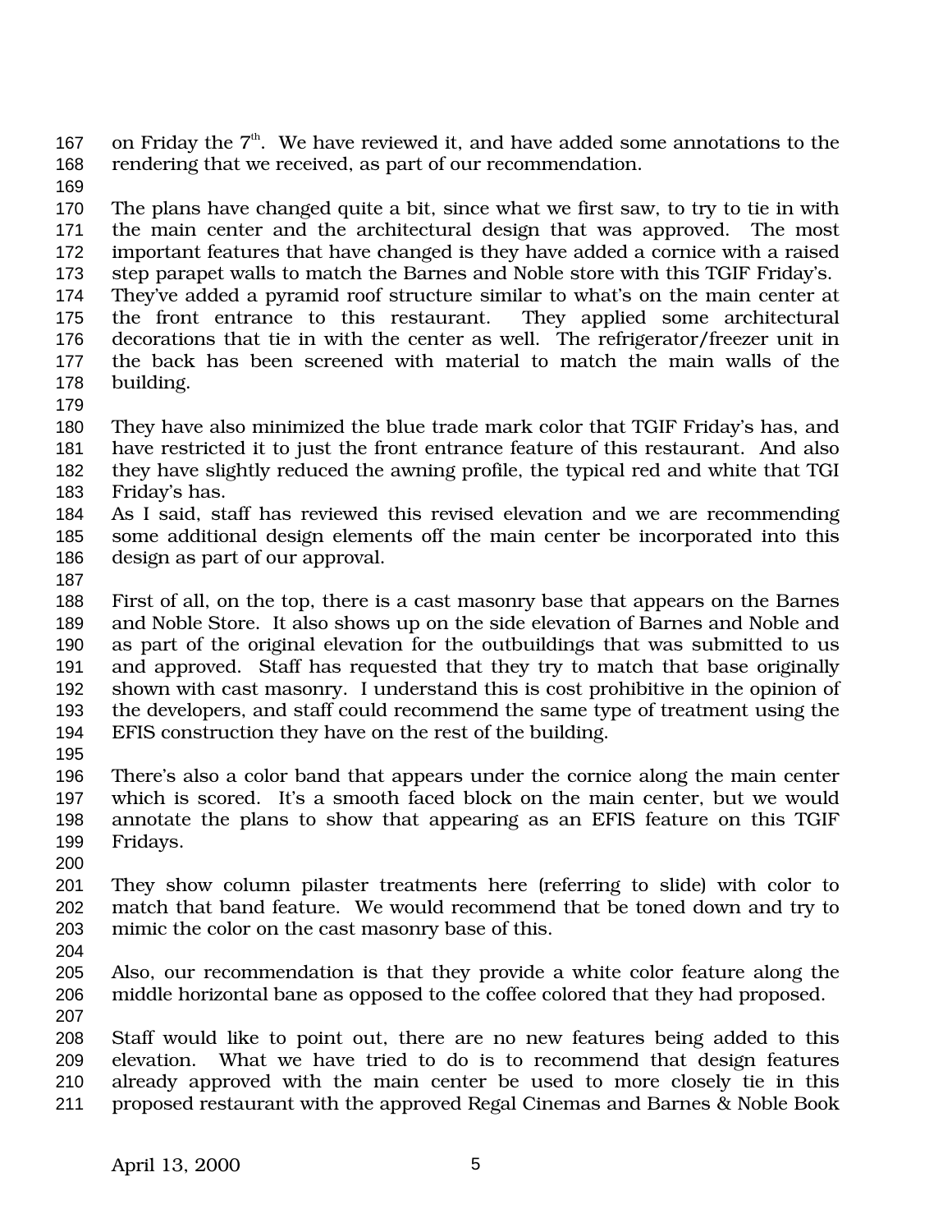on Friday the 7th. We have reviewed it, and have added some annotations to the rendering that we received, as part of our recommendation.

The plans have changed quite a bit, since what we first saw, to try to tie in with the main center and the architectural design that was approved. The most important features that have changed is they have added a cornice with a raised step parapet walls to match the Barnes and Noble store with this TGIF Friday's. They've added a pyramid roof structure similar to what's on the main center at the front entrance to this restaurant. They applied some architectural decorations that tie in with the center as well. The refrigerator/freezer unit in the back has been screened with material to match the main walls of the building.

They have also minimized the blue trade mark color that TGIF Friday's has, and have restricted it to just the front entrance feature of this restaurant. And also they have slightly reduced the awning profile, the typical red and white that TGI Friday's has.
As I said, staff has reviewed this revised elevation and we are recommending some additional design elements off the main center be incorporated into this design as part of our approval.

First of all, on the top, there is a cast masonry base that appears on the Barnes and Noble Store. It also shows up on the side elevation of Barnes and Noble and as part of the original elevation for the outbuildings that was submitted to us and approved. Staff has requested that they try to match that base originally shown with cast masonry. I understand this is cost prohibitive in the opinion of the developers, and staff could recommend the same type of treatment using the EFIS construction they have on the rest of the building.

There's also a color band that appears under the cornice along the main center which is scored. It's a smooth faced block on the main center, but we would annotate the plans to show that appearing as an EFIS feature on this TGIF Fridays.

They show column pilaster treatments here (referring to slide) with color to match that band feature. We would recommend that be toned down and try to mimic the color on the cast masonry base of this.

Also, our recommendation is that they provide a white color feature along the middle horizontal bane as opposed to the coffee colored that they had proposed.

Staff would like to point out, there are no new features being added to this elevation. What we have tried to do is to recommend that design features already approved with the main center be used to more closely tie in this proposed restaurant with the approved Regal Cinemas and Barnes & Noble Book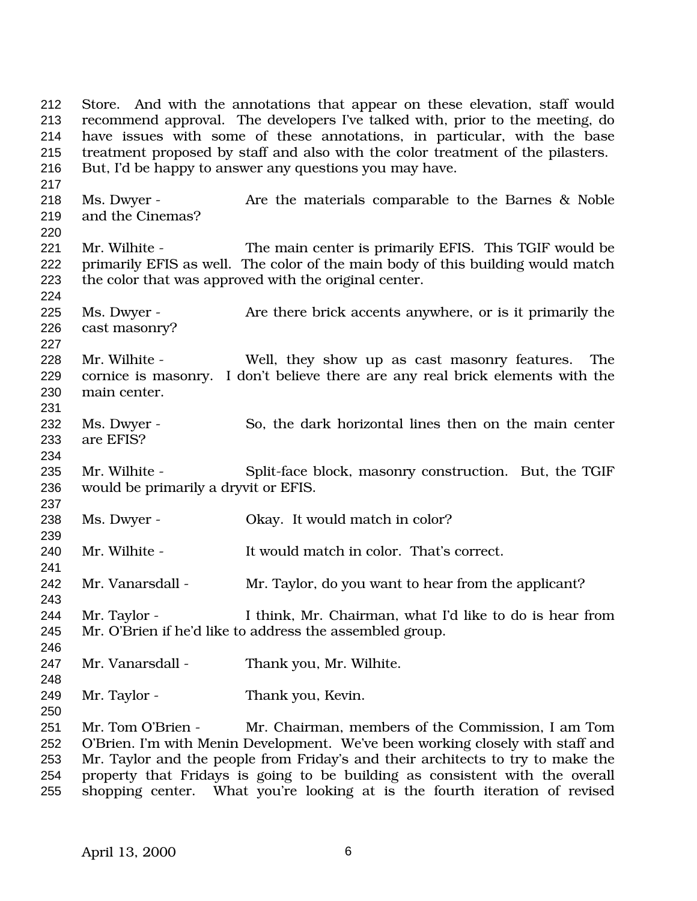Store. And with the annotations that appear on these elevation, staff would recommend approval. The developers I've talked with, prior to the meeting, do have issues with some of these annotations, in particular, with the base treatment proposed by staff and also with the color treatment of the pilasters. But, I'd be happy to answer any questions you may have.

Ms. Dwyer - Are the materials comparable to the Barnes & Noble and the Cinemas?

Mr. Wilhite - The main center is primarily EFIS. This TGIF would be primarily EFIS as well. The color of the main body of this building would match the color that was approved with the original center.

Ms. Dwyer - Are there brick accents anywhere, or is it primarily the cast masonry?

Mr. Wilhite - Well, they show up as cast masonry features. The cornice is masonry. I don't believe there are any real brick elements with the main center.

Ms. Dwyer - So, the dark horizontal lines then on the main center are EFIS?

Mr. Wilhite - Split-face block, masonry construction. But, the TGIF would be primarily a dryvit or EFIS.

Ms. Dwyer - Okay. It would match in color?

Mr. Wilhite - It would match in color. That's correct.

Mr. Vanarsdall - Mr. Taylor, do you want to hear from the applicant?

Mr. Taylor - I think, Mr. Chairman, what I'd like to do is hear from Mr. O'Brien if he'd like to address the assembled group.

Mr. Vanarsdall - Thank you, Mr. Wilhite.

Mr. Taylor - Thank you, Kevin.

Mr. Tom O'Brien - Mr. Chairman, members of the Commission, I am Tom O'Brien. I'm with Menin Development. We've been working closely with staff and Mr. Taylor and the people from Friday's and their architects to try to make the property that Fridays is going to be building as consistent with the overall shopping center. What you're looking at is the fourth iteration of revised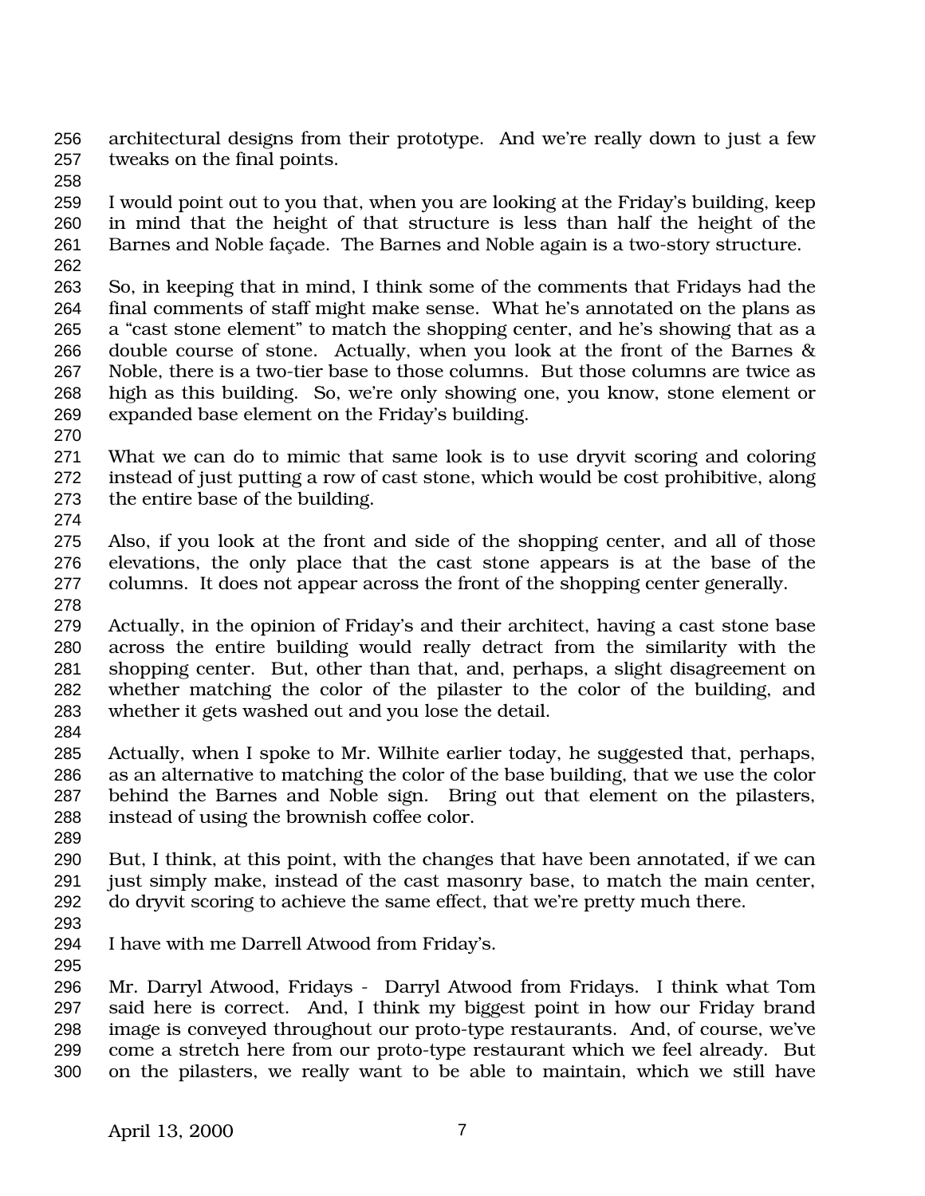architectural designs from their prototype. And we're really down to just a few tweaks on the final points.

I would point out to you that, when you are looking at the Friday's building, keep in mind that the height of that structure is less than half the height of the Barnes and Noble façade. The Barnes and Noble again is a two-story structure.

So, in keeping that in mind, I think some of the comments that Fridays had the final comments of staff might make sense. What he's annotated on the plans as a "cast stone element" to match the shopping center, and he's showing that as a double course of stone. Actually, when you look at the front of the Barnes & Noble, there is a two-tier base to those columns. But those columns are twice as high as this building. So, we're only showing one, you know, stone element or expanded base element on the Friday's building.

What we can do to mimic that same look is to use dryvit scoring and coloring instead of just putting a row of cast stone, which would be cost prohibitive, along the entire base of the building.

Also, if you look at the front and side of the shopping center, and all of those elevations, the only place that the cast stone appears is at the base of the columns. It does not appear across the front of the shopping center generally.

Actually, in the opinion of Friday's and their architect, having a cast stone base across the entire building would really detract from the similarity with the shopping center. But, other than that, and, perhaps, a slight disagreement on whether matching the color of the pilaster to the color of the building, and whether it gets washed out and you lose the detail.

Actually, when I spoke to Mr. Wilhite earlier today, he suggested that, perhaps, as an alternative to matching the color of the base building, that we use the color behind the Barnes and Noble sign. Bring out that element on the pilasters, instead of using the brownish coffee color.

But, I think, at this point, with the changes that have been annotated, if we can just simply make, instead of the cast masonry base, to match the main center, do dryvit scoring to achieve the same effect, that we're pretty much there.

I have with me Darrell Atwood from Friday's.

Mr. Darryl Atwood, Fridays - Darryl Atwood from Fridays. I think what Tom said here is correct. And, I think my biggest point in how our Friday brand image is conveyed throughout our proto-type restaurants. And, of course, we've come a stretch here from our proto-type restaurant which we feel already. But on the pilasters, we really want to be able to maintain, which we still have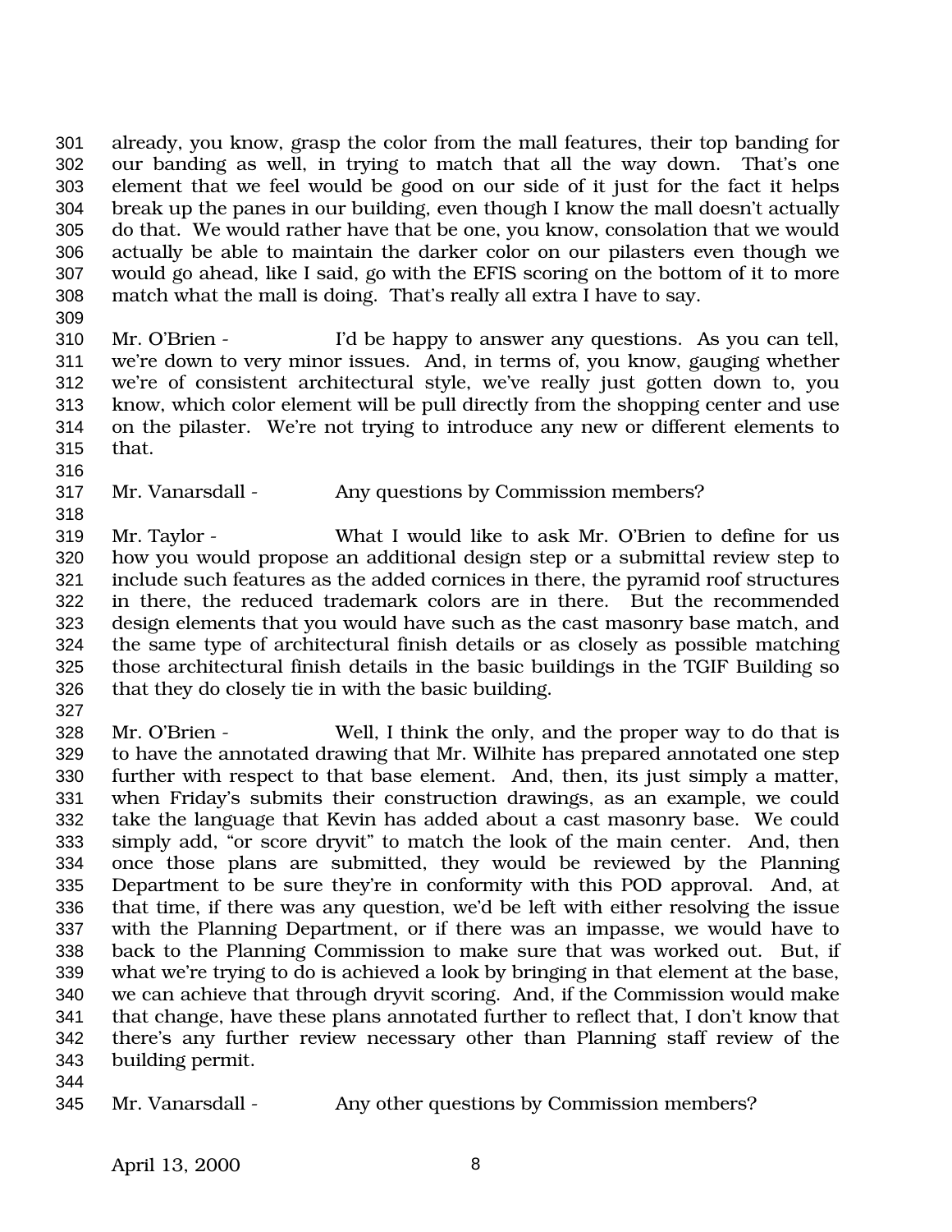already, you know, grasp the color from the mall features, their top banding for our banding as well, in trying to match that all the way down. That's one element that we feel would be good on our side of it just for the fact it helps break up the panes in our building, even though I know the mall doesn't actually do that. We would rather have that be one, you know, consolation that we would actually be able to maintain the darker color on our pilasters even though we would go ahead, like I said, go with the EFIS scoring on the bottom of it to more match what the mall is doing. That's really all extra I have to say.

Mr. O'Brien - I'd be happy to answer any questions. As you can tell, we're down to very minor issues. And, in terms of, you know, gauging whether we're of consistent architectural style, we've really just gotten down to, you know, which color element will be pull directly from the shopping center and use on the pilaster. We're not trying to introduce any new or different elements to that.

Mr. Vanarsdall - Any questions by Commission members?

Mr. Taylor - What I would like to ask Mr. O'Brien to define for us how you would propose an additional design step or a submittal review step to include such features as the added cornices in there, the pyramid roof structures in there, the reduced trademark colors are in there. But the recommended design elements that you would have such as the cast masonry base match, and the same type of architectural finish details or as closely as possible matching those architectural finish details in the basic buildings in the TGIF Building so that they do closely tie in with the basic building.

Mr. O'Brien - Well, I think the only, and the proper way to do that is to have the annotated drawing that Mr. Wilhite has prepared annotated one step further with respect to that base element. And, then, its just simply a matter, when Friday's submits their construction drawings, as an example, we could take the language that Kevin has added about a cast masonry base. We could simply add, "or score dryvit" to match the look of the main center. And, then once those plans are submitted, they would be reviewed by the Planning Department to be sure they're in conformity with this POD approval. And, at that time, if there was any question, we'd be left with either resolving the issue with the Planning Department, or if there was an impasse, we would have to back to the Planning Commission to make sure that was worked out. But, if what we're trying to do is achieved a look by bringing in that element at the base, we can achieve that through dryvit scoring. And, if the Commission would make that change, have these plans annotated further to reflect that, I don't know that there's any further review necessary other than Planning staff review of the building permit.

Mr. Vanarsdall - Any other questions by Commission members?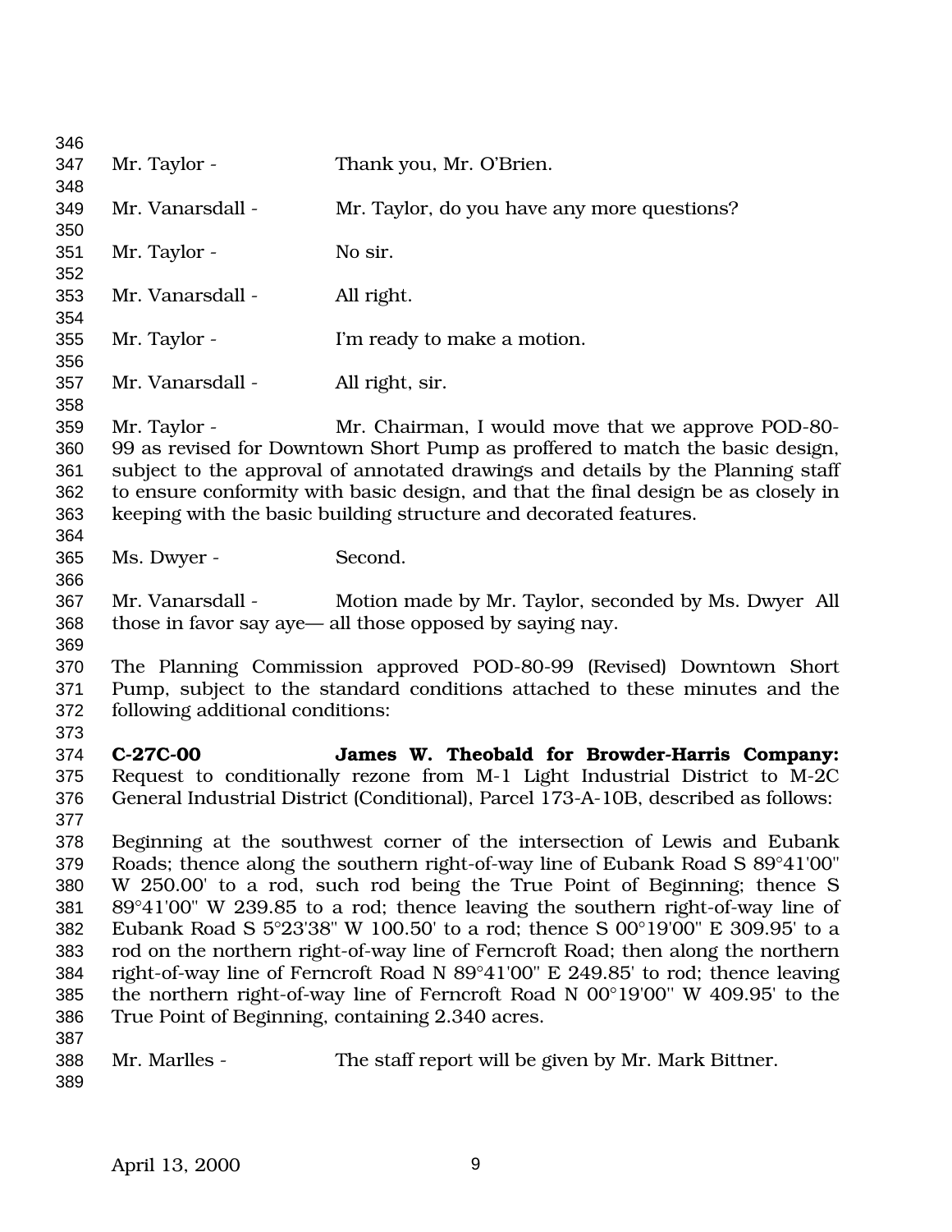Mr. Taylor - Thank you, Mr. O'Brien.

Mr. Vanarsdall - Mr. Taylor, do you have any more questions?

Mr. Taylor - No sir.

Mr. Vanarsdall - All right.

Mr. Taylor - I'm ready to make a motion.

Mr. Vanarsdall - All right, sir.

Mr. Taylor - Mr. Chairman, I would move that we approve POD-80-99 as revised for Downtown Short Pump as proffered to match the basic design, subject to the approval of annotated drawings and details by the Planning staff to ensure conformity with basic design, and that the final design be as closely in keeping with the basic building structure and decorated features.

Ms. Dwyer - Second.

Mr. Vanarsdall - Motion made by Mr. Taylor, seconded by Ms. Dwyer All those in favor say aye— all those opposed by saying nay.

The Planning Commission approved POD-80-99 (Revised) Downtown Short Pump, subject to the standard conditions attached to these minutes and the following additional conditions:

**C-27C-00 James W. Theobald for Browder-Harris Company:** Request to conditionally rezone from M-1 Light Industrial District to M-2C General Industrial District (Conditional), Parcel 173-A-10B, described as follows:

Beginning at the southwest corner of the intersection of Lewis and Eubank Roads; thence along the southern right-of-way line of Eubank Road S 89°41'00" W 250.00' to a rod, such rod being the True Point of Beginning; thence S 89°41'00" W 239.85 to a rod; thence leaving the southern right-of-way line of Eubank Road S 5°23'38" W 100.50' to a rod; thence S 00°19'00" E 309.95' to a rod on the northern right-of-way line of Ferncroft Road; then along the northern right-of-way line of Ferncroft Road N 89°41'00" E 249.85' to rod; thence leaving the northern right-of-way line of Ferncroft Road N 00°19'00" W 409.95' to the True Point of Beginning, containing 2.340 acres.

Mr. Marlles - The staff report will be given by Mr. Mark Bittner.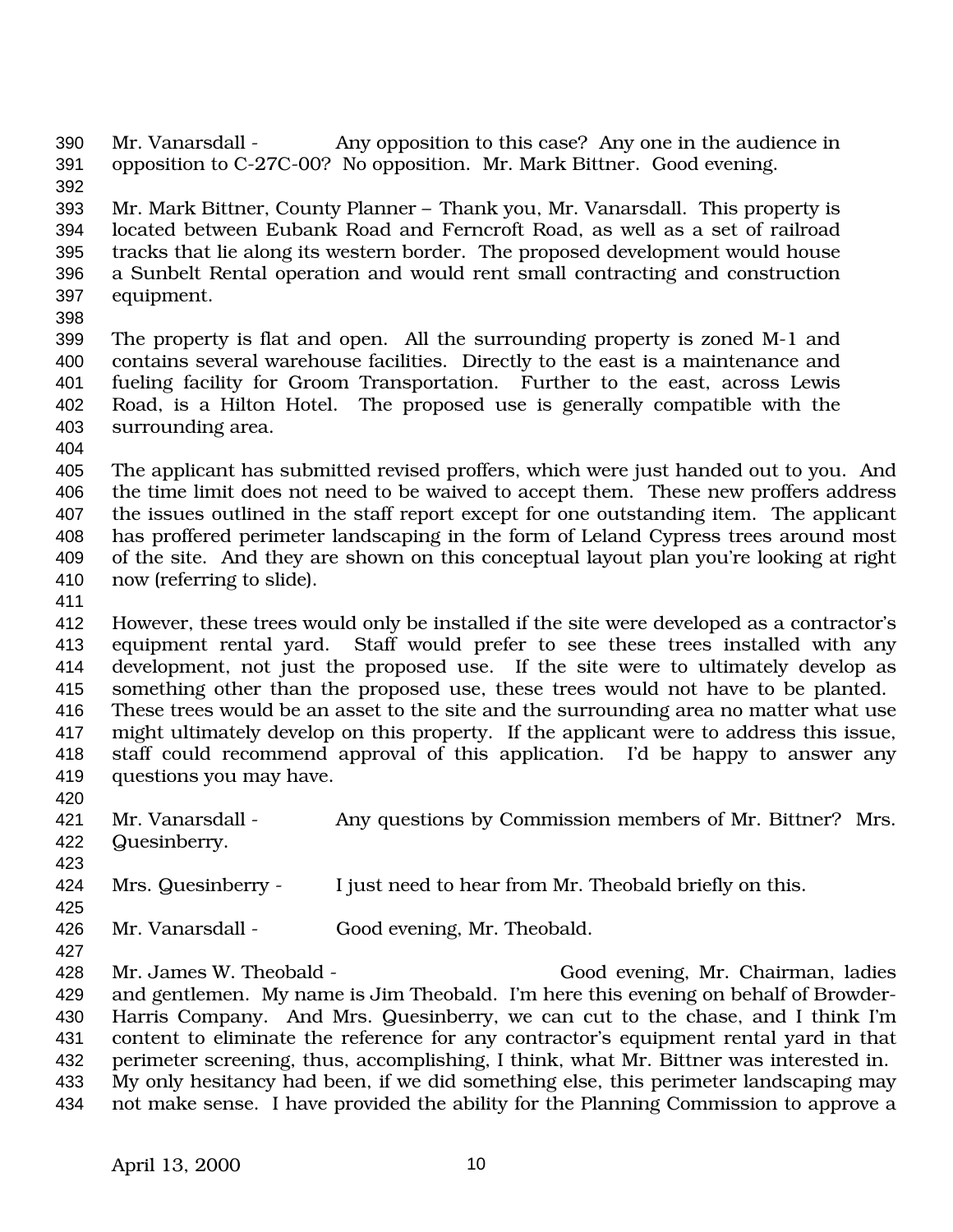Mr. Vanarsdall - Any opposition to this case? Any one in the audience in opposition to C-27C-00? No opposition. Mr. Mark Bittner. Good evening.

Mr. Mark Bittner, County Planner – Thank you, Mr. Vanarsdall. This property is located between Eubank Road and Ferncroft Road, as well as a set of railroad tracks that lie along its western border. The proposed development would house a Sunbelt Rental operation and would rent small contracting and construction equipment.

The property is flat and open. All the surrounding property is zoned M-1 and contains several warehouse facilities. Directly to the east is a maintenance and fueling facility for Groom Transportation. Further to the east, across Lewis Road, is a Hilton Hotel. The proposed use is generally compatible with the surrounding area.

The applicant has submitted revised proffers, which were just handed out to you. And the time limit does not need to be waived to accept them. These new proffers address the issues outlined in the staff report except for one outstanding item. The applicant has proffered perimeter landscaping in the form of Leland Cypress trees around most of the site. And they are shown on this conceptual layout plan you're looking at right now (referring to slide).

However, these trees would only be installed if the site were developed as a contractor's equipment rental yard. Staff would prefer to see these trees installed with any development, not just the proposed use. If the site were to ultimately develop as something other than the proposed use, these trees would not have to be planted. These trees would be an asset to the site and the surrounding area no matter what use might ultimately develop on this property. If the applicant were to address this issue, staff could recommend approval of this application. I'd be happy to answer any questions you may have.

Mr. Vanarsdall - Any questions by Commission members of Mr. Bittner? Mrs. Quesinberry.

Mrs. Quesinberry - I just need to hear from Mr. Theobald briefly on this.

Mr. Vanarsdall - Good evening, Mr. Theobald.

Mr. James W. Theobald - Good evening, Mr. Chairman, ladies and gentlemen. My name is Jim Theobald. I'm here this evening on behalf of Browder-Harris Company. And Mrs. Quesinberry, we can cut to the chase, and I think I'm content to eliminate the reference for any contractor's equipment rental yard in that perimeter screening, thus, accomplishing, I think, what Mr. Bittner was interested in. My only hesitancy had been, if we did something else, this perimeter landscaping may not make sense. I have provided the ability for the Planning Commission to approve a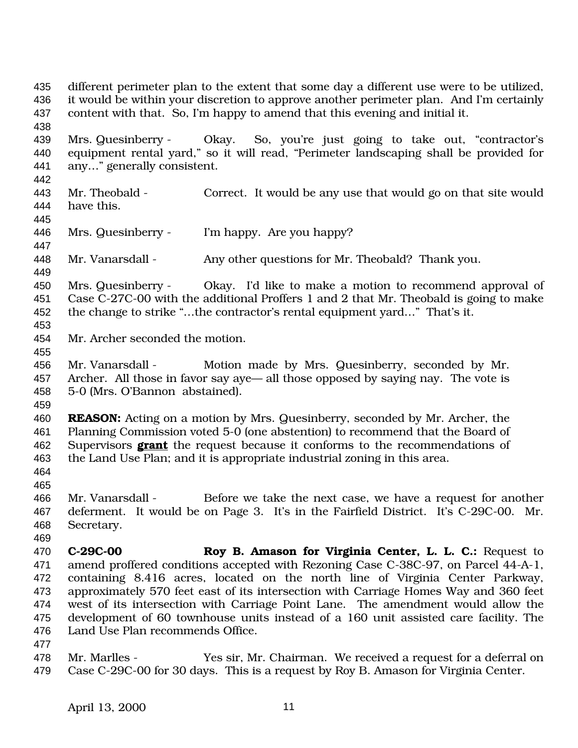different perimeter plan to the extent that some day a different use were to be utilized, it would be within your discretion to approve another perimeter plan. And I'm certainly content with that. So, I'm happy to amend that this evening and initial it.

Mrs. Quesinberry - Okay. So, you're just going to take out, "contractor's equipment rental yard," so it will read, "Perimeter landscaping shall be provided for any…" generally consistent.

Mr. Theobald - Correct. It would be any use that would go on that site would have this.

Mrs. Quesinberry - I'm happy. Are you happy?

Mr. Vanarsdall - Any other questions for Mr. Theobald? Thank you.

Mrs. Quesinberry - Okay. I'd like to make a motion to recommend approval of Case C-27C-00 with the additional Proffers 1 and 2 that Mr. Theobald is going to make the change to strike "…the contractor's rental equipment yard…" That's it.

Mr. Archer seconded the motion.

Mr. Vanarsdall - Motion made by Mrs. Quesinberry, seconded by Mr. Archer. All those in favor say aye— all those opposed by saying nay. The vote is 5-0 (Mrs. O'Bannon abstained).

**REASON:** Acting on a motion by Mrs. Quesinberry, seconded by Mr. Archer, the Planning Commission voted 5-0 (one abstention) to recommend that the Board of Supervisors **grant** the request because it conforms to the recommendations of the Land Use Plan; and it is appropriate industrial zoning in this area.

Mr. Vanarsdall - Before we take the next case, we have a request for another deferment. It would be on Page 3. It's in the Fairfield District. It's C-29C-00. Mr. Secretary.

**C-29C-00** **Roy B. Amason for Virginia Center, L. L. C.:** Request to amend proffered conditions accepted with Rezoning Case C-38C-97, on Parcel 44-A-1, containing 8.416 acres, located on the north line of Virginia Center Parkway, approximately 570 feet east of its intersection with Carriage Homes Way and 360 feet west of its intersection with Carriage Point Lane. The amendment would allow the development of 60 townhouse units instead of a 160 unit assisted care facility. The Land Use Plan recommends Office.

Mr. Marlles - Yes sir, Mr. Chairman. We received a request for a deferral on Case C-29C-00 for 30 days. This is a request by Roy B. Amason for Virginia Center.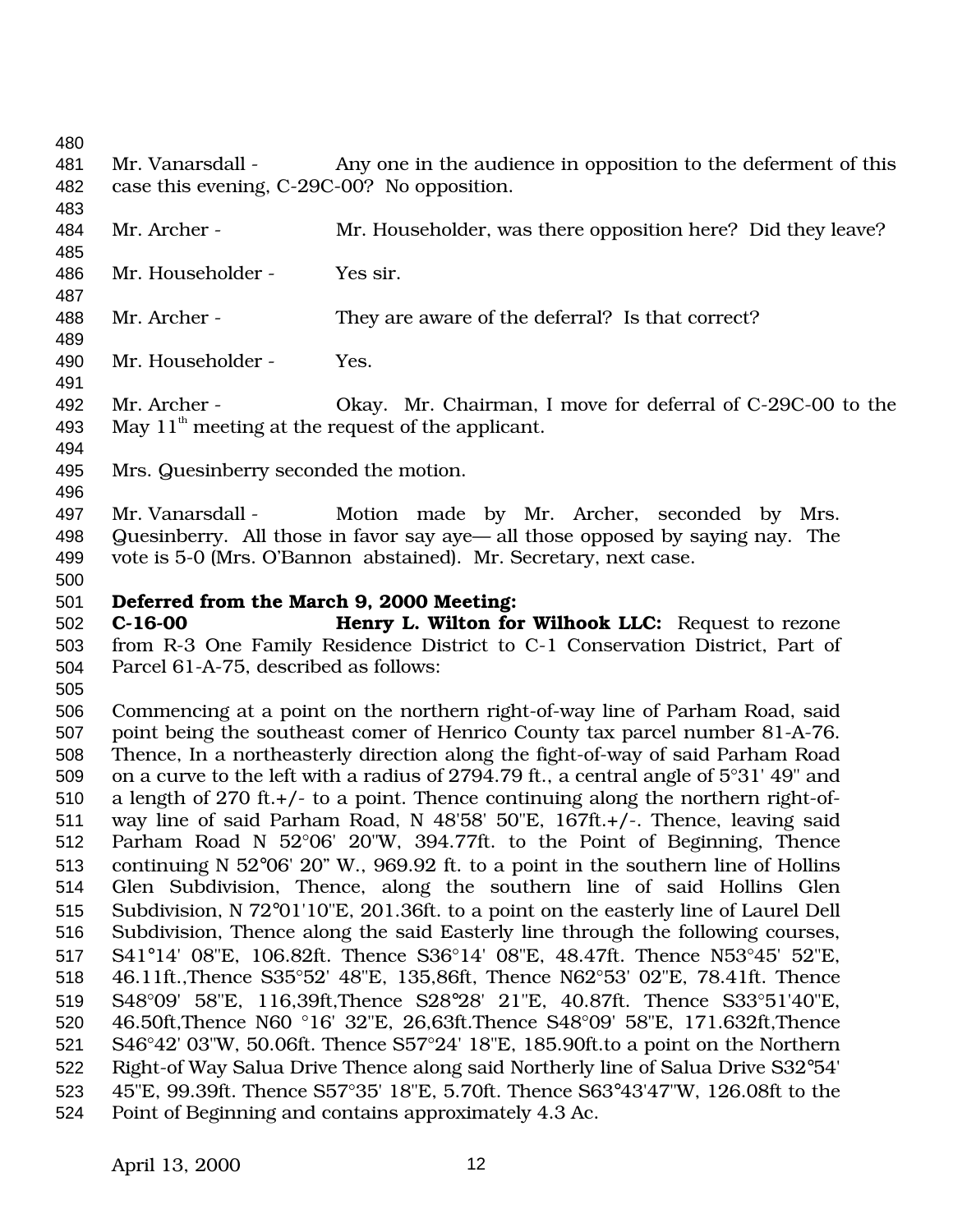Mr. Vanarsdall - Any one in the audience in opposition to the deferment of this case this evening, C-29C-00? No opposition.

Mr. Archer - Mr. Householder, was there opposition here? Did they leave?

Mr. Householder - Yes sir.

Mr. Archer - They are aware of the deferral? Is that correct?

Mr. Householder - Yes.

Mr. Archer - Okay. Mr. Chairman, I move for deferral of C-29C-00 to the May 11th meeting at the request of the applicant.

Mrs. Quesinberry seconded the motion.

Mr. Vanarsdall - Motion made by Mr. Archer, seconded by Mrs. Quesinberry. All those in favor say aye— all those opposed by saying nay. The vote is 5-0 (Mrs. O'Bannon abstained). Mr. Secretary, next case.

**Deferred from the March 9, 2000 Meeting:**
**C-16-00 Henry L. Wilton for Wilhook LLC:** Request to rezone from R-3 One Family Residence District to C-1 Conservation District, Part of Parcel 61-A-75, described as follows:

Commencing at a point on the northern right-of-way line of Parham Road, said point being the southeast comer of Henrico County tax parcel number 81-A-76. Thence, In a northeasterly direction along the fight-of-way of said Parham Road on a curve to the left with a radius of 2794.79 ft., a central angle of 5°31' 49" and a length of 270 ft.+/- to a point. Thence continuing along the northern right-of-way line of said Parham Road, N 48'58' 50"E, 167ft.+/-. Thence, leaving said Parham Road N 52°06' 20"W, 394.77ft. to the Point of Beginning, Thence continuing N 52°06' 20" W., 969.92 ft. to a point in the southern line of Hollins Glen Subdivision, Thence, along the southern line of said Hollins Glen Subdivision, N 72°01'10"E, 201.36ft. to a point on the easterly line of Laurel Dell Subdivision, Thence along the said Easterly line through the following courses, S41°14' 08"E, 106.82ft. Thence S36°14' 08"E, 48.47ft. Thence N53°45' 52"E, 46.11ft.,Thence S35°52' 48"E, 135,86ft, Thence N62°53' 02"E, 78.41ft. Thence S48°09' 58"E, 116,39ft,Thence S28°28' 21"E, 40.87ft. Thence S33°51'40"E, 46.50ft,Thence N60 °16' 32"E, 26,63ft.Thence S48°09' 58"E, 171.632ft,Thence S46°42' 03"W, 50.06ft. Thence S57°24' 18"E, 185.90ft.to a point on the Northern Right-of Way Salua Drive Thence along said Northerly line of Salua Drive S32°54' 45"E, 99.39ft. Thence S57°35' 18"E, 5.70ft. Thence S63°43'47"W, 126.08ft to the Point of Beginning and contains approximately 4.3 Ac.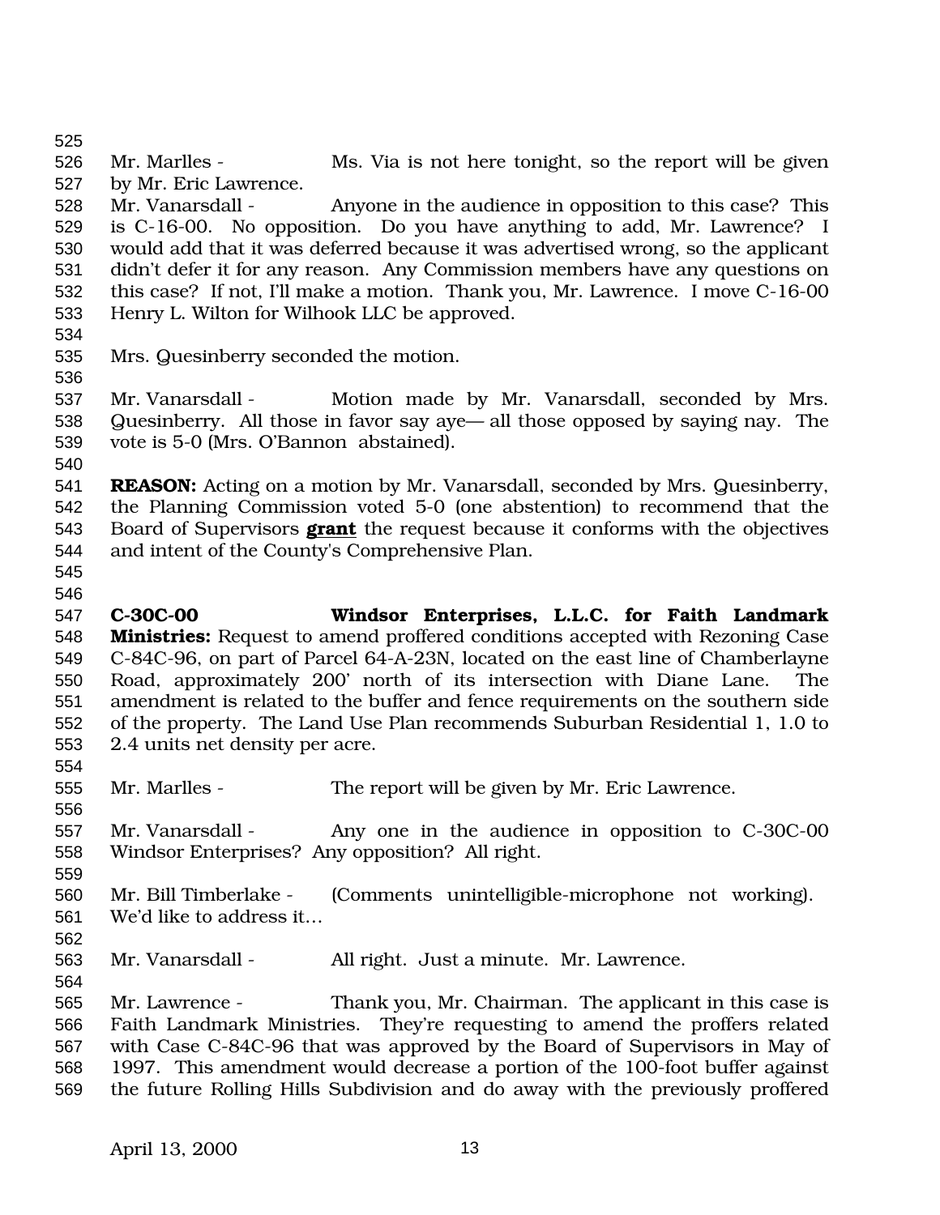Mr. Marlles - Ms. Via is not here tonight, so the report will be given by Mr. Eric Lawrence.

Mr. Vanarsdall - Anyone in the audience in opposition to this case? This is C-16-00. No opposition. Do you have anything to add, Mr. Lawrence? I would add that it was deferred because it was advertised wrong, so the applicant didn't defer it for any reason. Any Commission members have any questions on this case? If not, I'll make a motion. Thank you, Mr. Lawrence. I move C-16-00 Henry L. Wilton for Wilhook LLC be approved.

Mrs. Quesinberry seconded the motion.

Mr. Vanarsdall - Motion made by Mr. Vanarsdall, seconded by Mrs. Quesinberry. All those in favor say aye— all those opposed by saying nay. The vote is 5-0 (Mrs. O'Bannon abstained).

**REASON:** Acting on a motion by Mr. Vanarsdall, seconded by Mrs. Quesinberry, the Planning Commission voted 5-0 (one abstention) to recommend that the Board of Supervisors **grant** the request because it conforms with the objectives and intent of the County's Comprehensive Plan.

**C-30C-00 Windsor Enterprises, L.L.C. for Faith Landmark Ministries:** Request to amend proffered conditions accepted with Rezoning Case C-84C-96, on part of Parcel 64-A-23N, located on the east line of Chamberlayne Road, approximately 200' north of its intersection with Diane Lane. The amendment is related to the buffer and fence requirements on the southern side of the property. The Land Use Plan recommends Suburban Residential 1, 1.0 to 2.4 units net density per acre.

Mr. Marlles - The report will be given by Mr. Eric Lawrence.

Mr. Vanarsdall - Any one in the audience in opposition to C-30C-00 Windsor Enterprises? Any opposition? All right.

Mr. Bill Timberlake - (Comments unintelligible-microphone not working). We'd like to address it…

Mr. Vanarsdall - All right. Just a minute. Mr. Lawrence.

Mr. Lawrence - Thank you, Mr. Chairman. The applicant in this case is Faith Landmark Ministries. They're requesting to amend the proffers related with Case C-84C-96 that was approved by the Board of Supervisors in May of 1997. This amendment would decrease a portion of the 100-foot buffer against the future Rolling Hills Subdivision and do away with the previously proffered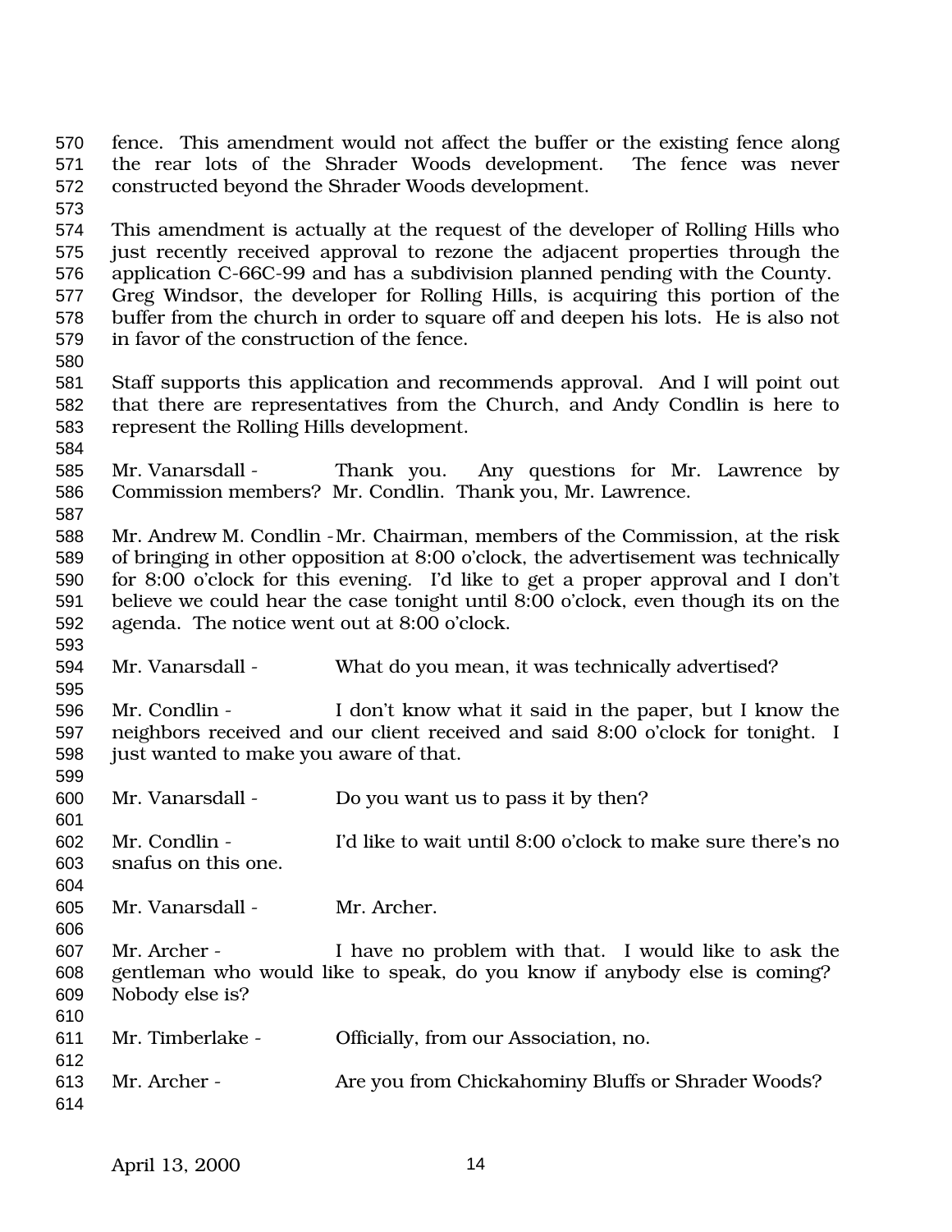fence. This amendment would not affect the buffer or the existing fence along the rear lots of the Shrader Woods development. The fence was never constructed beyond the Shrader Woods development.

This amendment is actually at the request of the developer of Rolling Hills who just recently received approval to rezone the adjacent properties through the application C-66C-99 and has a subdivision planned pending with the County. Greg Windsor, the developer for Rolling Hills, is acquiring this portion of the buffer from the church in order to square off and deepen his lots. He is also not in favor of the construction of the fence.

Staff supports this application and recommends approval. And I will point out that there are representatives from the Church, and Andy Condlin is here to represent the Rolling Hills development.

Mr. Vanarsdall - Thank you. Any questions for Mr. Lawrence by Commission members? Mr. Condlin. Thank you, Mr. Lawrence.

Mr. Andrew M. Condlin - Mr. Chairman, members of the Commission, at the risk of bringing in other opposition at 8:00 o'clock, the advertisement was technically for 8:00 o'clock for this evening. I'd like to get a proper approval and I don't believe we could hear the case tonight until 8:00 o'clock, even though its on the agenda. The notice went out at 8:00 o'clock.

Mr. Vanarsdall - What do you mean, it was technically advertised?

Mr. Condlin - I don't know what it said in the paper, but I know the neighbors received and our client received and said 8:00 o'clock for tonight. I just wanted to make you aware of that.

Mr. Vanarsdall - Do you want us to pass it by then?

Mr. Condlin - I'd like to wait until 8:00 o'clock to make sure there's no snafus on this one.

Mr. Vanarsdall - Mr. Archer.

Mr. Archer - I have no problem with that. I would like to ask the gentleman who would like to speak, do you know if anybody else is coming? Nobody else is?

Mr. Timberlake - Officially, from our Association, no.

Mr. Archer - Are you from Chickahominy Bluffs or Shrader Woods?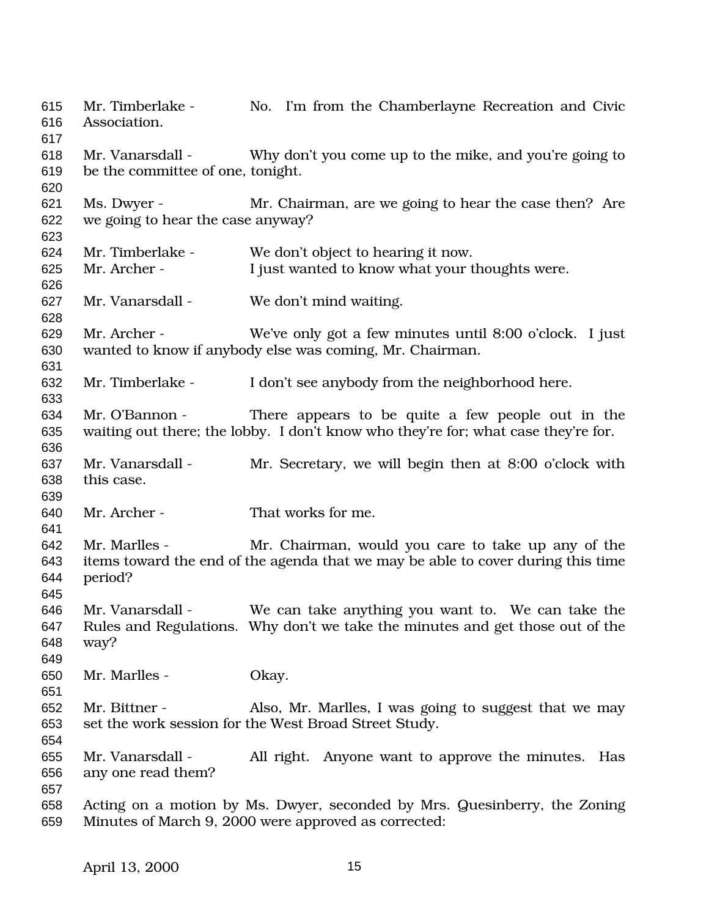Mr. Timberlake - No. I'm from the Chamberlayne Recreation and Civic Association.

Mr. Vanarsdall - Why don't you come up to the mike, and you're going to be the committee of one, tonight.

Ms. Dwyer - Mr. Chairman, are we going to hear the case then? Are we going to hear the case anyway?

Mr. Timberlake - We don't object to hearing it now.

Mr. Archer - I just wanted to know what your thoughts were.

Mr. Vanarsdall - We don't mind waiting.

Mr. Archer - We've only got a few minutes until 8:00 o'clock. I just wanted to know if anybody else was coming, Mr. Chairman.

Mr. Timberlake - I don't see anybody from the neighborhood here.

Mr. O'Bannon - There appears to be quite a few people out in the waiting out there; the lobby. I don't know who they're for; what case they're for.

Mr. Vanarsdall - Mr. Secretary, we will begin then at 8:00 o'clock with this case.

Mr. Archer - That works for me.

Mr. Marlles - Mr. Chairman, would you care to take up any of the items toward the end of the agenda that we may be able to cover during this time period?

Mr. Vanarsdall - We can take anything you want to. We can take the Rules and Regulations. Why don't we take the minutes and get those out of the way?

Mr. Marlles - Okay.

Mr. Bittner - Also, Mr. Marlles, I was going to suggest that we may set the work session for the West Broad Street Study.

Mr. Vanarsdall - All right. Anyone want to approve the minutes. Has any one read them?

Acting on a motion by Ms. Dwyer, seconded by Mrs. Quesinberry, the Zoning Minutes of March 9, 2000 were approved as corrected: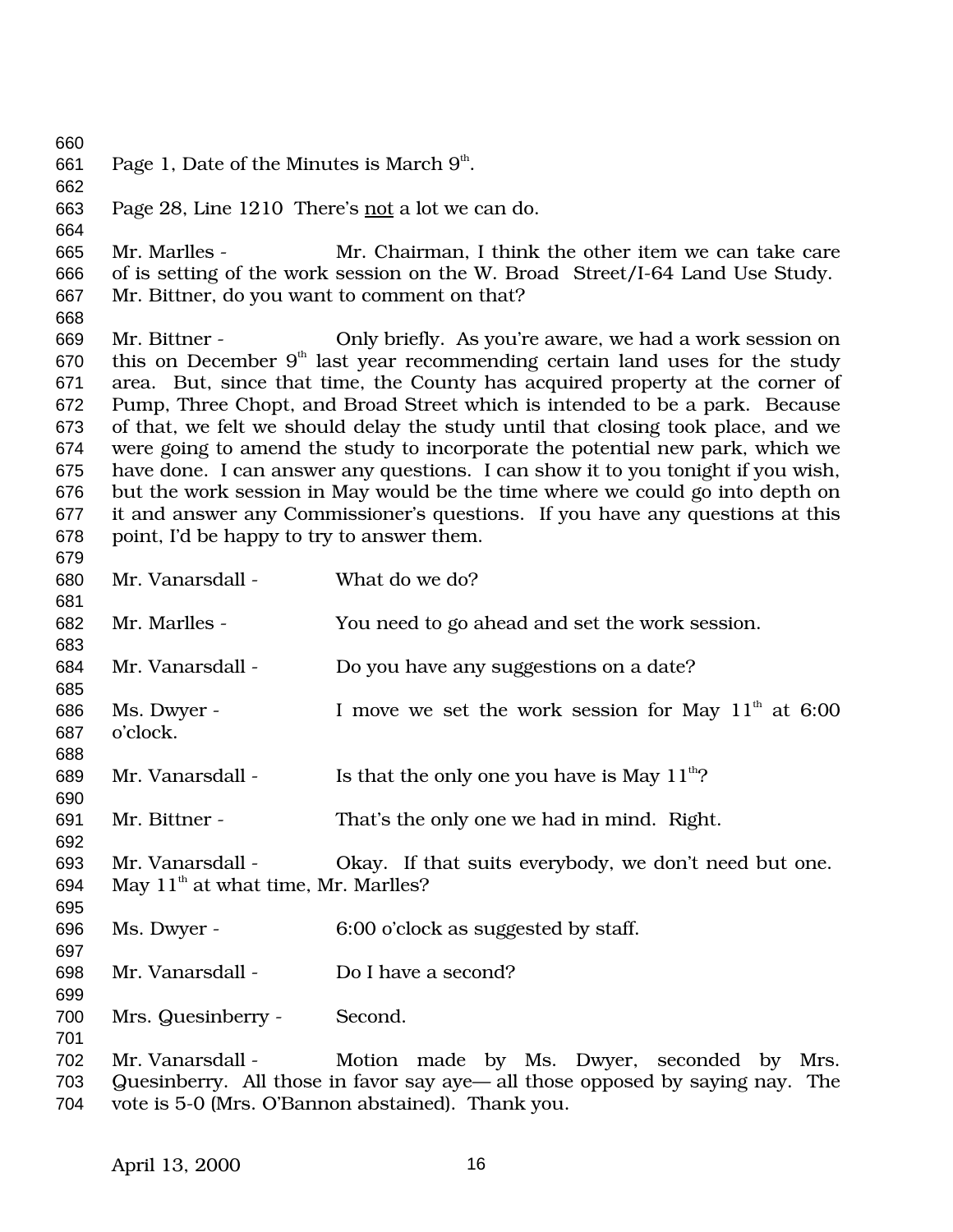Page 1, Date of the Minutes is March 9th.

Page 28, Line 1210 There's <u>not</u> a lot we can do.

Mr. Marlles - Mr. Chairman, I think the other item we can take care of is setting of the work session on the W. Broad Street/I-64 Land Use Study. Mr. Bittner, do you want to comment on that?

Mr. Bittner - Only briefly. As you're aware, we had a work session on this on December 9th last year recommending certain land uses for the study area. But, since that time, the County has acquired property at the corner of Pump, Three Chopt, and Broad Street which is intended to be a park. Because of that, we felt we should delay the study until that closing took place, and we were going to amend the study to incorporate the potential new park, which we have done. I can answer any questions. I can show it to you tonight if you wish, but the work session in May would be the time where we could go into depth on it and answer any Commissioner's questions. If you have any questions at this point, I'd be happy to try to answer them.

Mr. Vanarsdall - What do we do?

Mr. Marlles - You need to go ahead and set the work session.

Mr. Vanarsdall - Do you have any suggestions on a date?

Ms. Dwyer - I move we set the work session for May 11th at 6:00 o'clock.

Mr. Vanarsdall - Is that the only one you have is May 11th?

Mr. Bittner - That's the only one we had in mind. Right.

Mr. Vanarsdall - Okay. If that suits everybody, we don't need but one. May 11th at what time, Mr. Marlles?

Ms. Dwyer - 6:00 o'clock as suggested by staff.

Mr. Vanarsdall - Do I have a second?

Mrs. Quesinberry - Second.

Mr. Vanarsdall - Motion made by Ms. Dwyer, seconded by Mrs. Quesinberry. All those in favor say aye— all those opposed by saying nay. The vote is 5-0 (Mrs. O'Bannon abstained). Thank you.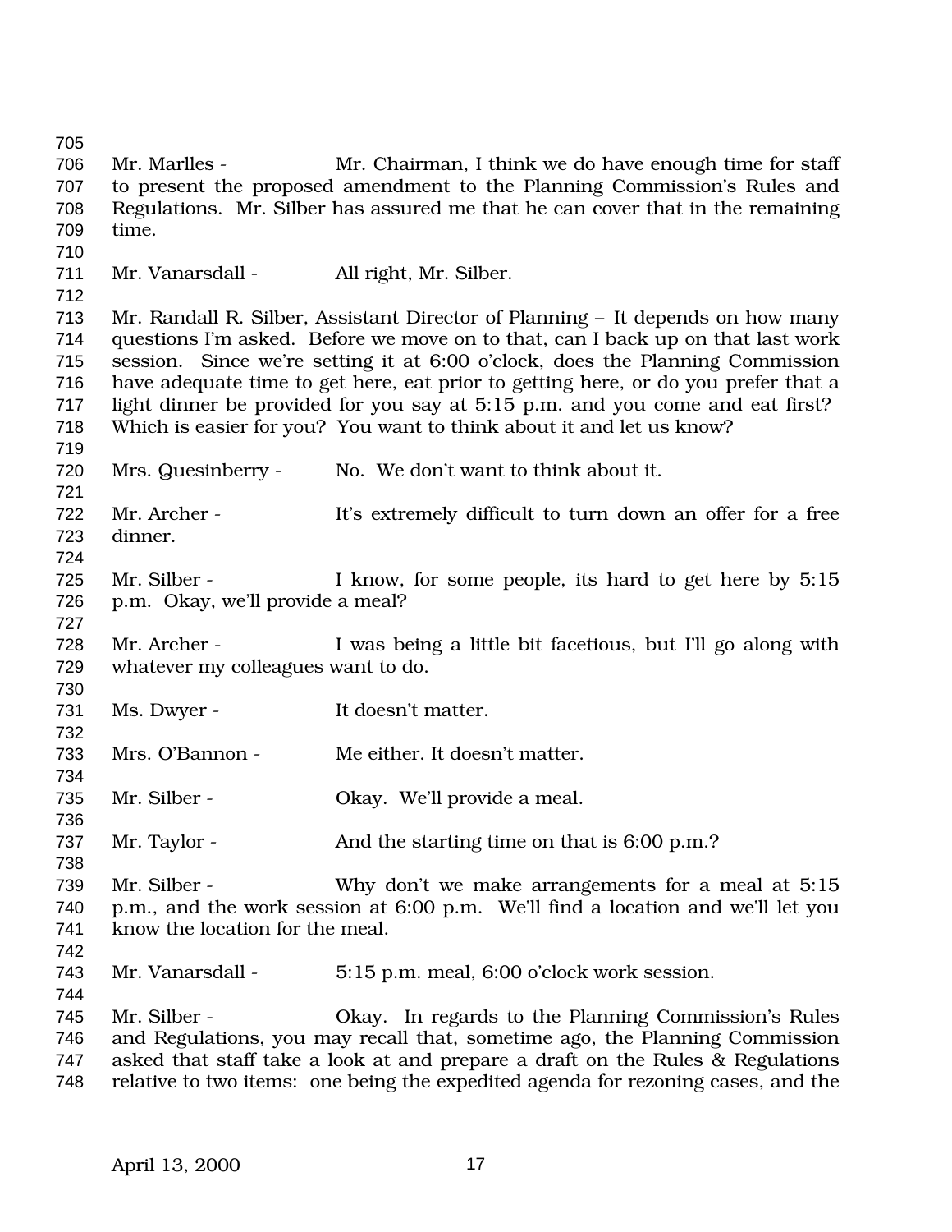Mr. Marlles - Mr. Chairman, I think we do have enough time for staff to present the proposed amendment to the Planning Commission's Rules and Regulations. Mr. Silber has assured me that he can cover that in the remaining time.

Mr. Vanarsdall - All right, Mr. Silber.

Mr. Randall R. Silber, Assistant Director of Planning – It depends on how many questions I'm asked. Before we move on to that, can I back up on that last work session. Since we're setting it at 6:00 o'clock, does the Planning Commission have adequate time to get here, eat prior to getting here, or do you prefer that a light dinner be provided for you say at 5:15 p.m. and you come and eat first? Which is easier for you? You want to think about it and let us know?

Mrs. Quesinberry - No. We don't want to think about it.

Mr. Archer - It's extremely difficult to turn down an offer for a free dinner.

Mr. Silber - I know, for some people, its hard to get here by 5:15 p.m. Okay, we'll provide a meal?

Mr. Archer - I was being a little bit facetious, but I'll go along with whatever my colleagues want to do.

Ms. Dwyer - It doesn't matter.

Mrs. O'Bannon - Me either. It doesn't matter.

Mr. Silber - Okay. We'll provide a meal.

Mr. Taylor - And the starting time on that is 6:00 p.m.?

Mr. Silber - Why don't we make arrangements for a meal at 5:15 p.m., and the work session at 6:00 p.m. We'll find a location and we'll let you know the location for the meal.

Mr. Vanarsdall - 5:15 p.m. meal, 6:00 o'clock work session.

Mr. Silber - Okay. In regards to the Planning Commission's Rules and Regulations, you may recall that, sometime ago, the Planning Commission asked that staff take a look at and prepare a draft on the Rules & Regulations relative to two items: one being the expedited agenda for rezoning cases, and the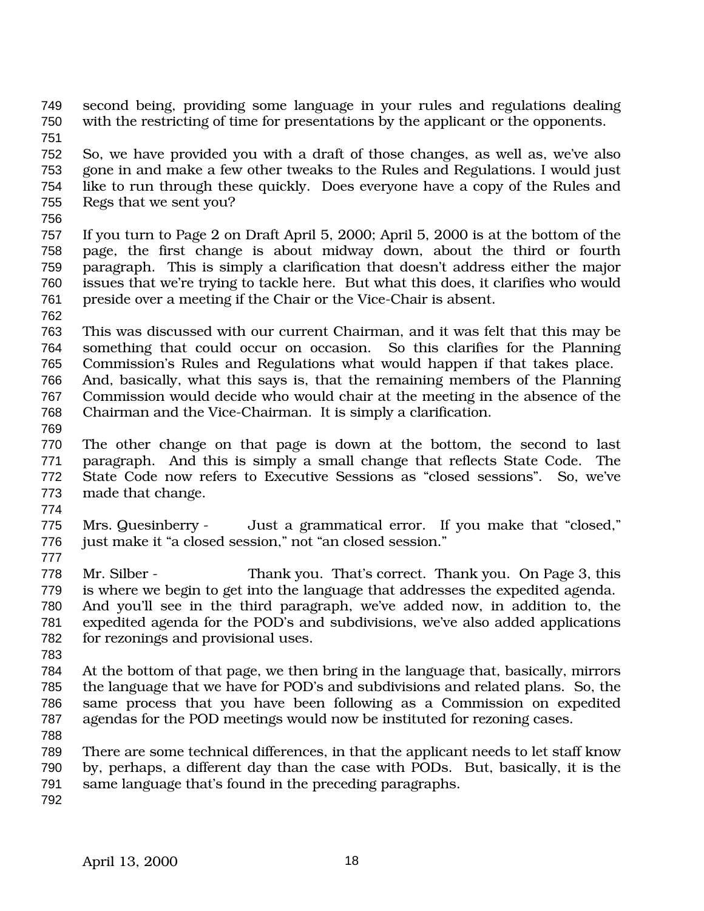second being, providing some language in your rules and regulations dealing with the restricting of time for presentations by the applicant or the opponents.

So, we have provided you with a draft of those changes, as well as, we've also gone in and make a few other tweaks to the Rules and Regulations. I would just like to run through these quickly. Does everyone have a copy of the Rules and Regs that we sent you?

If you turn to Page 2 on Draft April 5, 2000; April 5, 2000 is at the bottom of the page, the first change is about midway down, about the third or fourth paragraph. This is simply a clarification that doesn't address either the major issues that we're trying to tackle here. But what this does, it clarifies who would preside over a meeting if the Chair or the Vice-Chair is absent.

This was discussed with our current Chairman, and it was felt that this may be something that could occur on occasion. So this clarifies for the Planning Commission's Rules and Regulations what would happen if that takes place. And, basically, what this says is, that the remaining members of the Planning Commission would decide who would chair at the meeting in the absence of the Chairman and the Vice-Chairman. It is simply a clarification.

The other change on that page is down at the bottom, the second to last paragraph. And this is simply a small change that reflects State Code. The State Code now refers to Executive Sessions as "closed sessions". So, we've made that change.

Mrs. Quesinberry - Just a grammatical error. If you make that "closed," just make it "a closed session," not "an closed session."

Mr. Silber - Thank you. That's correct. Thank you. On Page 3, this is where we begin to get into the language that addresses the expedited agenda. And you'll see in the third paragraph, we've added now, in addition to, the expedited agenda for the POD's and subdivisions, we've also added applications for rezonings and provisional uses.

At the bottom of that page, we then bring in the language that, basically, mirrors the language that we have for POD's and subdivisions and related plans. So, the same process that you have been following as a Commission on expedited agendas for the POD meetings would now be instituted for rezoning cases.

There are some technical differences, in that the applicant needs to let staff know by, perhaps, a different day than the case with PODs. But, basically, it is the same language that's found in the preceding paragraphs.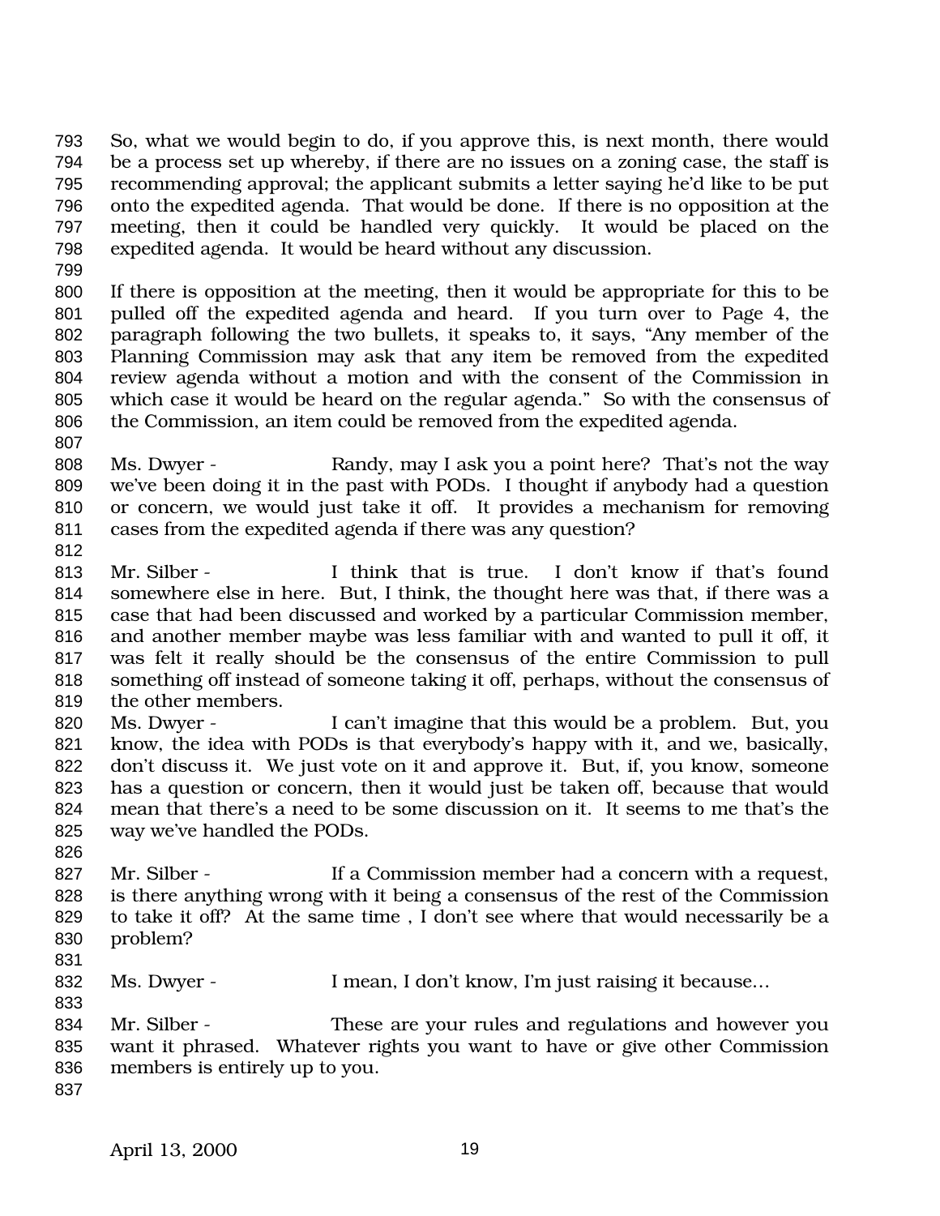So, what we would begin to do, if you approve this, is next month, there would be a process set up whereby, if there are no issues on a zoning case, the staff is recommending approval; the applicant submits a letter saying he'd like to be put onto the expedited agenda. That would be done. If there is no opposition at the meeting, then it could be handled very quickly. It would be placed on the expedited agenda. It would be heard without any discussion.

If there is opposition at the meeting, then it would be appropriate for this to be pulled off the expedited agenda and heard. If you turn over to Page 4, the paragraph following the two bullets, it speaks to, it says, "Any member of the Planning Commission may ask that any item be removed from the expedited review agenda without a motion and with the consent of the Commission in which case it would be heard on the regular agenda." So with the consensus of the Commission, an item could be removed from the expedited agenda.

Ms. Dwyer - Randy, may I ask you a point here? That's not the way we've been doing it in the past with PODs. I thought if anybody had a question or concern, we would just take it off. It provides a mechanism for removing cases from the expedited agenda if there was any question?

Mr. Silber - I think that is true. I don't know if that's found somewhere else in here. But, I think, the thought here was that, if there was a case that had been discussed and worked by a particular Commission member, and another member maybe was less familiar with and wanted to pull it off, it was felt it really should be the consensus of the entire Commission to pull something off instead of someone taking it off, perhaps, without the consensus of the other members.

Ms. Dwyer - I can't imagine that this would be a problem. But, you know, the idea with PODs is that everybody's happy with it, and we, basically, don't discuss it. We just vote on it and approve it. But, if, you know, someone has a question or concern, then it would just be taken off, because that would mean that there's a need to be some discussion on it. It seems to me that's the way we've handled the PODs.

Mr. Silber - If a Commission member had a concern with a request, is there anything wrong with it being a consensus of the rest of the Commission to take it off? At the same time , I don't see where that would necessarily be a problem?

Ms. Dwyer - I mean, I don't know, I'm just raising it because…

Mr. Silber - These are your rules and regulations and however you want it phrased. Whatever rights you want to have or give other Commission members is entirely up to you.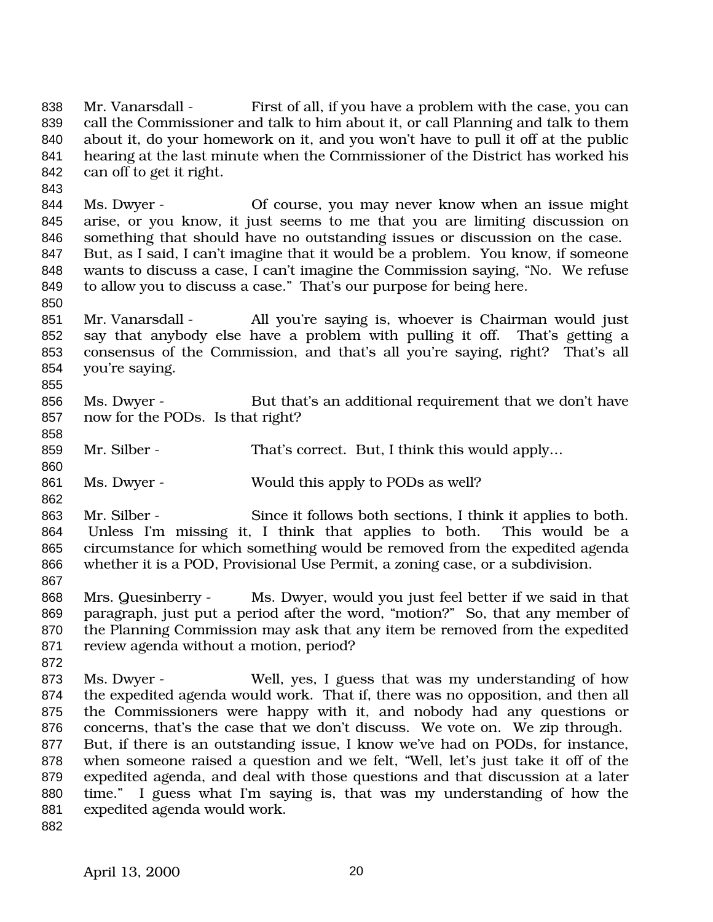Mr. Vanarsdall - First of all, if you have a problem with the case, you can call the Commissioner and talk to him about it, or call Planning and talk to them about it, do your homework on it, and you won't have to pull it off at the public hearing at the last minute when the Commissioner of the District has worked his can off to get it right.

Ms. Dwyer - Of course, you may never know when an issue might arise, or you know, it just seems to me that you are limiting discussion on something that should have no outstanding issues or discussion on the case. But, as I said, I can't imagine that it would be a problem. You know, if someone wants to discuss a case, I can't imagine the Commission saying, "No. We refuse to allow you to discuss a case." That's our purpose for being here.

Mr. Vanarsdall - All you're saying is, whoever is Chairman would just say that anybody else have a problem with pulling it off. That's getting a consensus of the Commission, and that's all you're saying, right? That's all you're saying.

Ms. Dwyer - But that's an additional requirement that we don't have now for the PODs. Is that right?

Mr. Silber - That's correct. But, I think this would apply…

Ms. Dwyer - Would this apply to PODs as well?

Mr. Silber - Since it follows both sections, I think it applies to both. Unless I'm missing it, I think that applies to both. This would be a circumstance for which something would be removed from the expedited agenda whether it is a POD, Provisional Use Permit, a zoning case, or a subdivision.

Mrs. Quesinberry - Ms. Dwyer, would you just feel better if we said in that paragraph, just put a period after the word, "motion?" So, that any member of the Planning Commission may ask that any item be removed from the expedited review agenda without a motion, period?

Ms. Dwyer - Well, yes, I guess that was my understanding of how the expedited agenda would work. That if, there was no opposition, and then all the Commissioners were happy with it, and nobody had any questions or concerns, that's the case that we don't discuss. We vote on. We zip through. But, if there is an outstanding issue, I know we've had on PODs, for instance, when someone raised a question and we felt, "Well, let's just take it off of the expedited agenda, and deal with those questions and that discussion at a later time." I guess what I'm saying is, that was my understanding of how the expedited agenda would work.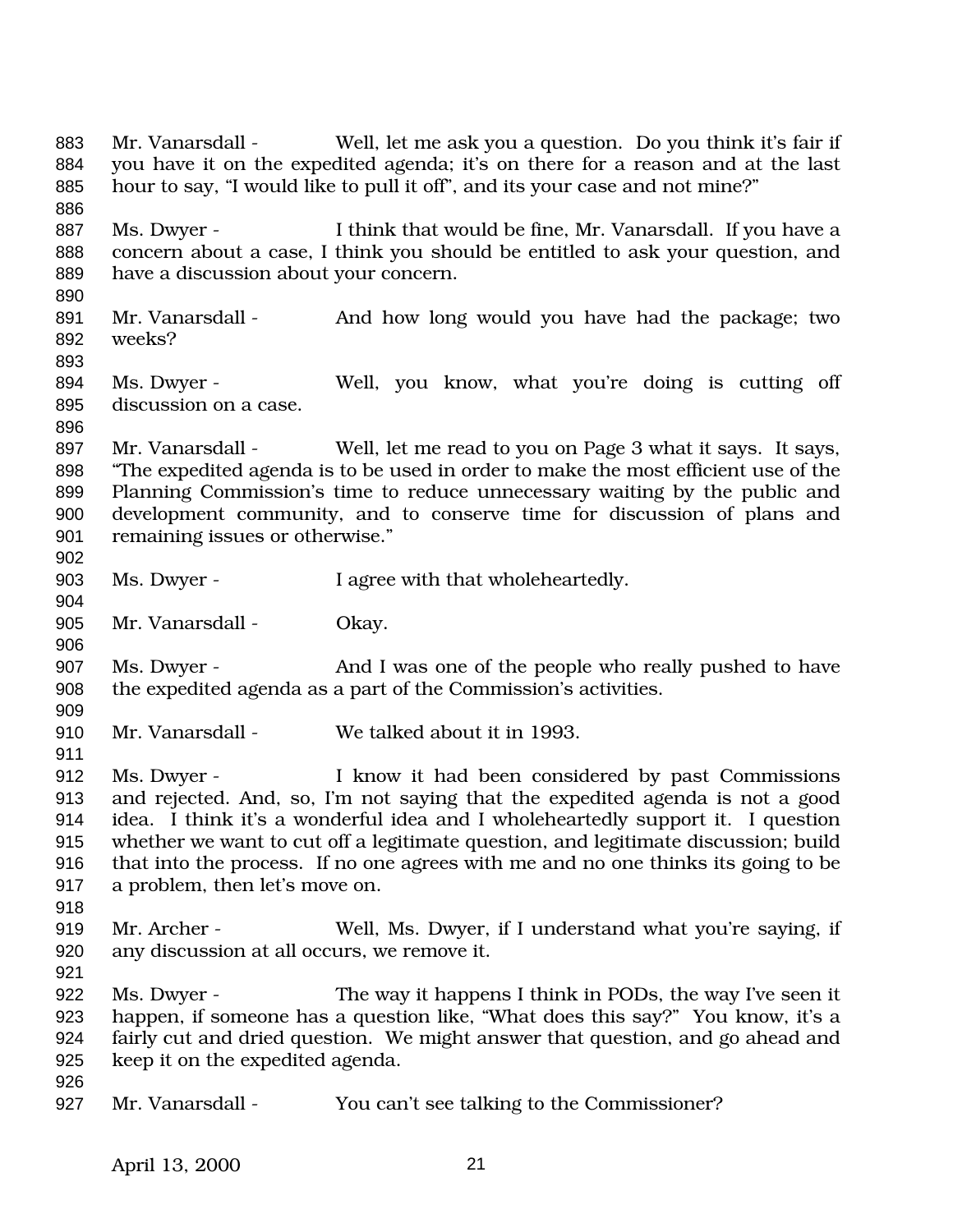Mr. Vanarsdall - Well, let me ask you a question. Do you think it's fair if you have it on the expedited agenda; it's on there for a reason and at the last hour to say, "I would like to pull it off", and its your case and not mine?"

Ms. Dwyer - I think that would be fine, Mr. Vanarsdall. If you have a concern about a case, I think you should be entitled to ask your question, and have a discussion about your concern.

Mr. Vanarsdall - And how long would you have had the package; two weeks?

Ms. Dwyer - Well, you know, what you're doing is cutting off discussion on a case.

Mr. Vanarsdall - Well, let me read to you on Page 3 what it says. It says, "The expedited agenda is to be used in order to make the most efficient use of the Planning Commission's time to reduce unnecessary waiting by the public and development community, and to conserve time for discussion of plans and remaining issues or otherwise."

Ms. Dwyer - I agree with that wholeheartedly.

Mr. Vanarsdall - Okay.

Ms. Dwyer - And I was one of the people who really pushed to have the expedited agenda as a part of the Commission's activities.

Mr. Vanarsdall - We talked about it in 1993.

Ms. Dwyer - I know it had been considered by past Commissions and rejected. And, so, I'm not saying that the expedited agenda is not a good idea. I think it's a wonderful idea and I wholeheartedly support it. I question whether we want to cut off a legitimate question, and legitimate discussion; build that into the process. If no one agrees with me and no one thinks its going to be a problem, then let's move on.

Mr. Archer - Well, Ms. Dwyer, if I understand what you're saying, if any discussion at all occurs, we remove it.

Ms. Dwyer - The way it happens I think in PODs, the way I've seen it happen, if someone has a question like, "What does this say?" You know, it's a fairly cut and dried question. We might answer that question, and go ahead and keep it on the expedited agenda.

Mr. Vanarsdall - You can't see talking to the Commissioner?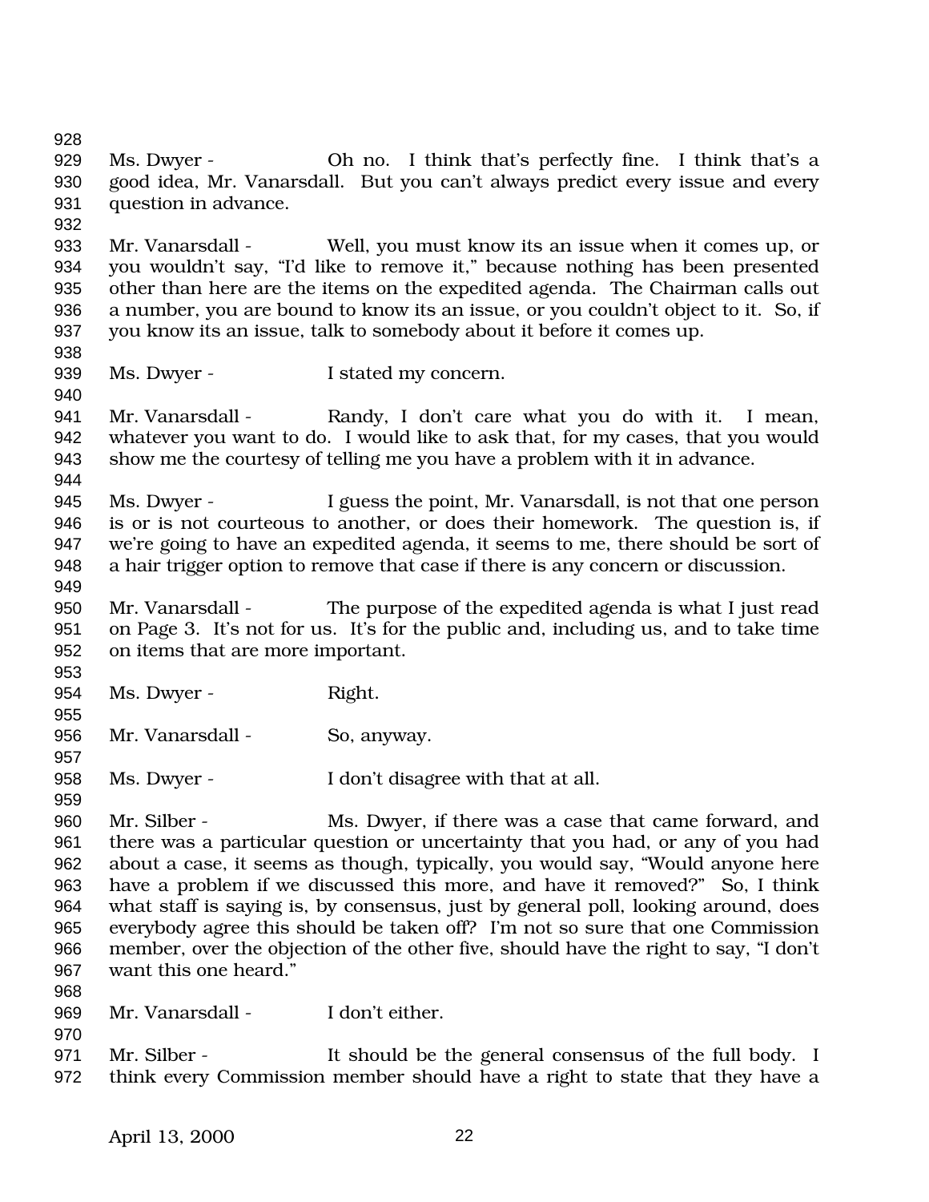Ms. Dwyer - Oh no. I think that's perfectly fine. I think that's a good idea, Mr. Vanarsdall. But you can't always predict every issue and every question in advance.

Mr. Vanarsdall - Well, you must know its an issue when it comes up, or you wouldn't say, "I'd like to remove it," because nothing has been presented other than here are the items on the expedited agenda. The Chairman calls out a number, you are bound to know its an issue, or you couldn't object to it. So, if you know its an issue, talk to somebody about it before it comes up.

Ms. Dwyer - I stated my concern.

Mr. Vanarsdall - Randy, I don't care what you do with it. I mean, whatever you want to do. I would like to ask that, for my cases, that you would show me the courtesy of telling me you have a problem with it in advance.

Ms. Dwyer - I guess the point, Mr. Vanarsdall, is not that one person is or is not courteous to another, or does their homework. The question is, if we're going to have an expedited agenda, it seems to me, there should be sort of a hair trigger option to remove that case if there is any concern or discussion.

Mr. Vanarsdall - The purpose of the expedited agenda is what I just read on Page 3. It's not for us. It's for the public and, including us, and to take time on items that are more important.

Ms. Dwyer - Right.

Mr. Vanarsdall - So, anyway.

Ms. Dwyer - I don't disagree with that at all.

Mr. Silber - Ms. Dwyer, if there was a case that came forward, and there was a particular question or uncertainty that you had, or any of you had about a case, it seems as though, typically, you would say, "Would anyone here have a problem if we discussed this more, and have it removed?" So, I think what staff is saying is, by consensus, just by general poll, looking around, does everybody agree this should be taken off? I'm not so sure that one Commission member, over the objection of the other five, should have the right to say, "I don't want this one heard."

Mr. Vanarsdall - I don't either.

Mr. Silber - It should be the general consensus of the full body. I think every Commission member should have a right to state that they have a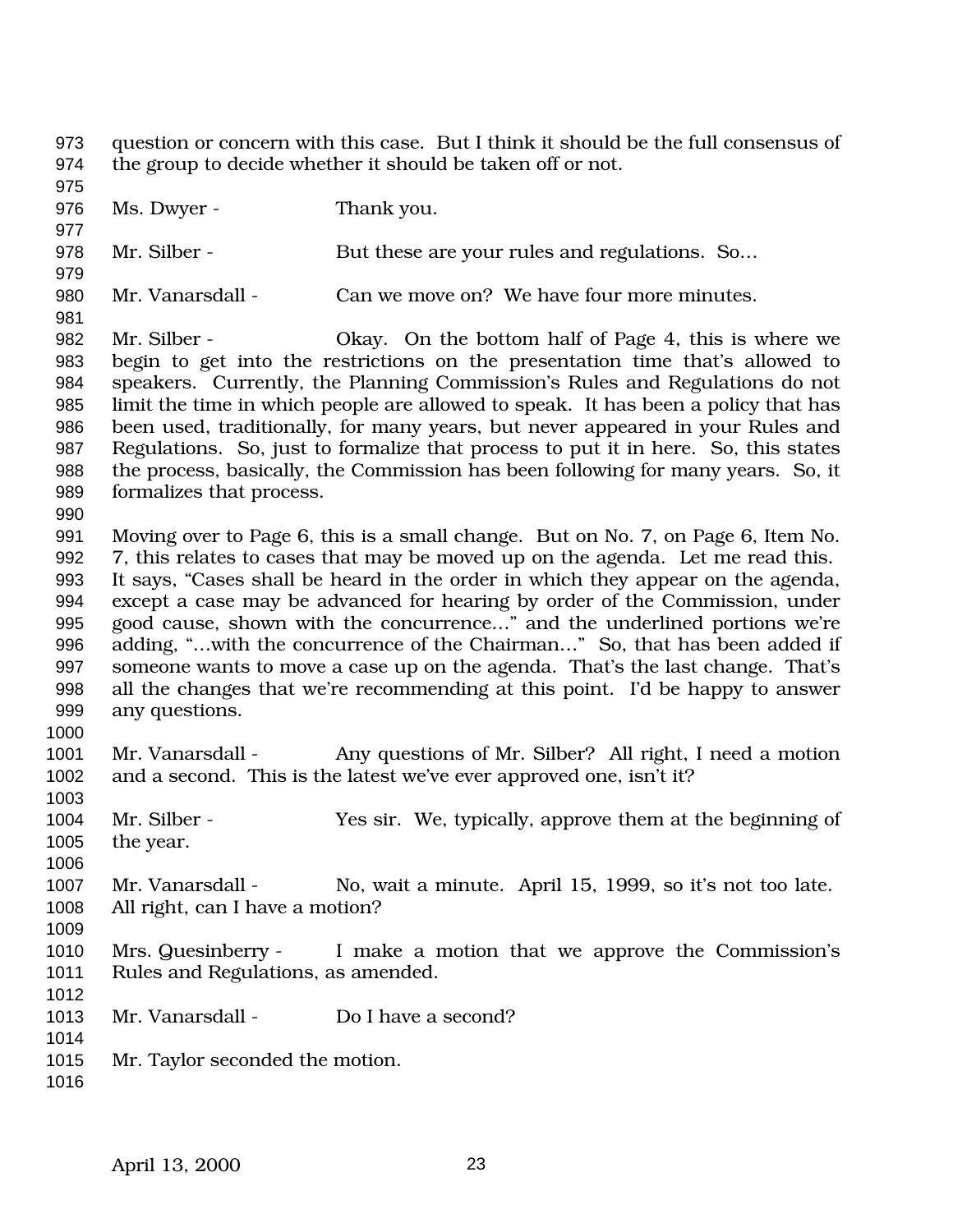question or concern with this case. But I think it should be the full consensus of the group to decide whether it should be taken off or not.

Ms. Dwyer - Thank you.

Mr. Silber - But these are your rules and regulations. So…

Mr. Vanarsdall - Can we move on? We have four more minutes.

Mr. Silber - Okay. On the bottom half of Page 4, this is where we begin to get into the restrictions on the presentation time that's allowed to speakers. Currently, the Planning Commission's Rules and Regulations do not limit the time in which people are allowed to speak. It has been a policy that has been used, traditionally, for many years, but never appeared in your Rules and Regulations. So, just to formalize that process to put it in here. So, this states the process, basically, the Commission has been following for many years. So, it formalizes that process.

Moving over to Page 6, this is a small change. But on No. 7, on Page 6, Item No. 7, this relates to cases that may be moved up on the agenda. Let me read this. It says, "Cases shall be heard in the order in which they appear on the agenda, except a case may be advanced for hearing by order of the Commission, under good cause, shown with the concurrence…" and the underlined portions we're adding, "…with the concurrence of the Chairman…" So, that has been added if someone wants to move a case up on the agenda. That's the last change. That's all the changes that we're recommending at this point. I'd be happy to answer any questions.

Mr. Vanarsdall - Any questions of Mr. Silber? All right, I need a motion and a second. This is the latest we've ever approved one, isn't it?

Mr. Silber - Yes sir. We, typically, approve them at the beginning of the year.

Mr. Vanarsdall - No, wait a minute. April 15, 1999, so it's not too late. All right, can I have a motion?

Mrs. Quesinberry - I make a motion that we approve the Commission's Rules and Regulations, as amended.

Mr. Vanarsdall - Do I have a second?

Mr. Taylor seconded the motion.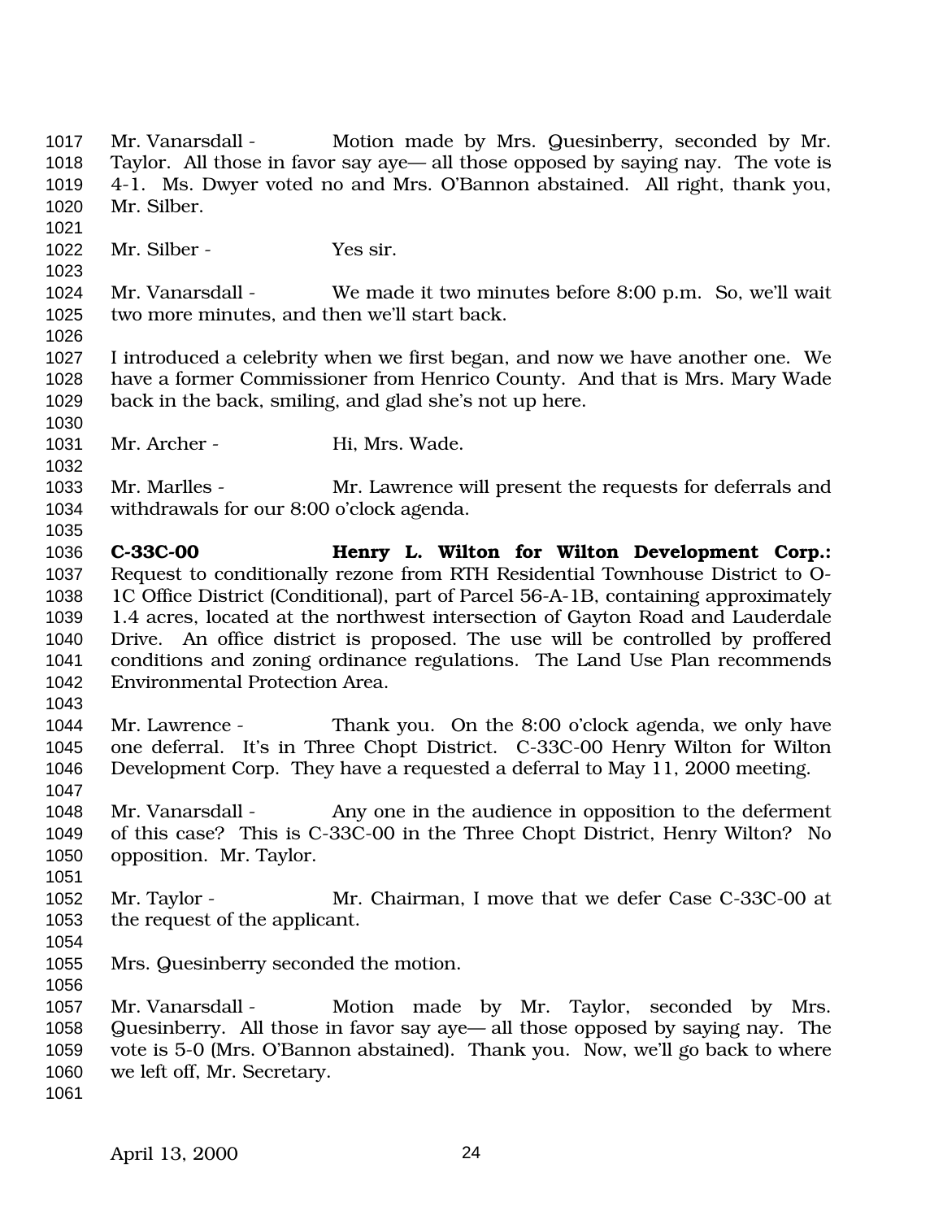Mr. Vanarsdall - Motion made by Mrs. Quesinberry, seconded by Mr. Taylor. All those in favor say aye— all those opposed by saying nay. The vote is 4-1. Ms. Dwyer voted no and Mrs. O'Bannon abstained. All right, thank you, Mr. Silber.

Mr. Silber - Yes sir.

Mr. Vanarsdall - We made it two minutes before 8:00 p.m. So, we'll wait two more minutes, and then we'll start back.

I introduced a celebrity when we first began, and now we have another one. We have a former Commissioner from Henrico County. And that is Mrs. Mary Wade back in the back, smiling, and glad she's not up here.

Mr. Archer - Hi, Mrs. Wade.

Mr. Marlles - Mr. Lawrence will present the requests for deferrals and withdrawals for our 8:00 o'clock agenda.

**C-33C-00 Henry L. Wilton for Wilton Development Corp.:** Request to conditionally rezone from RTH Residential Townhouse District to O-1C Office District (Conditional), part of Parcel 56-A-1B, containing approximately 1.4 acres, located at the northwest intersection of Gayton Road and Lauderdale Drive. An office district is proposed. The use will be controlled by proffered conditions and zoning ordinance regulations. The Land Use Plan recommends Environmental Protection Area.

Mr. Lawrence - Thank you. On the 8:00 o'clock agenda, we only have one deferral. It's in Three Chopt District. C-33C-00 Henry Wilton for Wilton Development Corp. They have a requested a deferral to May 11, 2000 meeting.

Mr. Vanarsdall - Any one in the audience in opposition to the deferment of this case? This is C-33C-00 in the Three Chopt District, Henry Wilton? No opposition. Mr. Taylor.

Mr. Taylor - Mr. Chairman, I move that we defer Case C-33C-00 at the request of the applicant.

Mrs. Quesinberry seconded the motion.

Mr. Vanarsdall - Motion made by Mr. Taylor, seconded by Mrs. Quesinberry. All those in favor say aye— all those opposed by saying nay. The vote is 5-0 (Mrs. O'Bannon abstained). Thank you. Now, we'll go back to where we left off, Mr. Secretary.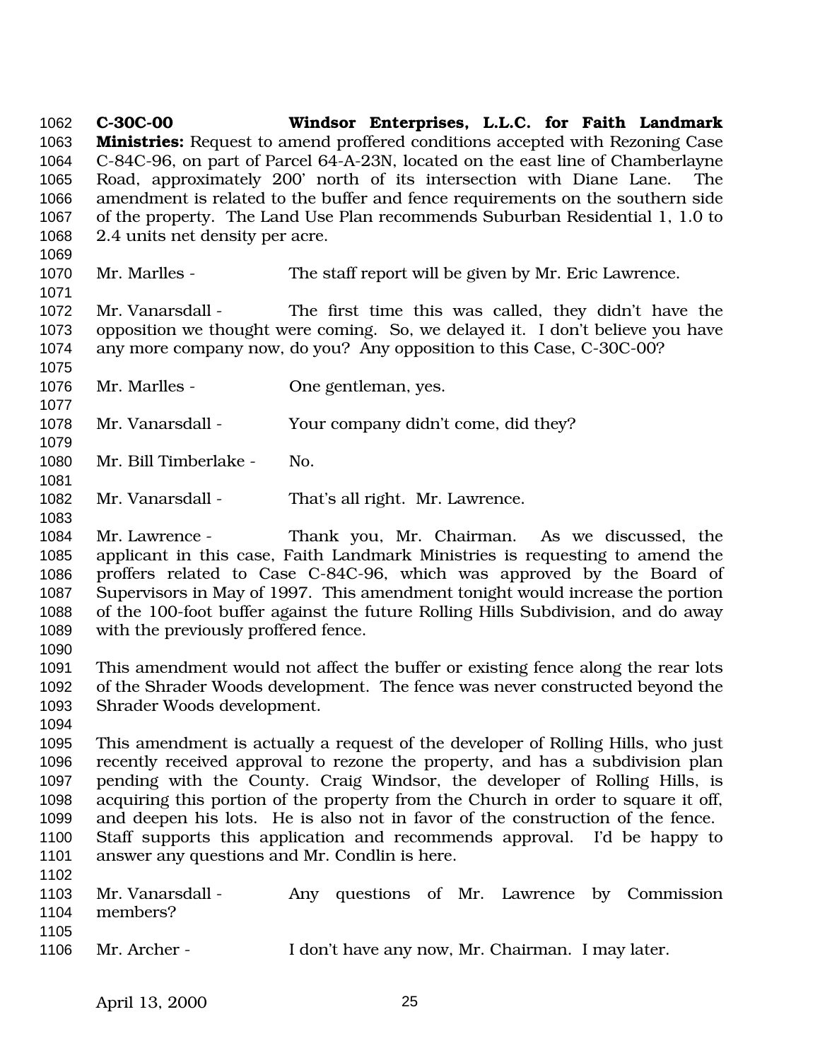**C-30C-00 Windsor Enterprises, L.L.C. for Faith Landmark Ministries:** Request to amend proffered conditions accepted with Rezoning Case C-84C-96, on part of Parcel 64-A-23N, located on the east line of Chamberlayne Road, approximately 200' north of its intersection with Diane Lane. The amendment is related to the buffer and fence requirements on the southern side of the property. The Land Use Plan recommends Suburban Residential 1, 1.0 to 2.4 units net density per acre.

Mr. Marlles - The staff report will be given by Mr. Eric Lawrence.

Mr. Vanarsdall - The first time this was called, they didn't have the opposition we thought were coming. So, we delayed it. I don't believe you have any more company now, do you? Any opposition to this Case, C-30C-00?

Mr. Marlles - One gentleman, yes.

Mr. Vanarsdall - Your company didn't come, did they?

Mr. Bill Timberlake - No.

Mr. Vanarsdall - That's all right. Mr. Lawrence.

Mr. Lawrence - Thank you, Mr. Chairman. As we discussed, the applicant in this case, Faith Landmark Ministries is requesting to amend the proffers related to Case C-84C-96, which was approved by the Board of Supervisors in May of 1997. This amendment tonight would increase the portion of the 100-foot buffer against the future Rolling Hills Subdivision, and do away with the previously proffered fence.

This amendment would not affect the buffer or existing fence along the rear lots of the Shrader Woods development. The fence was never constructed beyond the Shrader Woods development.

This amendment is actually a request of the developer of Rolling Hills, who just recently received approval to rezone the property, and has a subdivision plan pending with the County. Craig Windsor, the developer of Rolling Hills, is acquiring this portion of the property from the Church in order to square it off, and deepen his lots. He is also not in favor of the construction of the fence. Staff supports this application and recommends approval. I'd be happy to answer any questions and Mr. Condlin is here.

Mr. Vanarsdall - Any questions of Mr. Lawrence by Commission members?

Mr. Archer - I don't have any now, Mr. Chairman. I may later.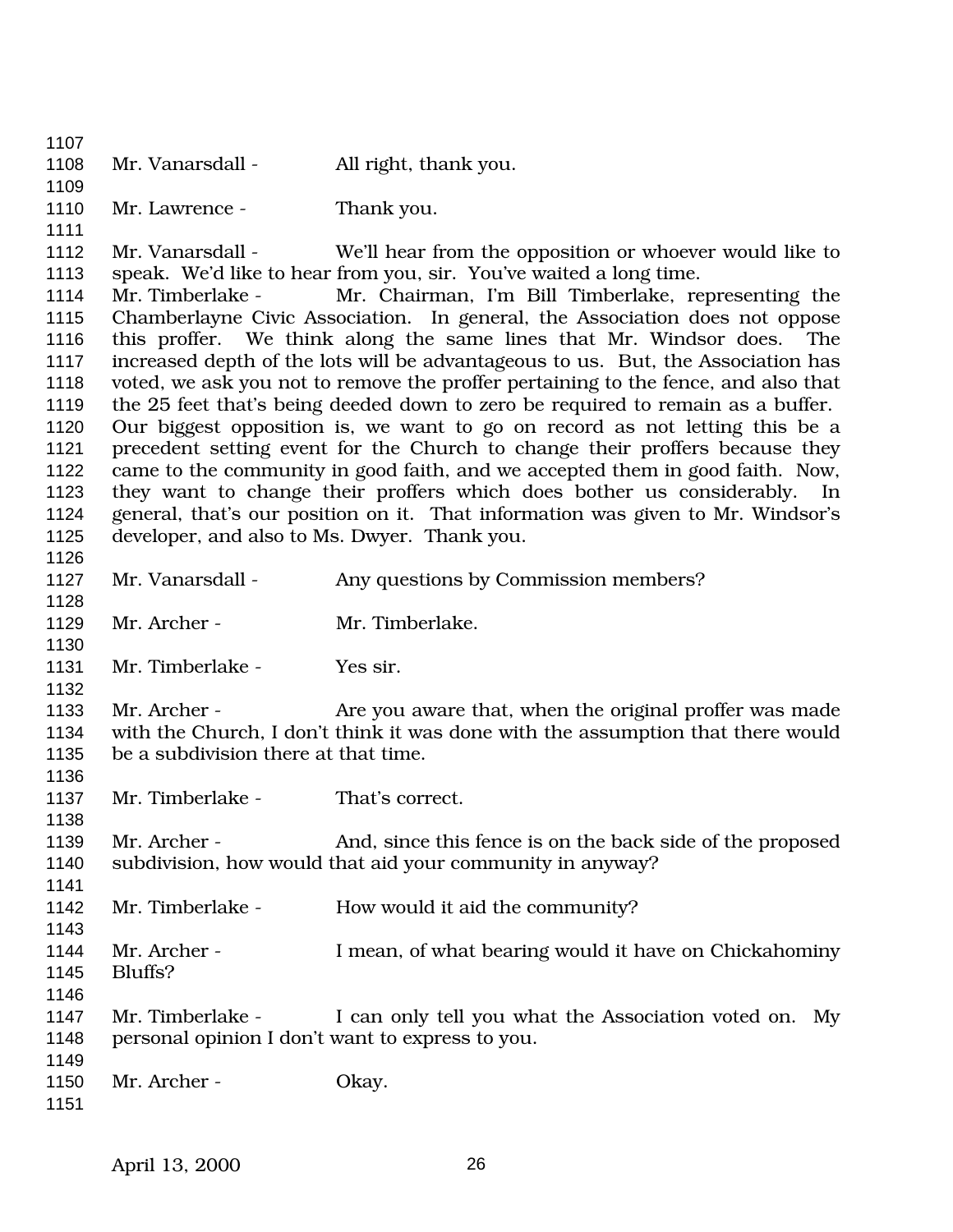Mr. Vanarsdall - All right, thank you.

Mr. Lawrence - Thank you.

Mr. Vanarsdall - We'll hear from the opposition or whoever would like to speak. We'd like to hear from you, sir. You've waited a long time.

Mr. Timberlake - Mr. Chairman, I'm Bill Timberlake, representing the Chamberlayne Civic Association. In general, the Association does not oppose this proffer. We think along the same lines that Mr. Windsor does. The increased depth of the lots will be advantageous to us. But, the Association has voted, we ask you not to remove the proffer pertaining to the fence, and also that the 25 feet that's being deeded down to zero be required to remain as a buffer. Our biggest opposition is, we want to go on record as not letting this be a precedent setting event for the Church to change their proffers because they came to the community in good faith, and we accepted them in good faith. Now, they want to change their proffers which does bother us considerably. In general, that's our position on it. That information was given to Mr. Windsor's developer, and also to Ms. Dwyer. Thank you.

Mr. Vanarsdall - Any questions by Commission members?

Mr. Archer - Mr. Timberlake.

Mr. Timberlake - Yes sir.

Mr. Archer - Are you aware that, when the original proffer was made with the Church, I don't think it was done with the assumption that there would be a subdivision there at that time.

Mr. Timberlake - That's correct.

Mr. Archer - And, since this fence is on the back side of the proposed subdivision, how would that aid your community in anyway?

Mr. Timberlake - How would it aid the community?

Mr. Archer - I mean, of what bearing would it have on Chickahominy Bluffs?

Mr. Timberlake - I can only tell you what the Association voted on. My personal opinion I don't want to express to you.

Mr. Archer - Okay.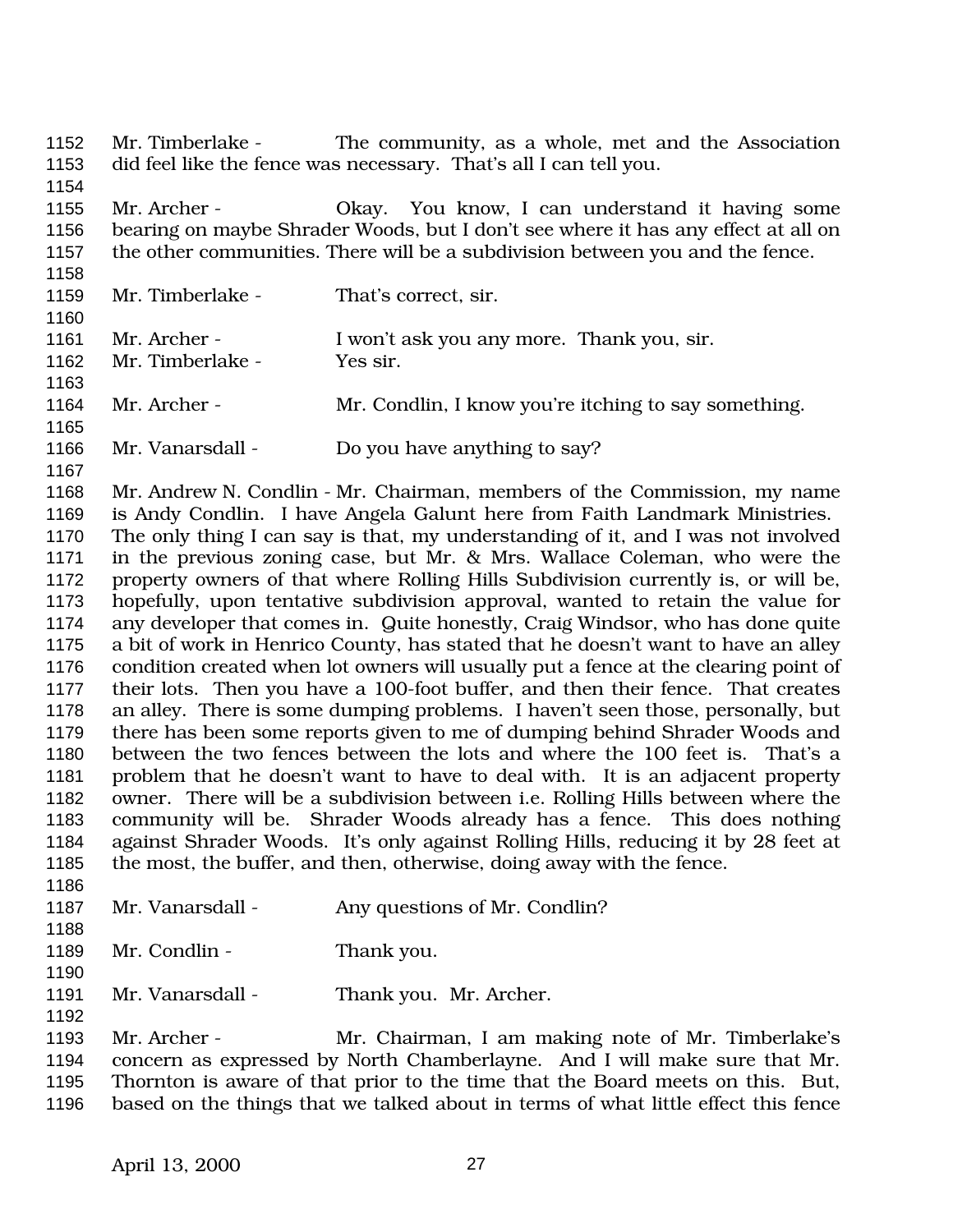Mr. Timberlake - The community, as a whole, met and the Association did feel like the fence was necessary. That's all I can tell you.

Mr. Archer - Okay. You know, I can understand it having some bearing on maybe Shrader Woods, but I don't see where it has any effect at all on the other communities. There will be a subdivision between you and the fence.

Mr. Timberlake - That's correct, sir.

Mr. Archer - I won't ask you any more. Thank you, sir.
Mr. Timberlake - Yes sir.

Mr. Archer - Mr. Condlin, I know you're itching to say something.

Mr. Vanarsdall - Do you have anything to say?

Mr. Andrew N. Condlin - Mr. Chairman, members of the Commission, my name is Andy Condlin. I have Angela Galunt here from Faith Landmark Ministries. The only thing I can say is that, my understanding of it, and I was not involved in the previous zoning case, but Mr. & Mrs. Wallace Coleman, who were the property owners of that where Rolling Hills Subdivision currently is, or will be, hopefully, upon tentative subdivision approval, wanted to retain the value for any developer that comes in. Quite honestly, Craig Windsor, who has done quite a bit of work in Henrico County, has stated that he doesn't want to have an alley condition created when lot owners will usually put a fence at the clearing point of their lots. Then you have a 100-foot buffer, and then their fence. That creates an alley. There is some dumping problems. I haven't seen those, personally, but there has been some reports given to me of dumping behind Shrader Woods and between the two fences between the lots and where the 100 feet is. That's a problem that he doesn't want to have to deal with. It is an adjacent property owner. There will be a subdivision between i.e. Rolling Hills between where the community will be. Shrader Woods already has a fence. This does nothing against Shrader Woods. It's only against Rolling Hills, reducing it by 28 feet at the most, the buffer, and then, otherwise, doing away with the fence.

Mr. Vanarsdall - Any questions of Mr. Condlin?

Mr. Condlin - Thank you.

Mr. Vanarsdall - Thank you. Mr. Archer.

Mr. Archer - Mr. Chairman, I am making note of Mr. Timberlake's concern as expressed by North Chamberlayne. And I will make sure that Mr. Thornton is aware of that prior to the time that the Board meets on this. But, based on the things that we talked about in terms of what little effect this fence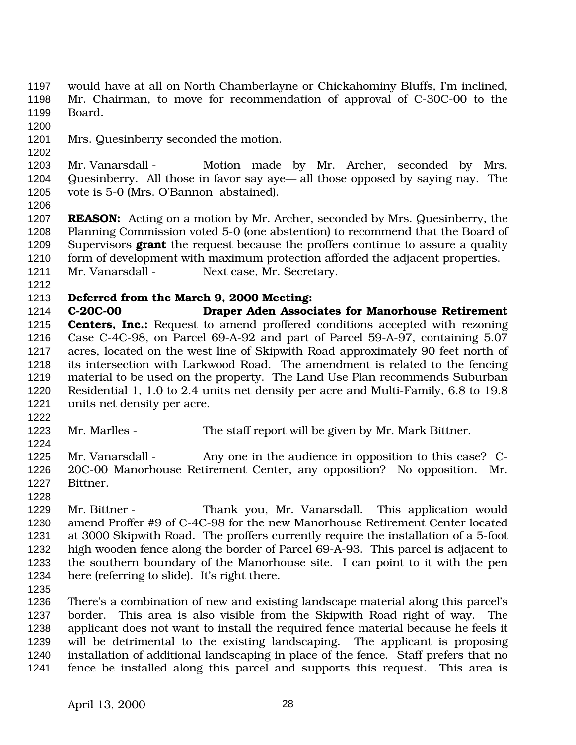would have at all on North Chamberlayne or Chickahominy Bluffs, I'm inclined, Mr. Chairman, to move for recommendation of approval of C-30C-00 to the Board.

Mrs. Quesinberry seconded the motion.

Mr. Vanarsdall - Motion made by Mr. Archer, seconded by Mrs. Quesinberry. All those in favor say aye— all those opposed by saying nay. The vote is 5-0 (Mrs. O'Bannon abstained).

**REASON:** Acting on a motion by Mr. Archer, seconded by Mrs. Quesinberry, the Planning Commission voted 5-0 (one abstention) to recommend that the Board of Supervisors **grant** the request because the proffers continue to assure a quality form of development with maximum protection afforded the adjacent properties.

Mr. Vanarsdall - Next case, Mr. Secretary.

**Deferred from the March 9, 2000 Meeting:**

**C-20C-00 Draper Aden Associates for Manorhouse Retirement Centers, Inc.:** Request to amend proffered conditions accepted with rezoning Case C-4C-98, on Parcel 69-A-92 and part of Parcel 59-A-97, containing 5.07 acres, located on the west line of Skipwith Road approximately 90 feet north of its intersection with Larkwood Road. The amendment is related to the fencing material to be used on the property. The Land Use Plan recommends Suburban Residential 1, 1.0 to 2.4 units net density per acre and Multi-Family, 6.8 to 19.8 units net density per acre.

Mr. Marlles - The staff report will be given by Mr. Mark Bittner.

Mr. Vanarsdall - Any one in the audience in opposition to this case? C-20C-00 Manorhouse Retirement Center, any opposition? No opposition. Mr. Bittner.

Mr. Bittner - Thank you, Mr. Vanarsdall. This application would amend Proffer #9 of C-4C-98 for the new Manorhouse Retirement Center located at 3000 Skipwith Road. The proffers currently require the installation of a 5-foot high wooden fence along the border of Parcel 69-A-93. This parcel is adjacent to the southern boundary of the Manorhouse site. I can point to it with the pen here (referring to slide). It's right there.

There's a combination of new and existing landscape material along this parcel's border. This area is also visible from the Skipwith Road right of way. The applicant does not want to install the required fence material because he feels it will be detrimental to the existing landscaping. The applicant is proposing installation of additional landscaping in place of the fence. Staff prefers that no fence be installed along this parcel and supports this request. This area is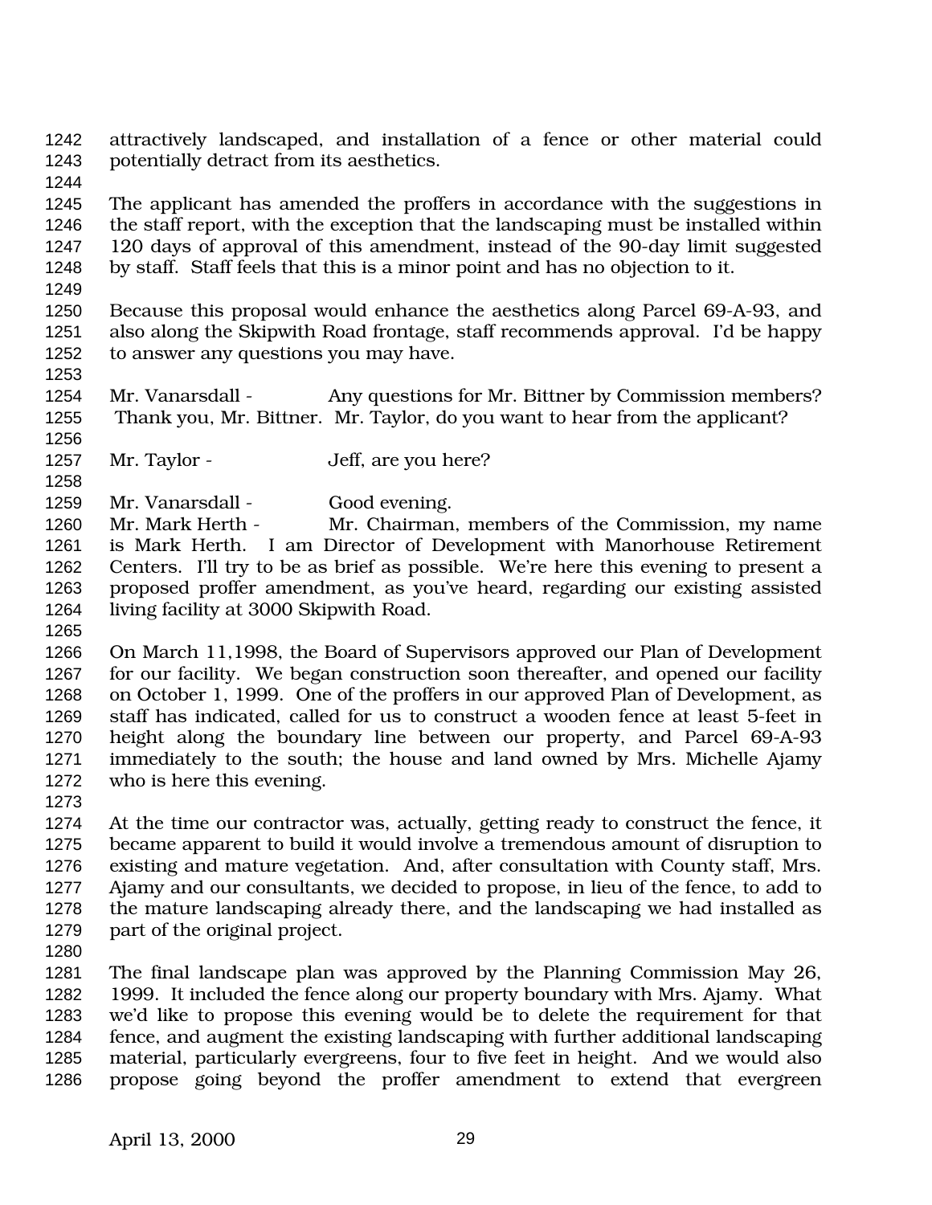attractively landscaped, and installation of a fence or other material could potentially detract from its aesthetics.

The applicant has amended the proffers in accordance with the suggestions in the staff report, with the exception that the landscaping must be installed within 120 days of approval of this amendment, instead of the 90-day limit suggested by staff. Staff feels that this is a minor point and has no objection to it.

Because this proposal would enhance the aesthetics along Parcel 69-A-93, and also along the Skipwith Road frontage, staff recommends approval. I'd be happy to answer any questions you may have.

Mr. Vanarsdall - Any questions for Mr. Bittner by Commission members? Thank you, Mr. Bittner. Mr. Taylor, do you want to hear from the applicant?

Mr. Taylor - Jeff, are you here?

Mr. Vanarsdall - Good evening.

Mr. Mark Herth - Mr. Chairman, members of the Commission, my name is Mark Herth. I am Director of Development with Manorhouse Retirement Centers. I'll try to be as brief as possible. We're here this evening to present a proposed proffer amendment, as you've heard, regarding our existing assisted living facility at 3000 Skipwith Road.

On March 11,1998, the Board of Supervisors approved our Plan of Development for our facility. We began construction soon thereafter, and opened our facility on October 1, 1999. One of the proffers in our approved Plan of Development, as staff has indicated, called for us to construct a wooden fence at least 5-feet in height along the boundary line between our property, and Parcel 69-A-93 immediately to the south; the house and land owned by Mrs. Michelle Ajamy who is here this evening.

At the time our contractor was, actually, getting ready to construct the fence, it became apparent to build it would involve a tremendous amount of disruption to existing and mature vegetation. And, after consultation with County staff, Mrs. Ajamy and our consultants, we decided to propose, in lieu of the fence, to add to the mature landscaping already there, and the landscaping we had installed as part of the original project.

The final landscape plan was approved by the Planning Commission May 26, 1999. It included the fence along our property boundary with Mrs. Ajamy. What we'd like to propose this evening would be to delete the requirement for that fence, and augment the existing landscaping with further additional landscaping material, particularly evergreens, four to five feet in height. And we would also propose going beyond the proffer amendment to extend that evergreen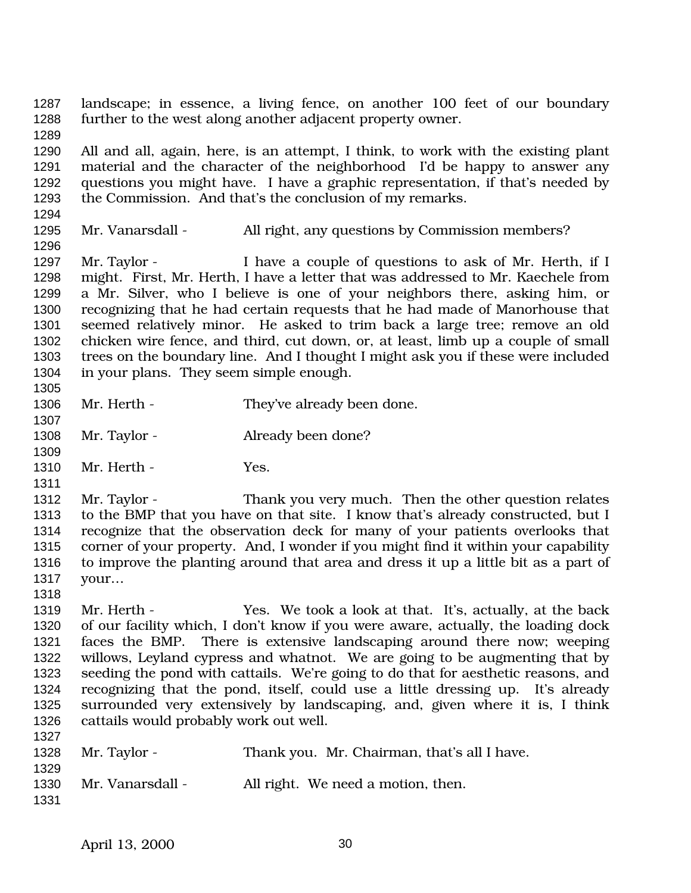landscape; in essence, a living fence, on another 100 feet of our boundary further to the west along another adjacent property owner.

All and all, again, here, is an attempt, I think, to work with the existing plant material and the character of the neighborhood I'd be happy to answer any questions you might have. I have a graphic representation, if that's needed by the Commission. And that's the conclusion of my remarks.

Mr. Vanarsdall - All right, any questions by Commission members?

Mr. Taylor - I have a couple of questions to ask of Mr. Herth, if I might. First, Mr. Herth, I have a letter that was addressed to Mr. Kaechele from a Mr. Silver, who I believe is one of your neighbors there, asking him, or recognizing that he had certain requests that he had made of Manorhouse that seemed relatively minor. He asked to trim back a large tree; remove an old chicken wire fence, and third, cut down, or, at least, limb up a couple of small trees on the boundary line. And I thought I might ask you if these were included in your plans. They seem simple enough.

Mr. Herth - They've already been done.

Mr. Taylor - Already been done?

Mr. Herth - Yes.

Mr. Taylor - Thank you very much. Then the other question relates to the BMP that you have on that site. I know that's already constructed, but I recognize that the observation deck for many of your patients overlooks that corner of your property. And, I wonder if you might find it within your capability to improve the planting around that area and dress it up a little bit as a part of your…

Mr. Herth - Yes. We took a look at that. It's, actually, at the back of our facility which, I don't know if you were aware, actually, the loading dock faces the BMP. There is extensive landscaping around there now; weeping willows, Leyland cypress and whatnot. We are going to be augmenting that by seeding the pond with cattails. We're going to do that for aesthetic reasons, and recognizing that the pond, itself, could use a little dressing up. It's already surrounded very extensively by landscaping, and, given where it is, I think cattails would probably work out well.

Mr. Taylor - Thank you. Mr. Chairman, that's all I have.

Mr. Vanarsdall - All right. We need a motion, then.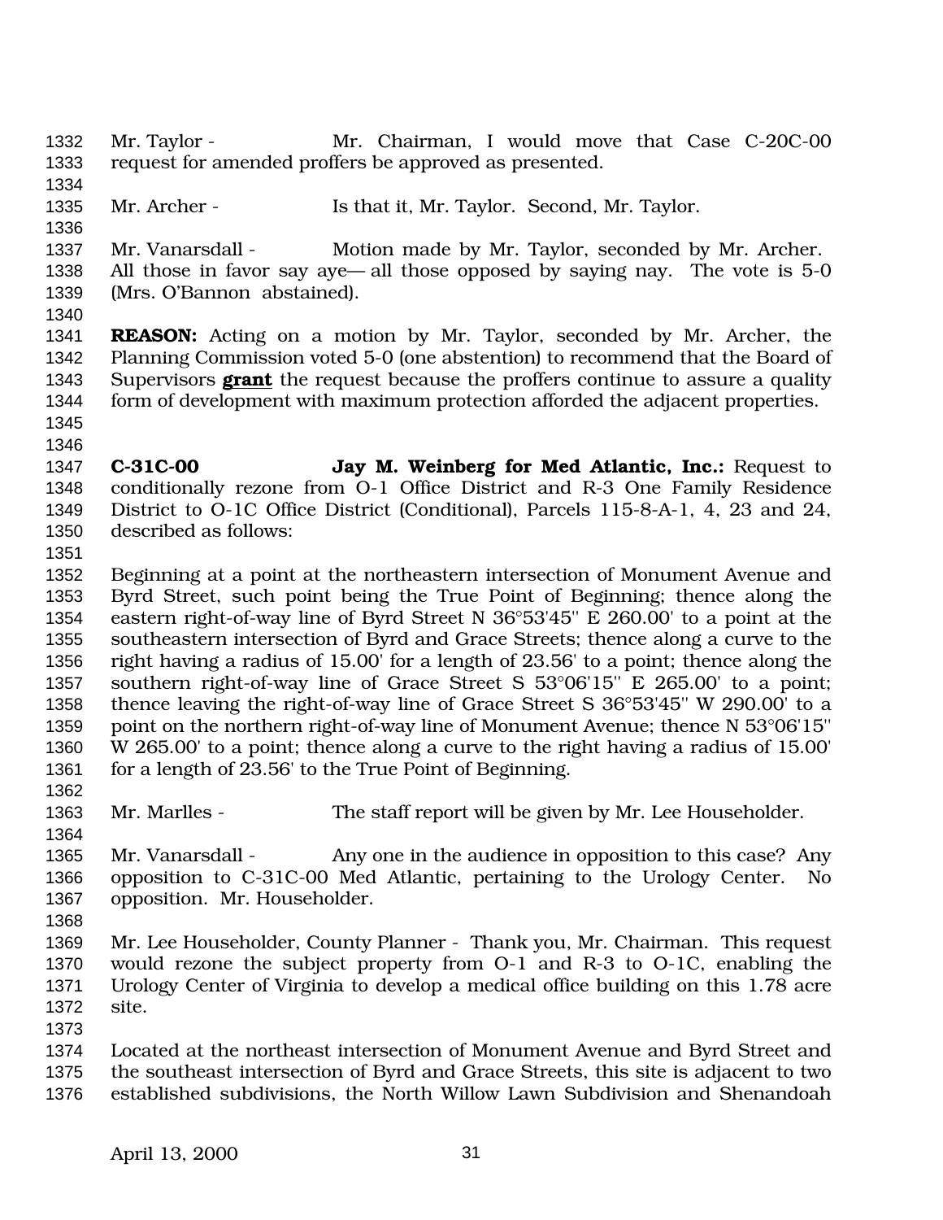Mr. Taylor - Mr. Chairman, I would move that Case C-20C-00 request for amended proffers be approved as presented.

Mr. Archer - Is that it, Mr. Taylor. Second, Mr. Taylor.

Mr. Vanarsdall - Motion made by Mr. Taylor, seconded by Mr. Archer. All those in favor say aye— all those opposed by saying nay. The vote is 5-0 (Mrs. O'Bannon abstained).

**REASON:** Acting on a motion by Mr. Taylor, seconded by Mr. Archer, the Planning Commission voted 5-0 (one abstention) to recommend that the Board of Supervisors **grant** the request because the proffers continue to assure a quality form of development with maximum protection afforded the adjacent properties.

**C-31C-00** **Jay M. Weinberg for Med Atlantic, Inc.:** Request to conditionally rezone from O-1 Office District and R-3 One Family Residence District to O-1C Office District (Conditional), Parcels 115-8-A-1, 4, 23 and 24, described as follows:

Beginning at a point at the northeastern intersection of Monument Avenue and Byrd Street, such point being the True Point of Beginning; thence along the eastern right-of-way line of Byrd Street N 36°53'45" E 260.00' to a point at the southeastern intersection of Byrd and Grace Streets; thence along a curve to the right having a radius of 15.00' for a length of 23.56' to a point; thence along the southern right-of-way line of Grace Street S 53°06'15" E 265.00' to a point; thence leaving the right-of-way line of Grace Street S 36°53'45" W 290.00' to a point on the northern right-of-way line of Monument Avenue; thence N 53°06'15" W 265.00' to a point; thence along a curve to the right having a radius of 15.00' for a length of 23.56' to the True Point of Beginning.

Mr. Marlles - The staff report will be given by Mr. Lee Householder.

Mr. Vanarsdall - Any one in the audience in opposition to this case? Any opposition to C-31C-00 Med Atlantic, pertaining to the Urology Center. No opposition. Mr. Householder.

Mr. Lee Householder, County Planner - Thank you, Mr. Chairman. This request would rezone the subject property from O-1 and R-3 to O-1C, enabling the Urology Center of Virginia to develop a medical office building on this 1.78 acre site.

Located at the northeast intersection of Monument Avenue and Byrd Street and the southeast intersection of Byrd and Grace Streets, this site is adjacent to two established subdivisions, the North Willow Lawn Subdivision and Shenandoah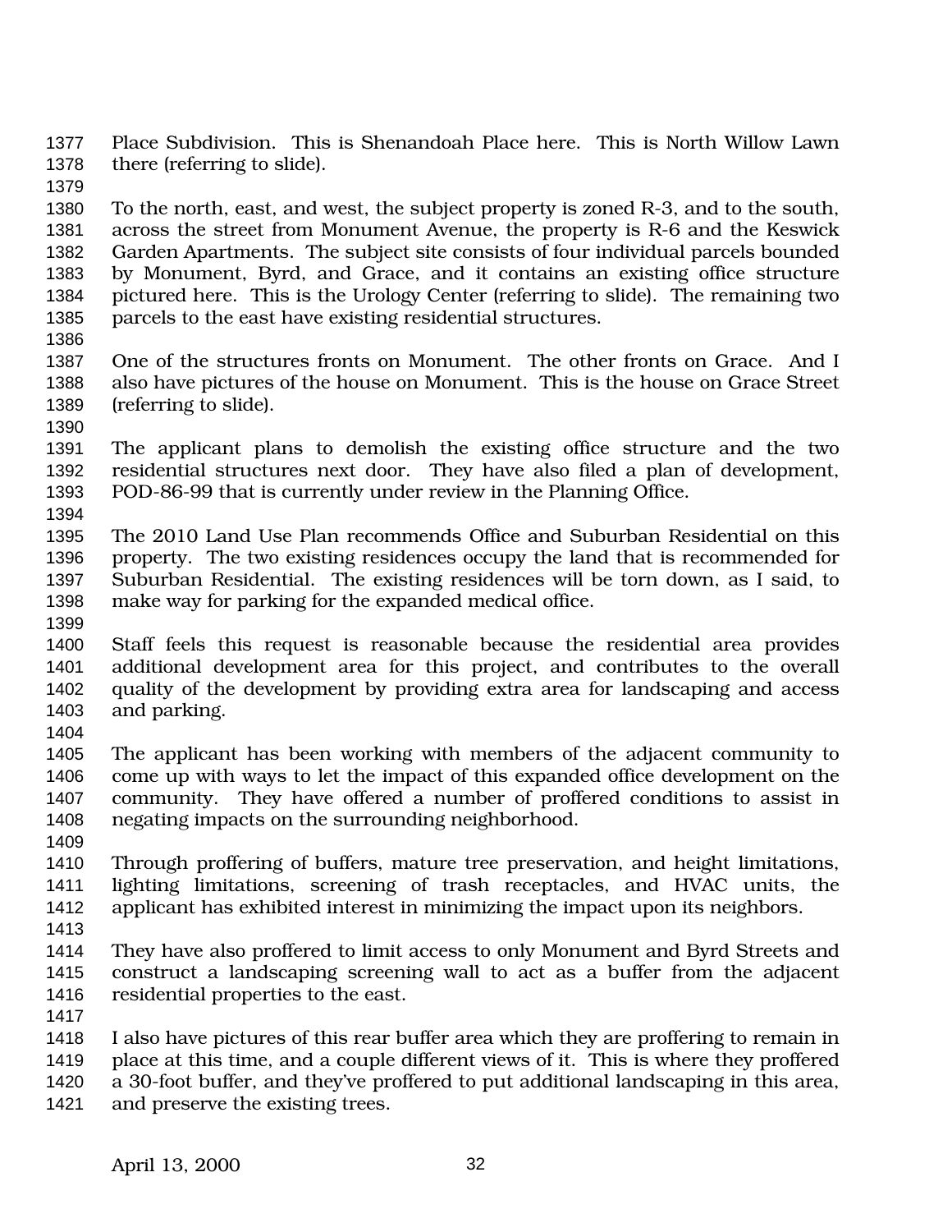Place Subdivision. This is Shenandoah Place here. This is North Willow Lawn there (referring to slide).

To the north, east, and west, the subject property is zoned R-3, and to the south, across the street from Monument Avenue, the property is R-6 and the Keswick Garden Apartments. The subject site consists of four individual parcels bounded by Monument, Byrd, and Grace, and it contains an existing office structure pictured here. This is the Urology Center (referring to slide). The remaining two parcels to the east have existing residential structures.

One of the structures fronts on Monument. The other fronts on Grace. And I also have pictures of the house on Monument. This is the house on Grace Street (referring to slide).

The applicant plans to demolish the existing office structure and the two residential structures next door. They have also filed a plan of development, POD-86-99 that is currently under review in the Planning Office.

The 2010 Land Use Plan recommends Office and Suburban Residential on this property. The two existing residences occupy the land that is recommended for Suburban Residential. The existing residences will be torn down, as I said, to make way for parking for the expanded medical office.

Staff feels this request is reasonable because the residential area provides additional development area for this project, and contributes to the overall quality of the development by providing extra area for landscaping and access and parking.

The applicant has been working with members of the adjacent community to come up with ways to let the impact of this expanded office development on the community. They have offered a number of proffered conditions to assist in negating impacts on the surrounding neighborhood.

Through proffering of buffers, mature tree preservation, and height limitations, lighting limitations, screening of trash receptacles, and HVAC units, the applicant has exhibited interest in minimizing the impact upon its neighbors.

They have also proffered to limit access to only Monument and Byrd Streets and construct a landscaping screening wall to act as a buffer from the adjacent residential properties to the east.

I also have pictures of this rear buffer area which they are proffering to remain in place at this time, and a couple different views of it. This is where they proffered a 30-foot buffer, and they've proffered to put additional landscaping in this area, and preserve the existing trees.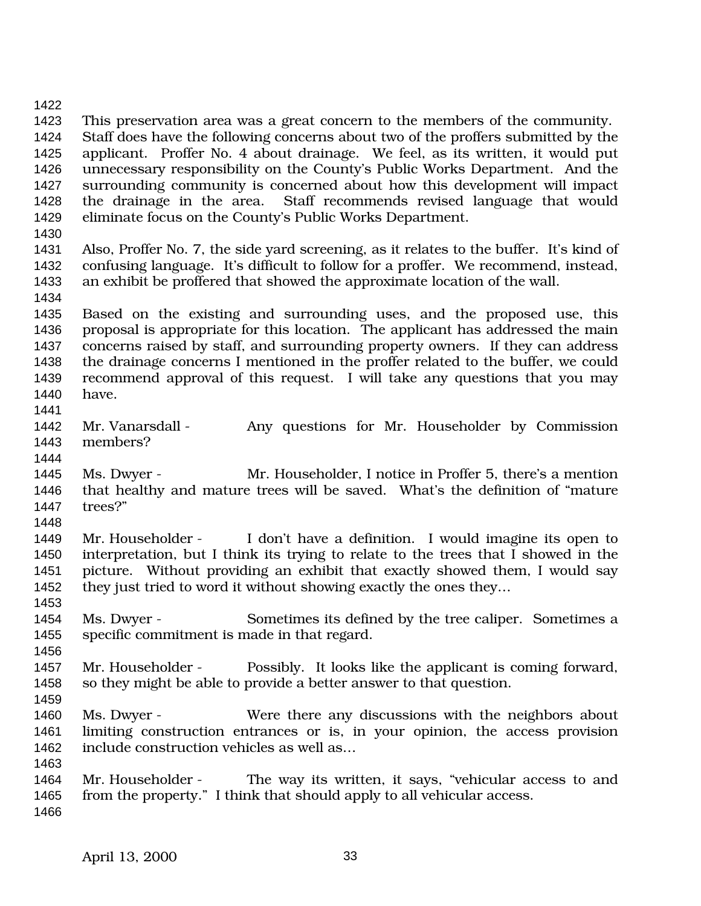This preservation area was a great concern to the members of the community. Staff does have the following concerns about two of the proffers submitted by the applicant. Proffer No. 4 about drainage. We feel, as its written, it would put unnecessary responsibility on the County's Public Works Department. And the surrounding community is concerned about how this development will impact the drainage in the area. Staff recommends revised language that would eliminate focus on the County's Public Works Department.

Also, Proffer No. 7, the side yard screening, as it relates to the buffer. It's kind of confusing language. It's difficult to follow for a proffer. We recommend, instead, an exhibit be proffered that showed the approximate location of the wall.

Based on the existing and surrounding uses, and the proposed use, this proposal is appropriate for this location. The applicant has addressed the main concerns raised by staff, and surrounding property owners. If they can address the drainage concerns I mentioned in the proffer related to the buffer, we could recommend approval of this request. I will take any questions that you may have.

Mr. Vanarsdall - Any questions for Mr. Householder by Commission members?

Ms. Dwyer - Mr. Householder, I notice in Proffer 5, there's a mention that healthy and mature trees will be saved. What's the definition of "mature trees?"

Mr. Householder - I don't have a definition. I would imagine its open to interpretation, but I think its trying to relate to the trees that I showed in the picture. Without providing an exhibit that exactly showed them, I would say they just tried to word it without showing exactly the ones they…

Ms. Dwyer - Sometimes its defined by the tree caliper. Sometimes a specific commitment is made in that regard.

Mr. Householder - Possibly. It looks like the applicant is coming forward, so they might be able to provide a better answer to that question.

Ms. Dwyer - Were there any discussions with the neighbors about limiting construction entrances or is, in your opinion, the access provision include construction vehicles as well as…

Mr. Householder - The way its written, it says, "vehicular access to and from the property." I think that should apply to all vehicular access.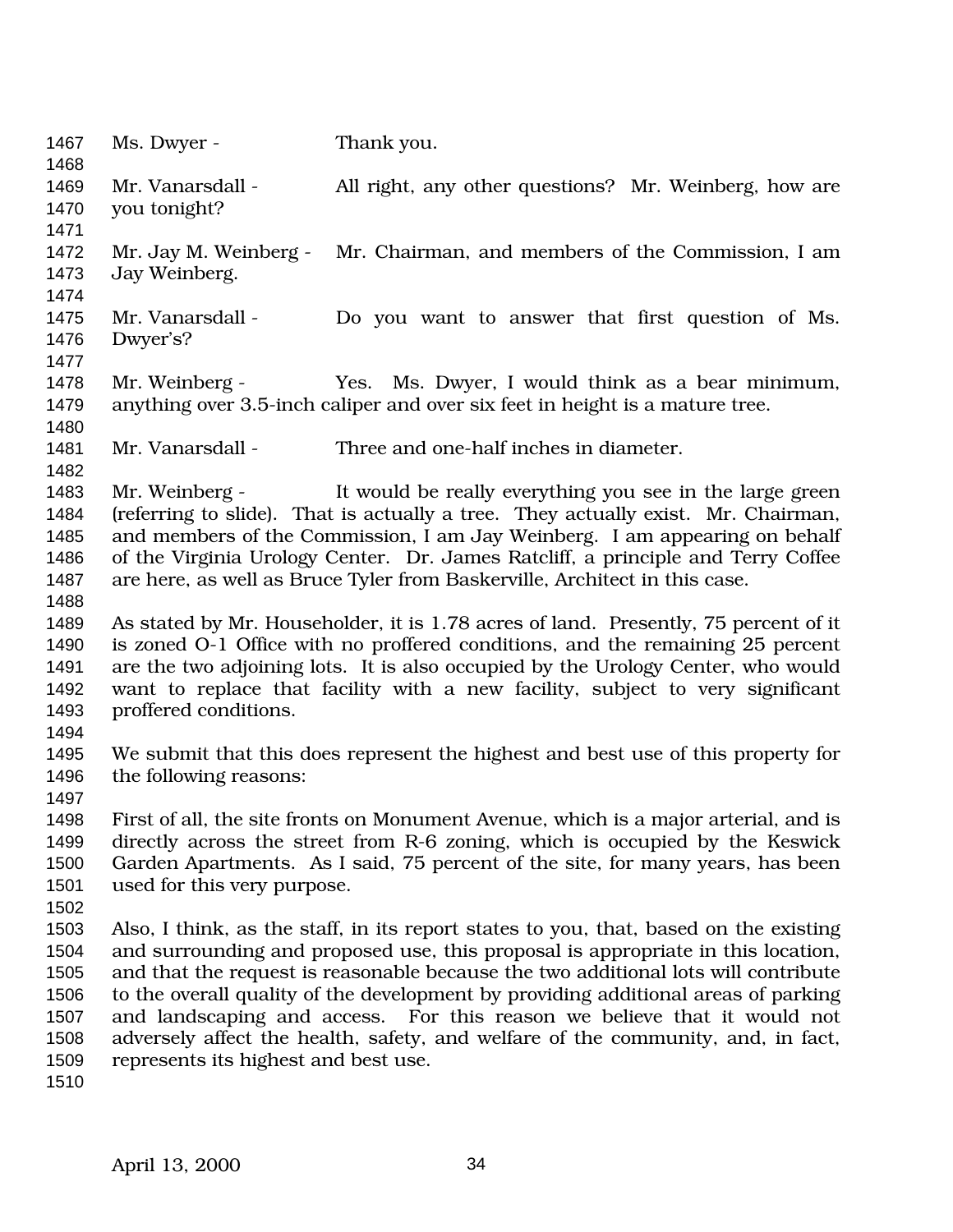1467 Ms. Dwyer - Thank you.

1469 Mr. Vanarsdall - All right, any other questions? Mr. Weinberg, how are
1470 you tonight?

1472 Mr. Jay M. Weinberg - Mr. Chairman, and members of the Commission, I am
1473 Jay Weinberg.

1475 Mr. Vanarsdall - Do you want to answer that first question of Ms.
1476 Dwyer's?

1478 Mr. Weinberg - Yes. Ms. Dwyer, I would think as a bear minimum,
1479 anything over 3.5-inch caliper and over six feet in height is a mature tree.

1481 Mr. Vanarsdall - Three and one-half inches in diameter.

1483 Mr. Weinberg - It would be really everything you see in the large green
1484 (referring to slide). That is actually a tree. They actually exist. Mr. Chairman,
1485 and members of the Commission, I am Jay Weinberg. I am appearing on behalf
1486 of the Virginia Urology Center. Dr. James Ratcliff, a principle and Terry Coffee
1487 are here, as well as Bruce Tyler from Baskerville, Architect in this case.

1489 As stated by Mr. Householder, it is 1.78 acres of land. Presently, 75 percent of it
1490 is zoned O-1 Office with no proffered conditions, and the remaining 25 percent
1491 are the two adjoining lots. It is also occupied by the Urology Center, who would
1492 want to replace that facility with a new facility, subject to very significant
1493 proffered conditions.

1495 We submit that this does represent the highest and best use of this property for
1496 the following reasons:

1498 First of all, the site fronts on Monument Avenue, which is a major arterial, and is
1499 directly across the street from R-6 zoning, which is occupied by the Keswick
1500 Garden Apartments. As I said, 75 percent of the site, for many years, has been
1501 used for this very purpose.

1503 Also, I think, as the staff, in its report states to you, that, based on the existing
1504 and surrounding and proposed use, this proposal is appropriate in this location,
1505 and that the request is reasonable because the two additional lots will contribute
1506 to the overall quality of the development by providing additional areas of parking
1507 and landscaping and access. For this reason we believe that it would not
1508 adversely affect the health, safety, and welfare of the community, and, in fact,
1509 represents its highest and best use.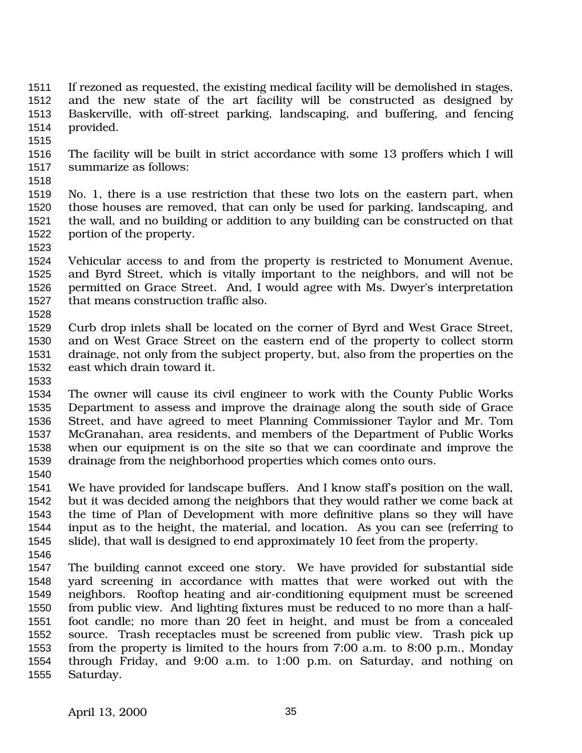If rezoned as requested, the existing medical facility will be demolished in stages, and the new state of the art facility will be constructed as designed by Baskerville, with off-street parking, landscaping, and buffering, and fencing provided.

The facility will be built in strict accordance with some 13 proffers which I will summarize as follows:

No. 1, there is a use restriction that these two lots on the eastern part, when those houses are removed, that can only be used for parking, landscaping, and the wall, and no building or addition to any building can be constructed on that portion of the property.

Vehicular access to and from the property is restricted to Monument Avenue, and Byrd Street, which is vitally important to the neighbors, and will not be permitted on Grace Street. And, I would agree with Ms. Dwyer's interpretation that means construction traffic also.

Curb drop inlets shall be located on the corner of Byrd and West Grace Street, and on West Grace Street on the eastern end of the property to collect storm drainage, not only from the subject property, but, also from the properties on the east which drain toward it.

The owner will cause its civil engineer to work with the County Public Works Department to assess and improve the drainage along the south side of Grace Street, and have agreed to meet Planning Commissioner Taylor and Mr. Tom McGranahan, area residents, and members of the Department of Public Works when our equipment is on the site so that we can coordinate and improve the drainage from the neighborhood properties which comes onto ours.

We have provided for landscape buffers. And I know staff's position on the wall, but it was decided among the neighbors that they would rather we come back at the time of Plan of Development with more definitive plans so they will have input as to the height, the material, and location. As you can see (referring to slide), that wall is designed to end approximately 10 feet from the property.

The building cannot exceed one story. We have provided for substantial side yard screening in accordance with mattes that were worked out with the neighbors. Rooftop heating and air-conditioning equipment must be screened from public view. And lighting fixtures must be reduced to no more than a half-foot candle; no more than 20 feet in height, and must be from a concealed source. Trash receptacles must be screened from public view. Trash pick up from the property is limited to the hours from 7:00 a.m. to 8:00 p.m., Monday through Friday, and 9:00 a.m. to 1:00 p.m. on Saturday, and nothing on Saturday.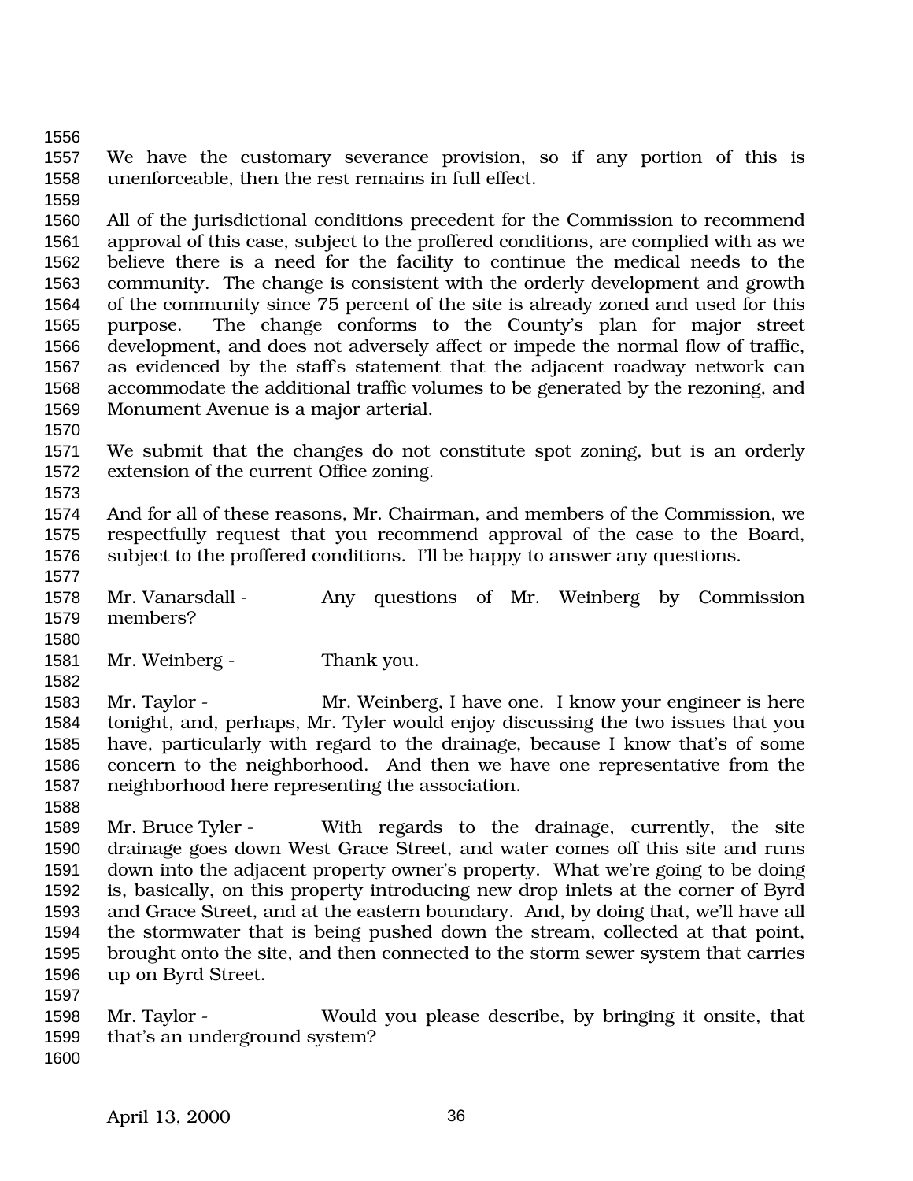We have the customary severance provision, so if any portion of this is unenforceable, then the rest remains in full effect.

All of the jurisdictional conditions precedent for the Commission to recommend approval of this case, subject to the proffered conditions, are complied with as we believe there is a need for the facility to continue the medical needs to the community. The change is consistent with the orderly development and growth of the community since 75 percent of the site is already zoned and used for this purpose. The change conforms to the County's plan for major street development, and does not adversely affect or impede the normal flow of traffic, as evidenced by the staff's statement that the adjacent roadway network can accommodate the additional traffic volumes to be generated by the rezoning, and Monument Avenue is a major arterial.

We submit that the changes do not constitute spot zoning, but is an orderly extension of the current Office zoning.

And for all of these reasons, Mr. Chairman, and members of the Commission, we respectfully request that you recommend approval of the case to the Board, subject to the proffered conditions. I'll be happy to answer any questions.

Mr. Vanarsdall - Any questions of Mr. Weinberg by Commission members?

Mr. Weinberg - Thank you.

Mr. Taylor - Mr. Weinberg, I have one. I know your engineer is here tonight, and, perhaps, Mr. Tyler would enjoy discussing the two issues that you have, particularly with regard to the drainage, because I know that's of some concern to the neighborhood. And then we have one representative from the neighborhood here representing the association.

Mr. Bruce Tyler - With regards to the drainage, currently, the site drainage goes down West Grace Street, and water comes off this site and runs down into the adjacent property owner's property. What we're going to be doing is, basically, on this property introducing new drop inlets at the corner of Byrd and Grace Street, and at the eastern boundary. And, by doing that, we'll have all the stormwater that is being pushed down the stream, collected at that point, brought onto the site, and then connected to the storm sewer system that carries up on Byrd Street.

Mr. Taylor - Would you please describe, by bringing it onsite, that that's an underground system?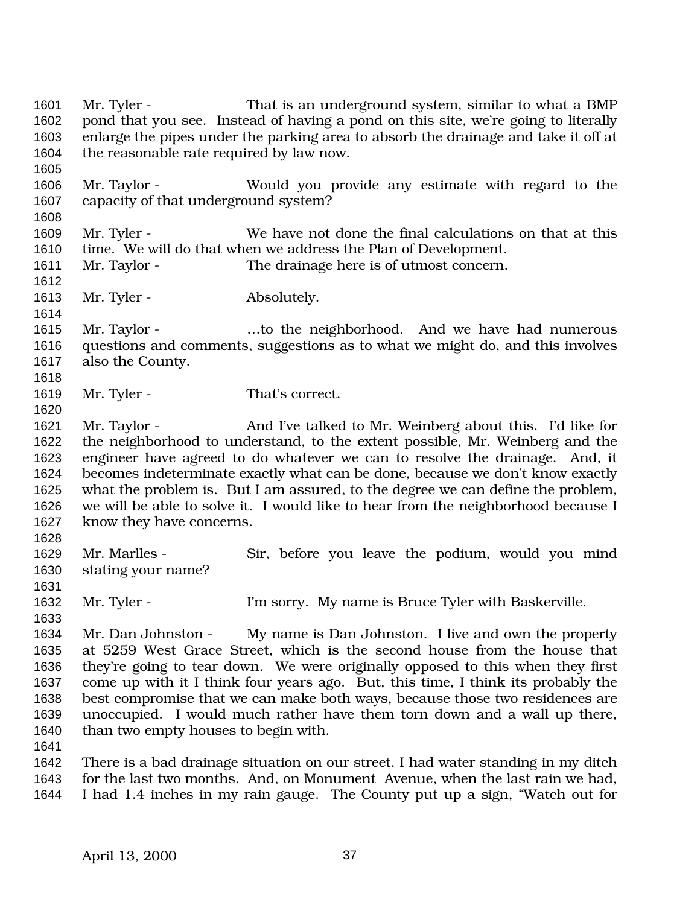Mr. Tyler - That is an underground system, similar to what a BMP pond that you see. Instead of having a pond on this site, we're going to literally enlarge the pipes under the parking area to absorb the drainage and take it off at the reasonable rate required by law now.

Mr. Taylor - Would you provide any estimate with regard to the capacity of that underground system?

Mr. Tyler - We have not done the final calculations on that at this time. We will do that when we address the Plan of Development.

Mr. Taylor - The drainage here is of utmost concern.

Mr. Tyler - Absolutely.

Mr. Taylor - …to the neighborhood. And we have had numerous questions and comments, suggestions as to what we might do, and this involves also the County.

Mr. Tyler - That's correct.

Mr. Taylor - And I've talked to Mr. Weinberg about this. I'd like for the neighborhood to understand, to the extent possible, Mr. Weinberg and the engineer have agreed to do whatever we can to resolve the drainage. And, it becomes indeterminate exactly what can be done, because we don't know exactly what the problem is. But I am assured, to the degree we can define the problem, we will be able to solve it. I would like to hear from the neighborhood because I know they have concerns.

Mr. Marlles - Sir, before you leave the podium, would you mind stating your name?

Mr. Tyler - I'm sorry. My name is Bruce Tyler with Baskerville.

Mr. Dan Johnston - My name is Dan Johnston. I live and own the property at 5259 West Grace Street, which is the second house from the house that they're going to tear down. We were originally opposed to this when they first come up with it I think four years ago. But, this time, I think its probably the best compromise that we can make both ways, because those two residences are unoccupied. I would much rather have them torn down and a wall up there, than two empty houses to begin with.

There is a bad drainage situation on our street. I had water standing in my ditch for the last two months. And, on Monument Avenue, when the last rain we had, I had 1.4 inches in my rain gauge. The County put up a sign, "Watch out for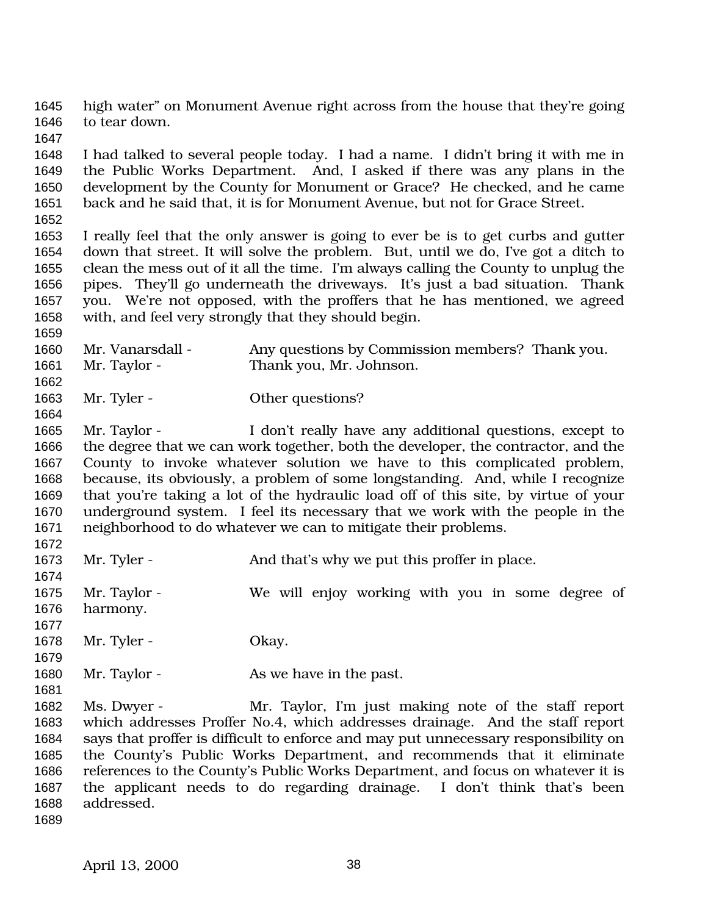high water" on Monument Avenue right across from the house that they're going to tear down.

I had talked to several people today. I had a name. I didn't bring it with me in the Public Works Department. And, I asked if there was any plans in the development by the County for Monument or Grace? He checked, and he came back and he said that, it is for Monument Avenue, but not for Grace Street.

I really feel that the only answer is going to ever be is to get curbs and gutter down that street. It will solve the problem. But, until we do, I've got a ditch to clean the mess out of it all the time. I'm always calling the County to unplug the pipes. They'll go underneath the driveways. It's just a bad situation. Thank you. We're not opposed, with the proffers that he has mentioned, we agreed with, and feel very strongly that they should begin.

Mr. Vanarsdall - Any questions by Commission members? Thank you.
Mr. Taylor - Thank you, Mr. Johnson.

Mr. Tyler - Other questions?

Mr. Taylor - I don't really have any additional questions, except to the degree that we can work together, both the developer, the contractor, and the County to invoke whatever solution we have to this complicated problem, because, its obviously, a problem of some longstanding. And, while I recognize that you're taking a lot of the hydraulic load off of this site, by virtue of your underground system. I feel its necessary that we work with the people in the neighborhood to do whatever we can to mitigate their problems.

Mr. Tyler - And that's why we put this proffer in place.

Mr. Taylor - We will enjoy working with you in some degree of harmony.

Mr. Tyler - Okay.

Mr. Taylor - As we have in the past.

Ms. Dwyer - Mr. Taylor, I'm just making note of the staff report which addresses Proffer No.4, which addresses drainage. And the staff report says that proffer is difficult to enforce and may put unnecessary responsibility on the County's Public Works Department, and recommends that it eliminate references to the County's Public Works Department, and focus on whatever it is the applicant needs to do regarding drainage. I don't think that's been addressed.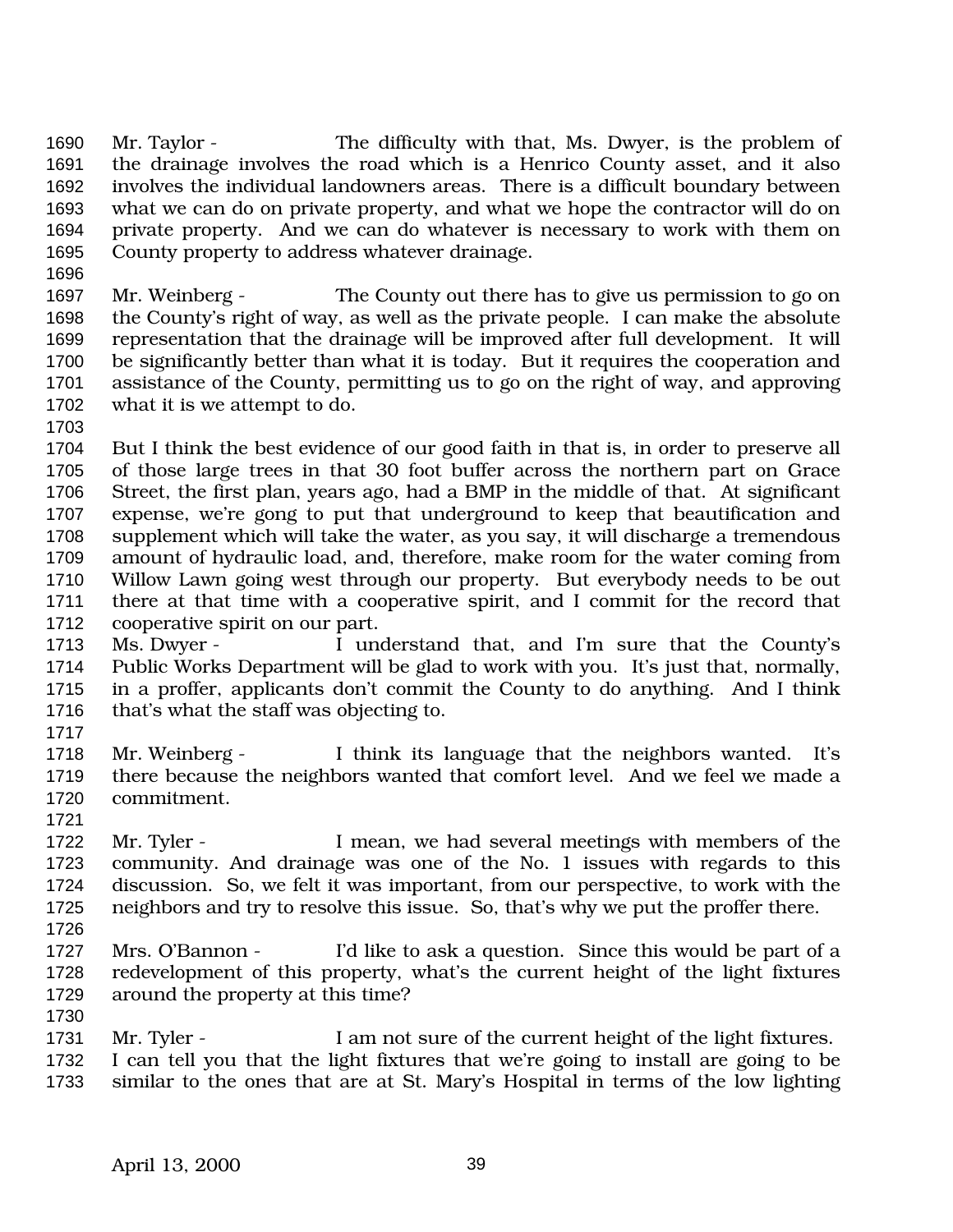Mr. Taylor - The difficulty with that, Ms. Dwyer, is the problem of the drainage involves the road which is a Henrico County asset, and it also involves the individual landowners areas. There is a difficult boundary between what we can do on private property, and what we hope the contractor will do on private property. And we can do whatever is necessary to work with them on County property to address whatever drainage.

Mr. Weinberg - The County out there has to give us permission to go on the County's right of way, as well as the private people. I can make the absolute representation that the drainage will be improved after full development. It will be significantly better than what it is today. But it requires the cooperation and assistance of the County, permitting us to go on the right of way, and approving what it is we attempt to do.

But I think the best evidence of our good faith in that is, in order to preserve all of those large trees in that 30 foot buffer across the northern part on Grace Street, the first plan, years ago, had a BMP in the middle of that. At significant expense, we're gong to put that underground to keep that beautification and supplement which will take the water, as you say, it will discharge a tremendous amount of hydraulic load, and, therefore, make room for the water coming from Willow Lawn going west through our property. But everybody needs to be out there at that time with a cooperative spirit, and I commit for the record that cooperative spirit on our part.

Ms. Dwyer - I understand that, and I'm sure that the County's Public Works Department will be glad to work with you. It's just that, normally, in a proffer, applicants don't commit the County to do anything. And I think that's what the staff was objecting to.

Mr. Weinberg - I think its language that the neighbors wanted. It's there because the neighbors wanted that comfort level. And we feel we made a commitment.

Mr. Tyler - I mean, we had several meetings with members of the community. And drainage was one of the No. 1 issues with regards to this discussion. So, we felt it was important, from our perspective, to work with the neighbors and try to resolve this issue. So, that's why we put the proffer there.

Mrs. O'Bannon - I'd like to ask a question. Since this would be part of a redevelopment of this property, what's the current height of the light fixtures around the property at this time?

Mr. Tyler - I am not sure of the current height of the light fixtures. I can tell you that the light fixtures that we're going to install are going to be similar to the ones that are at St. Mary's Hospital in terms of the low lighting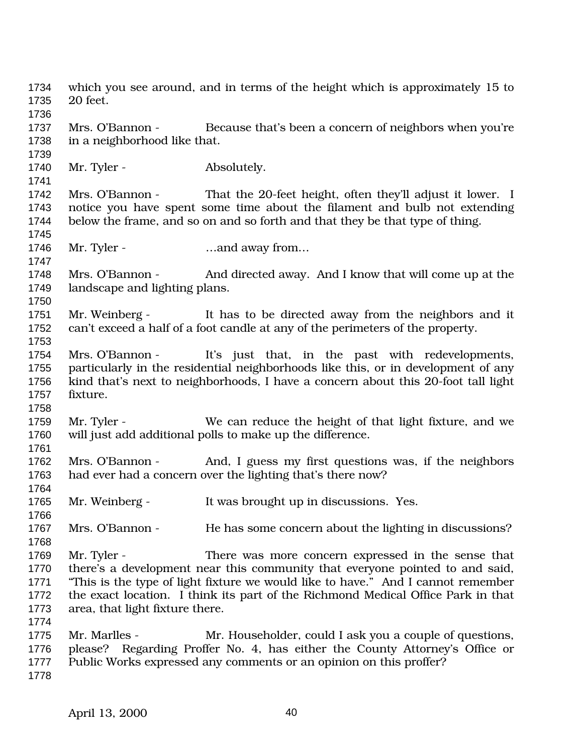which you see around, and in terms of the height which is approximately 15 to 20 feet.

Mrs. O'Bannon - Because that's been a concern of neighbors when you're in a neighborhood like that.

Mr. Tyler - Absolutely.

Mrs. O'Bannon - That the 20-feet height, often they'll adjust it lower. I notice you have spent some time about the filament and bulb not extending below the frame, and so on and so forth and that they be that type of thing.

Mr. Tyler - …and away from…

Mrs. O'Bannon - And directed away. And I know that will come up at the landscape and lighting plans.

Mr. Weinberg - It has to be directed away from the neighbors and it can't exceed a half of a foot candle at any of the perimeters of the property.

Mrs. O'Bannon - It's just that, in the past with redevelopments, particularly in the residential neighborhoods like this, or in development of any kind that's next to neighborhoods, I have a concern about this 20-foot tall light fixture.

Mr. Tyler - We can reduce the height of that light fixture, and we will just add additional polls to make up the difference.

Mrs. O'Bannon - And, I guess my first questions was, if the neighbors had ever had a concern over the lighting that's there now?

Mr. Weinberg - It was brought up in discussions. Yes.

Mrs. O'Bannon - He has some concern about the lighting in discussions?

Mr. Tyler - There was more concern expressed in the sense that there's a development near this community that everyone pointed to and said, "This is the type of light fixture we would like to have." And I cannot remember the exact location. I think its part of the Richmond Medical Office Park in that area, that light fixture there.

Mr. Marlles - Mr. Householder, could I ask you a couple of questions, please? Regarding Proffer No. 4, has either the County Attorney's Office or Public Works expressed any comments or an opinion on this proffer?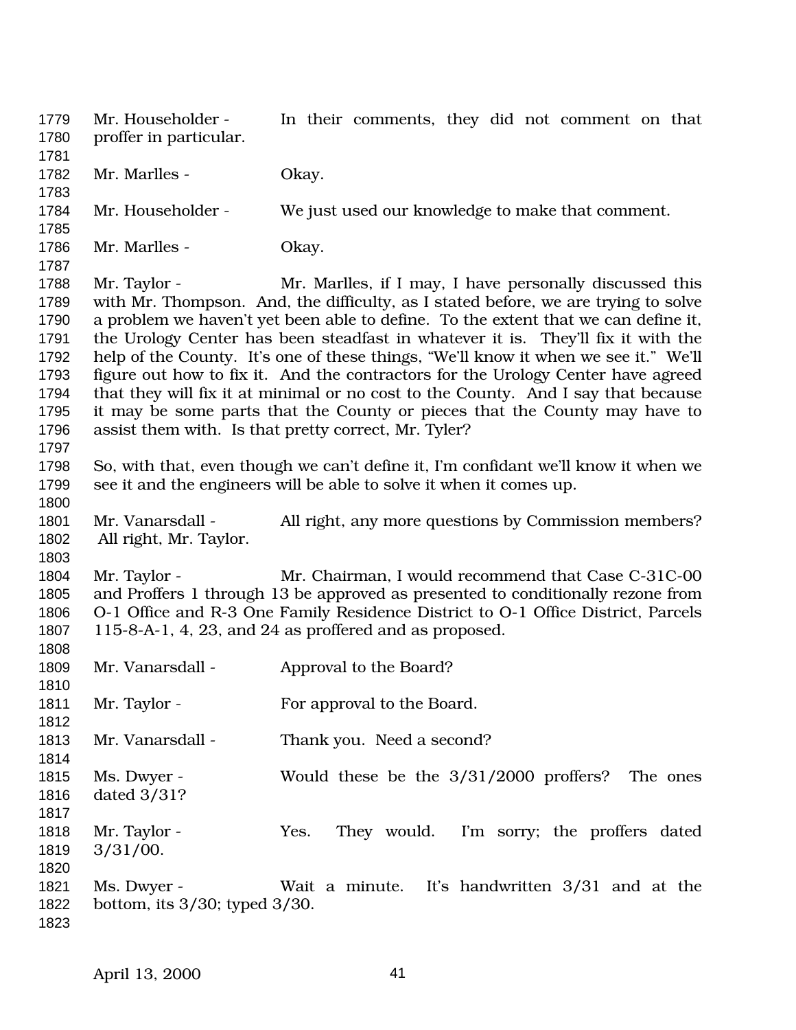Mr. Householder - In their comments, they did not comment on that proffer in particular.

Mr. Marlles - Okay.

Mr. Householder - We just used our knowledge to make that comment.

Mr. Marlles - Okay.

Mr. Taylor - Mr. Marlles, if I may, I have personally discussed this with Mr. Thompson. And, the difficulty, as I stated before, we are trying to solve a problem we haven't yet been able to define. To the extent that we can define it, the Urology Center has been steadfast in whatever it is. They'll fix it with the help of the County. It's one of these things, "We'll know it when we see it." We'll figure out how to fix it. And the contractors for the Urology Center have agreed that they will fix it at minimal or no cost to the County. And I say that because it may be some parts that the County or pieces that the County may have to assist them with. Is that pretty correct, Mr. Tyler?

So, with that, even though we can't define it, I'm confidant we'll know it when we see it and the engineers will be able to solve it when it comes up.

Mr. Vanarsdall - All right, any more questions by Commission members? All right, Mr. Taylor.

Mr. Taylor - Mr. Chairman, I would recommend that Case C-31C-00 and Proffers 1 through 13 be approved as presented to conditionally rezone from O-1 Office and R-3 One Family Residence District to O-1 Office District, Parcels 115-8-A-1, 4, 23, and 24 as proffered and as proposed.

Mr. Vanarsdall - Approval to the Board?

Mr. Taylor - For approval to the Board.

Mr. Vanarsdall - Thank you. Need a second?

Ms. Dwyer - Would these be the 3/31/2000 proffers? The ones dated 3/31?

Mr. Taylor - Yes. They would. I'm sorry; the proffers dated 3/31/00.

Ms. Dwyer - Wait a minute. It's handwritten 3/31 and at the bottom, its 3/30; typed 3/30.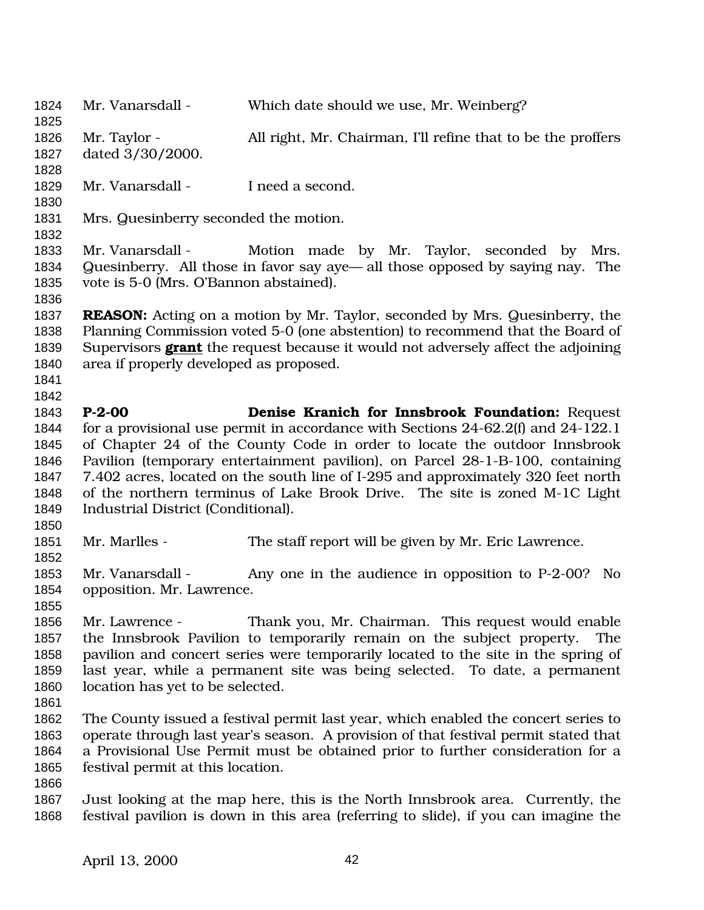Mr. Vanarsdall - Which date should we use, Mr. Weinberg?

Mr. Taylor - All right, Mr. Chairman, I'll refine that to be the proffers dated 3/30/2000.

Mr. Vanarsdall - I need a second.

Mrs. Quesinberry seconded the motion.

Mr. Vanarsdall - Motion made by Mr. Taylor, seconded by Mrs. Quesinberry. All those in favor say aye— all those opposed by saying nay. The vote is 5-0 (Mrs. O'Bannon abstained).

**REASON:** Acting on a motion by Mr. Taylor, seconded by Mrs. Quesinberry, the Planning Commission voted 5-0 (one abstention) to recommend that the Board of Supervisors **grant** the request because it would not adversely affect the adjoining area if properly developed as proposed.

**P-2-00 Denise Kranich for Innsbrook Foundation:** Request for a provisional use permit in accordance with Sections 24-62.2(f) and 24-122.1 of Chapter 24 of the County Code in order to locate the outdoor Innsbrook Pavilion (temporary entertainment pavilion), on Parcel 28-1-B-100, containing 7.402 acres, located on the south line of I-295 and approximately 320 feet north of the northern terminus of Lake Brook Drive. The site is zoned M-1C Light Industrial District (Conditional).

Mr. Marlles - The staff report will be given by Mr. Eric Lawrence.

Mr. Vanarsdall - Any one in the audience in opposition to P-2-00? No opposition. Mr. Lawrence.

Mr. Lawrence - Thank you, Mr. Chairman. This request would enable the Innsbrook Pavilion to temporarily remain on the subject property. The pavilion and concert series were temporarily located to the site in the spring of last year, while a permanent site was being selected. To date, a permanent location has yet to be selected.

The County issued a festival permit last year, which enabled the concert series to operate through last year's season. A provision of that festival permit stated that a Provisional Use Permit must be obtained prior to further consideration for a festival permit at this location.

Just looking at the map here, this is the North Innsbrook area. Currently, the festival pavilion is down in this area (referring to slide), if you can imagine the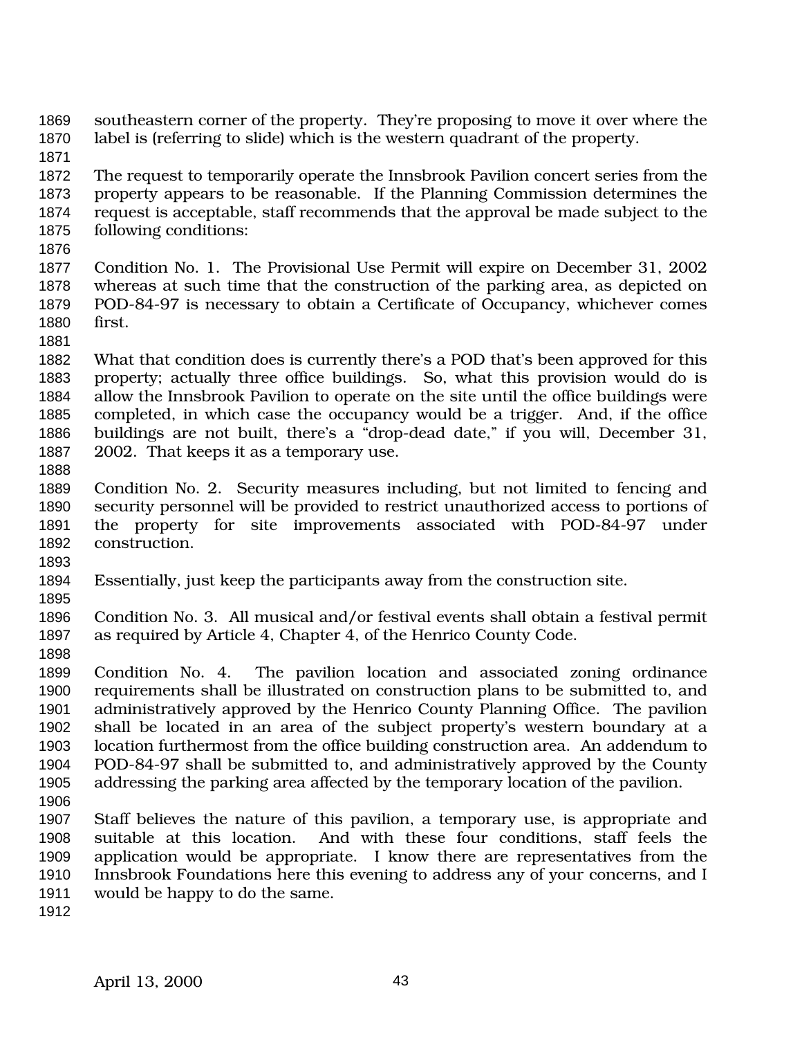southeastern corner of the property. They're proposing to move it over where the label is (referring to slide) which is the western quadrant of the property.

The request to temporarily operate the Innsbrook Pavilion concert series from the property appears to be reasonable. If the Planning Commission determines the request is acceptable, staff recommends that the approval be made subject to the following conditions:

Condition No. 1. The Provisional Use Permit will expire on December 31, 2002 whereas at such time that the construction of the parking area, as depicted on POD-84-97 is necessary to obtain a Certificate of Occupancy, whichever comes first.

What that condition does is currently there's a POD that's been approved for this property; actually three office buildings. So, what this provision would do is allow the Innsbrook Pavilion to operate on the site until the office buildings were completed, in which case the occupancy would be a trigger. And, if the office buildings are not built, there's a "drop-dead date," if you will, December 31, 2002. That keeps it as a temporary use.

Condition No. 2. Security measures including, but not limited to fencing and security personnel will be provided to restrict unauthorized access to portions of the property for site improvements associated with POD-84-97 under construction.

Essentially, just keep the participants away from the construction site.

Condition No. 3. All musical and/or festival events shall obtain a festival permit as required by Article 4, Chapter 4, of the Henrico County Code.

Condition No. 4. The pavilion location and associated zoning ordinance requirements shall be illustrated on construction plans to be submitted to, and administratively approved by the Henrico County Planning Office. The pavilion shall be located in an area of the subject property's western boundary at a location furthermost from the office building construction area. An addendum to POD-84-97 shall be submitted to, and administratively approved by the County addressing the parking area affected by the temporary location of the pavilion.

Staff believes the nature of this pavilion, a temporary use, is appropriate and suitable at this location. And with these four conditions, staff feels the application would be appropriate. I know there are representatives from the Innsbrook Foundations here this evening to address any of your concerns, and I would be happy to do the same.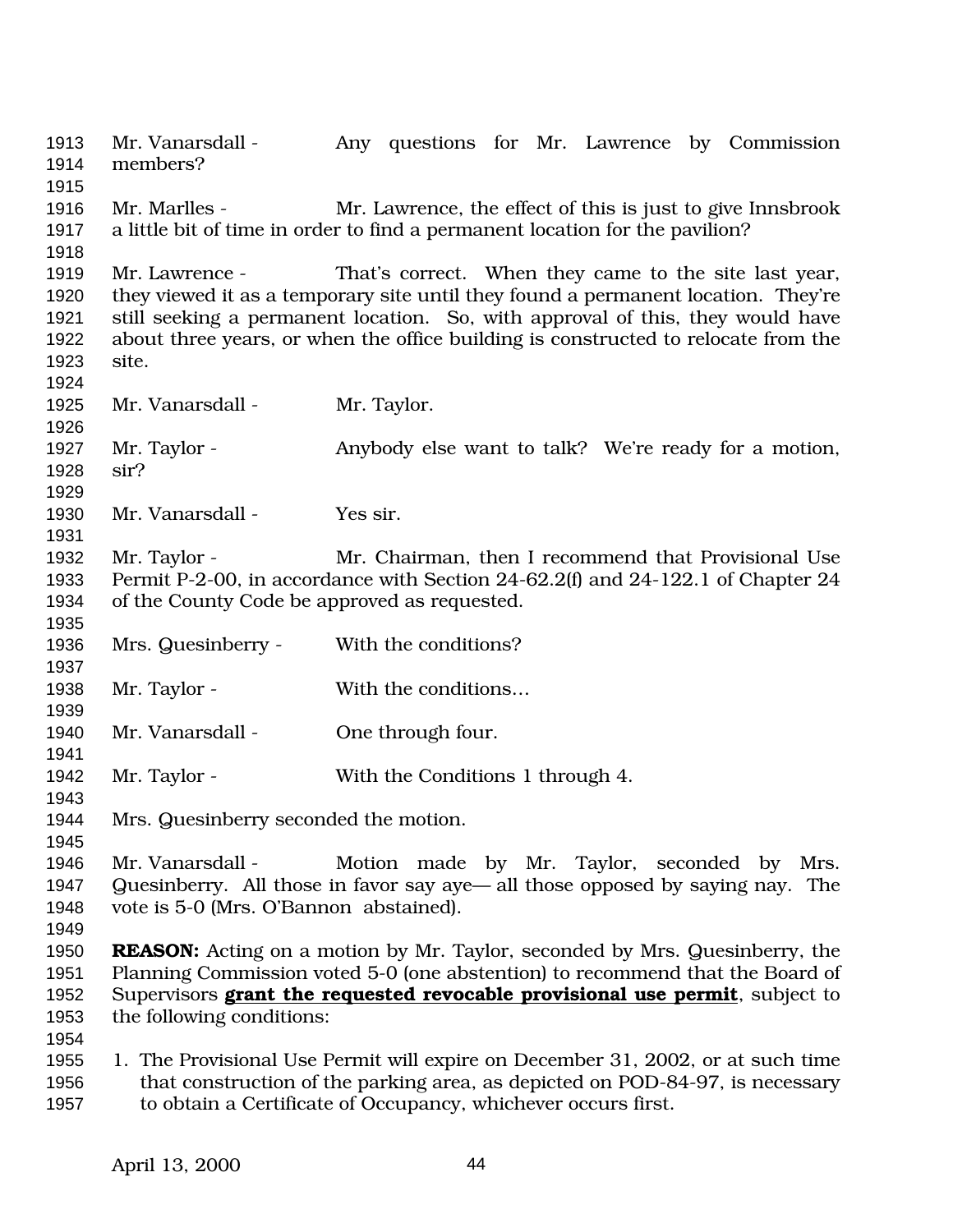Mr. Vanarsdall - Any questions for Mr. Lawrence by Commission members?

Mr. Marlles - Mr. Lawrence, the effect of this is just to give Innsbrook a little bit of time in order to find a permanent location for the pavilion?

Mr. Lawrence - That's correct. When they came to the site last year, they viewed it as a temporary site until they found a permanent location. They're still seeking a permanent location. So, with approval of this, they would have about three years, or when the office building is constructed to relocate from the site.

Mr. Vanarsdall - Mr. Taylor.

Mr. Taylor - Anybody else want to talk? We're ready for a motion, sir?

Mr. Vanarsdall - Yes sir.

Mr. Taylor - Mr. Chairman, then I recommend that Provisional Use Permit P-2-00, in accordance with Section 24-62.2(f) and 24-122.1 of Chapter 24 of the County Code be approved as requested.

Mrs. Quesinberry - With the conditions?

Mr. Taylor - With the conditions…

Mr. Vanarsdall - One through four.

Mr. Taylor - With the Conditions 1 through 4.

Mrs. Quesinberry seconded the motion.

Mr. Vanarsdall - Motion made by Mr. Taylor, seconded by Mrs. Quesinberry. All those in favor say aye— all those opposed by saying nay. The vote is 5-0 (Mrs. O'Bannon abstained).

**REASON:** Acting on a motion by Mr. Taylor, seconded by Mrs. Quesinberry, the Planning Commission voted 5-0 (one abstention) to recommend that the Board of Supervisors **grant the requested revocable provisional use permit**, subject to the following conditions:

1. The Provisional Use Permit will expire on December 31, 2002, or at such time that construction of the parking area, as depicted on POD-84-97, is necessary to obtain a Certificate of Occupancy, whichever occurs first.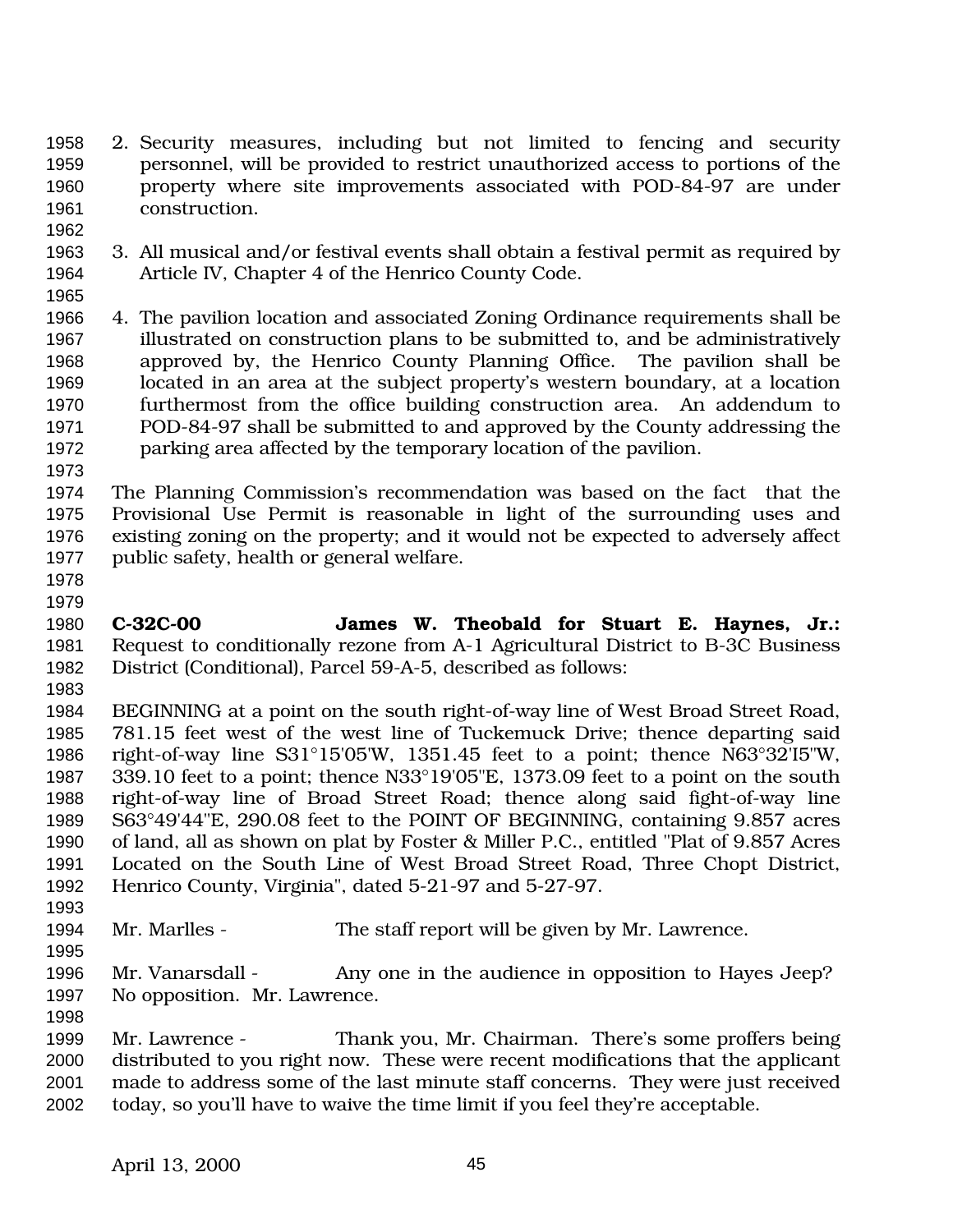2. Security measures, including but not limited to fencing and security personnel, will be provided to restrict unauthorized access to portions of the property where site improvements associated with POD-84-97 are under construction.

3. All musical and/or festival events shall obtain a festival permit as required by Article IV, Chapter 4 of the Henrico County Code.

4. The pavilion location and associated Zoning Ordinance requirements shall be illustrated on construction plans to be submitted to, and be administratively approved by, the Henrico County Planning Office. The pavilion shall be located in an area at the subject property's western boundary, at a location furthermost from the office building construction area. An addendum to POD-84-97 shall be submitted to and approved by the County addressing the parking area affected by the temporary location of the pavilion.

The Planning Commission's recommendation was based on the fact that the Provisional Use Permit is reasonable in light of the surrounding uses and existing zoning on the property; and it would not be expected to adversely affect public safety, health or general welfare.

**C-32C-00 James W. Theobald for Stuart E. Haynes, Jr.:** Request to conditionally rezone from A-1 Agricultural District to B-3C Business District (Conditional), Parcel 59-A-5, described as follows:

BEGINNING at a point on the south right-of-way line of West Broad Street Road, 781.15 feet west of the west line of Tuckemuck Drive; thence departing said right-of-way line S31°15'05'W, 1351.45 feet to a point; thence N63°32'I5"W, 339.10 feet to a point; thence N33°19'05"E, 1373.09 feet to a point on the south right-of-way line of Broad Street Road; thence along said fight-of-way line S63°49'44"E, 290.08 feet to the POINT OF BEGINNING, containing 9.857 acres of land, all as shown on plat by Foster & Miller P.C., entitled "Plat of 9.857 Acres Located on the South Line of West Broad Street Road, Three Chopt District, Henrico County, Virginia", dated 5-21-97 and 5-27-97.

Mr. Marlles - The staff report will be given by Mr. Lawrence.

Mr. Vanarsdall - Any one in the audience in opposition to Hayes Jeep? No opposition. Mr. Lawrence.

Mr. Lawrence - Thank you, Mr. Chairman. There's some proffers being distributed to you right now. These were recent modifications that the applicant made to address some of the last minute staff concerns. They were just received today, so you'll have to waive the time limit if you feel they're acceptable.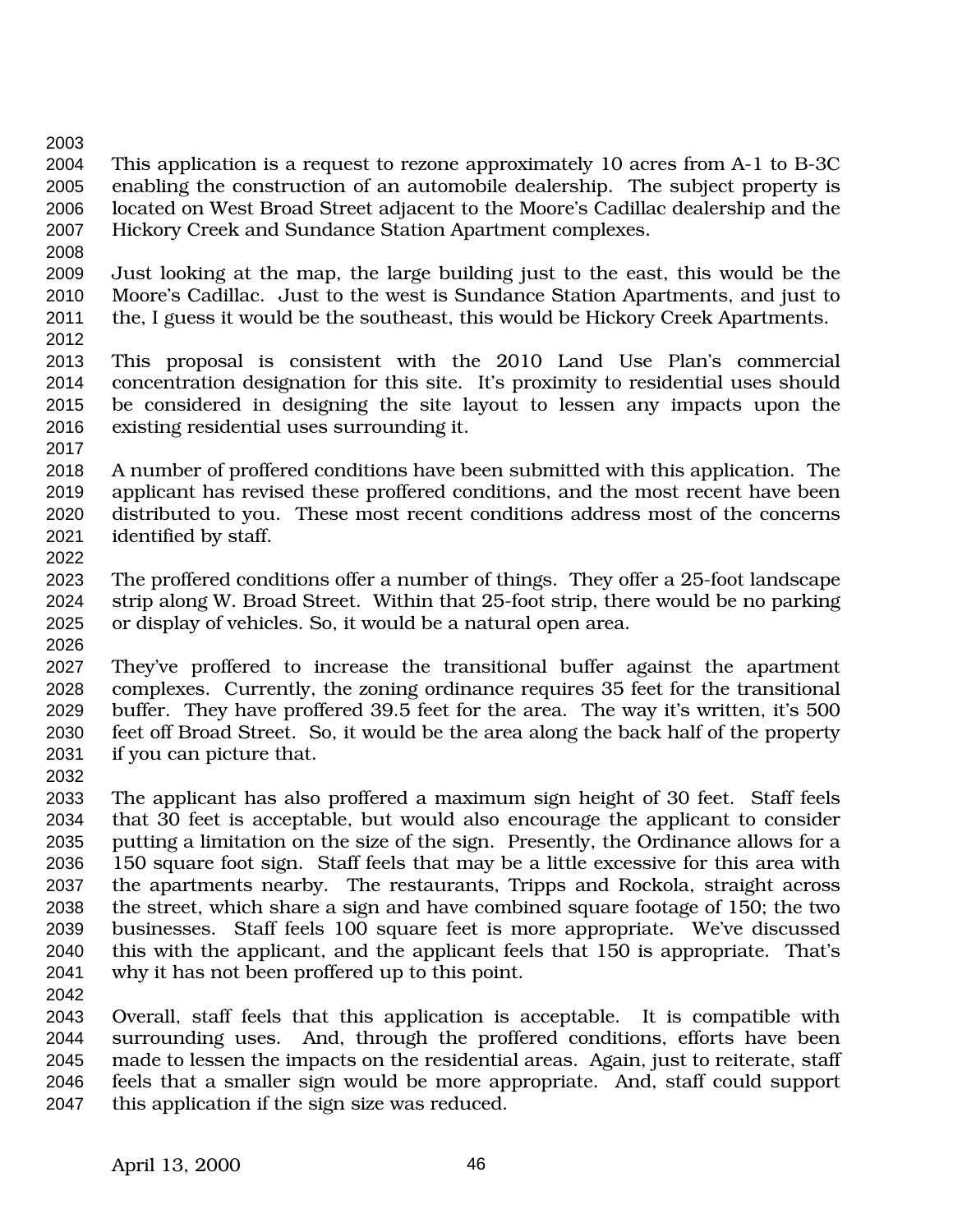This application is a request to rezone approximately 10 acres from A-1 to B-3C enabling the construction of an automobile dealership. The subject property is located on West Broad Street adjacent to the Moore's Cadillac dealership and the Hickory Creek and Sundance Station Apartment complexes.

Just looking at the map, the large building just to the east, this would be the Moore's Cadillac. Just to the west is Sundance Station Apartments, and just to the, I guess it would be the southeast, this would be Hickory Creek Apartments.

This proposal is consistent with the 2010 Land Use Plan's commercial concentration designation for this site. It's proximity to residential uses should be considered in designing the site layout to lessen any impacts upon the existing residential uses surrounding it.

A number of proffered conditions have been submitted with this application. The applicant has revised these proffered conditions, and the most recent have been distributed to you. These most recent conditions address most of the concerns identified by staff.

The proffered conditions offer a number of things. They offer a 25-foot landscape strip along W. Broad Street. Within that 25-foot strip, there would be no parking or display of vehicles. So, it would be a natural open area.

They've proffered to increase the transitional buffer against the apartment complexes. Currently, the zoning ordinance requires 35 feet for the transitional buffer. They have proffered 39.5 feet for the area. The way it's written, it's 500 feet off Broad Street. So, it would be the area along the back half of the property if you can picture that.

The applicant has also proffered a maximum sign height of 30 feet. Staff feels that 30 feet is acceptable, but would also encourage the applicant to consider putting a limitation on the size of the sign. Presently, the Ordinance allows for a 150 square foot sign. Staff feels that may be a little excessive for this area with the apartments nearby. The restaurants, Tripps and Rockola, straight across the street, which share a sign and have combined square footage of 150; the two businesses. Staff feels 100 square feet is more appropriate. We've discussed this with the applicant, and the applicant feels that 150 is appropriate. That's why it has not been proffered up to this point.

Overall, staff feels that this application is acceptable. It is compatible with surrounding uses. And, through the proffered conditions, efforts have been made to lessen the impacts on the residential areas. Again, just to reiterate, staff feels that a smaller sign would be more appropriate. And, staff could support this application if the sign size was reduced.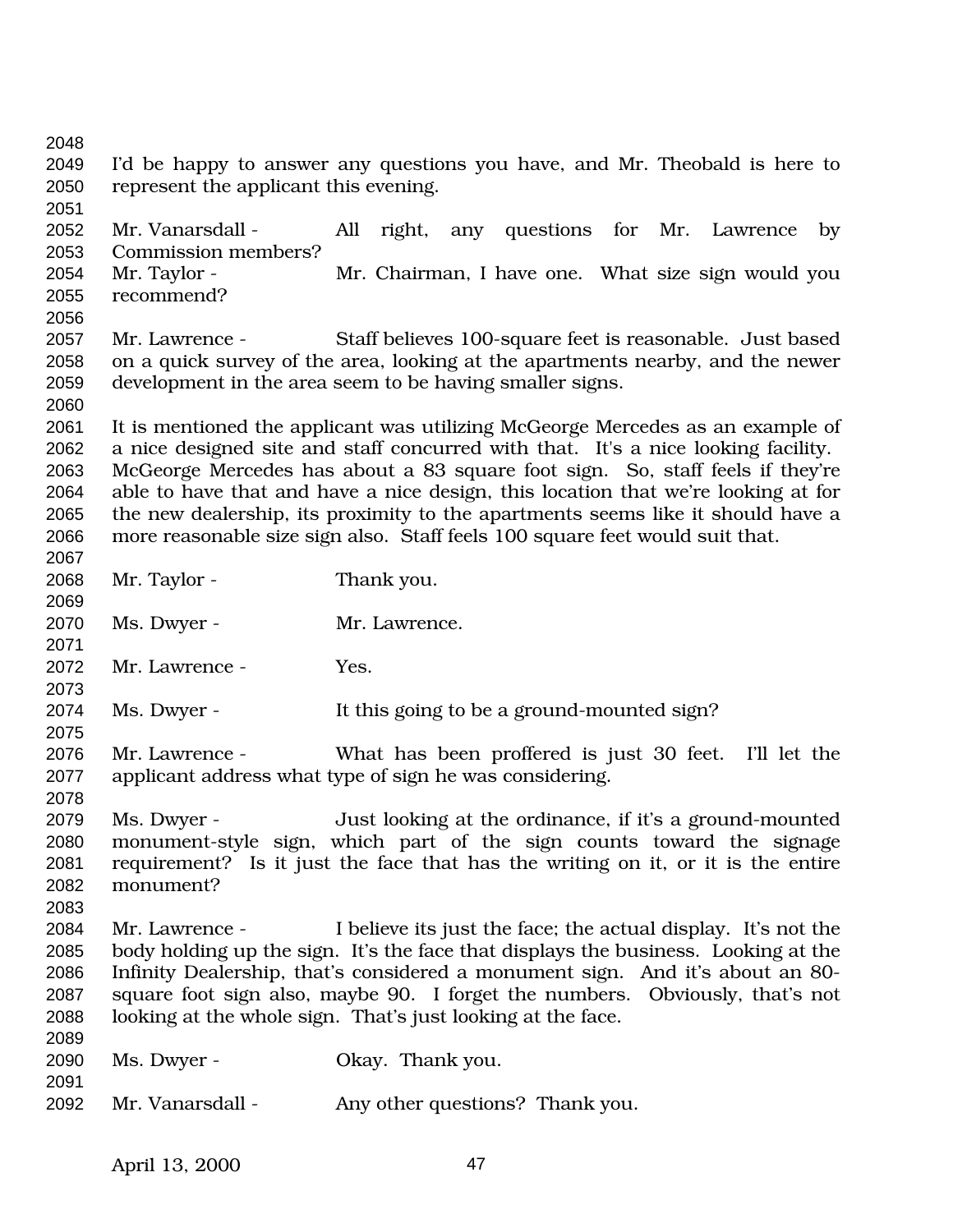I'd be happy to answer any questions you have, and Mr. Theobald is here to represent the applicant this evening.

Mr. Vanarsdall - All right, any questions for Mr. Lawrence by Commission members?

Mr. Taylor - Mr. Chairman, I have one. What size sign would you recommend?

Mr. Lawrence - Staff believes 100-square feet is reasonable. Just based on a quick survey of the area, looking at the apartments nearby, and the newer development in the area seem to be having smaller signs.

It is mentioned the applicant was utilizing McGeorge Mercedes as an example of a nice designed site and staff concurred with that. It's a nice looking facility. McGeorge Mercedes has about a 83 square foot sign. So, staff feels if they're able to have that and have a nice design, this location that we're looking at for the new dealership, its proximity to the apartments seems like it should have a more reasonable size sign also. Staff feels 100 square feet would suit that.

Mr. Taylor - Thank you.

Ms. Dwyer - Mr. Lawrence.

Mr. Lawrence - Yes.

Ms. Dwyer - It this going to be a ground-mounted sign?

Mr. Lawrence - What has been proffered is just 30 feet. I'll let the applicant address what type of sign he was considering.

Ms. Dwyer - Just looking at the ordinance, if it's a ground-mounted monument-style sign, which part of the sign counts toward the signage requirement? Is it just the face that has the writing on it, or it is the entire monument?

Mr. Lawrence - I believe its just the face; the actual display. It's not the body holding up the sign. It's the face that displays the business. Looking at the Infinity Dealership, that's considered a monument sign. And it's about an 80-square foot sign also, maybe 90. I forget the numbers. Obviously, that's not looking at the whole sign. That's just looking at the face.

Ms. Dwyer - Okay. Thank you.

Mr. Vanarsdall - Any other questions? Thank you.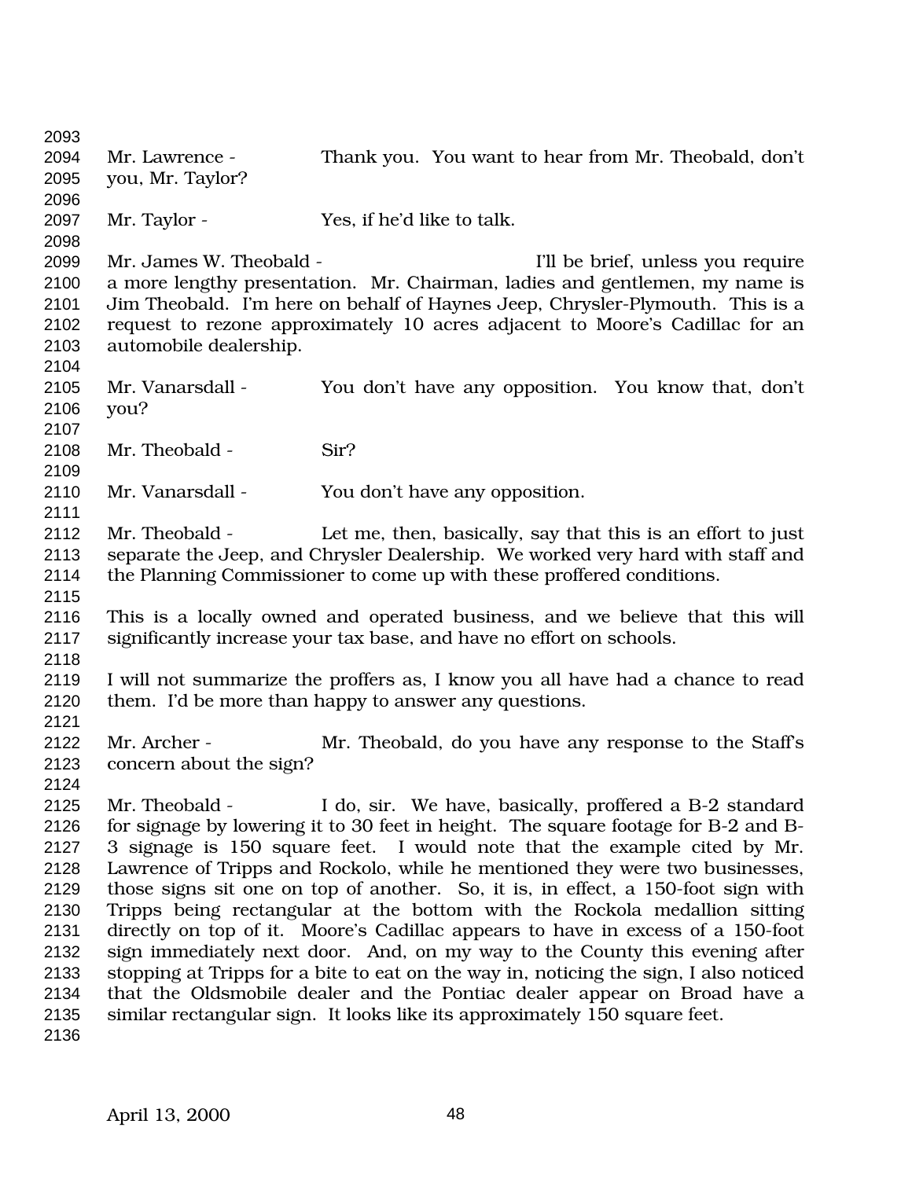Mr. Lawrence - Thank you. You want to hear from Mr. Theobald, don't you, Mr. Taylor?

Mr. Taylor - Yes, if he'd like to talk.

Mr. James W. Theobald - I'll be brief, unless you require a more lengthy presentation. Mr. Chairman, ladies and gentlemen, my name is Jim Theobald. I'm here on behalf of Haynes Jeep, Chrysler-Plymouth. This is a request to rezone approximately 10 acres adjacent to Moore's Cadillac for an automobile dealership.

Mr. Vanarsdall - You don't have any opposition. You know that, don't you?

Mr. Theobald - Sir?

Mr. Vanarsdall - You don't have any opposition.

Mr. Theobald - Let me, then, basically, say that this is an effort to just separate the Jeep, and Chrysler Dealership. We worked very hard with staff and the Planning Commissioner to come up with these proffered conditions.

This is a locally owned and operated business, and we believe that this will significantly increase your tax base, and have no effort on schools.

I will not summarize the proffers as, I know you all have had a chance to read them. I'd be more than happy to answer any questions.

Mr. Archer - Mr. Theobald, do you have any response to the Staff's concern about the sign?

Mr. Theobald - I do, sir. We have, basically, proffered a B-2 standard for signage by lowering it to 30 feet in height. The square footage for B-2 and B-3 signage is 150 square feet. I would note that the example cited by Mr. Lawrence of Tripps and Rockolo, while he mentioned they were two businesses, those signs sit one on top of another. So, it is, in effect, a 150-foot sign with Tripps being rectangular at the bottom with the Rockola medallion sitting directly on top of it. Moore's Cadillac appears to have in excess of a 150-foot sign immediately next door. And, on my way to the County this evening after stopping at Tripps for a bite to eat on the way in, noticing the sign, I also noticed that the Oldsmobile dealer and the Pontiac dealer appear on Broad have a similar rectangular sign. It looks like its approximately 150 square feet.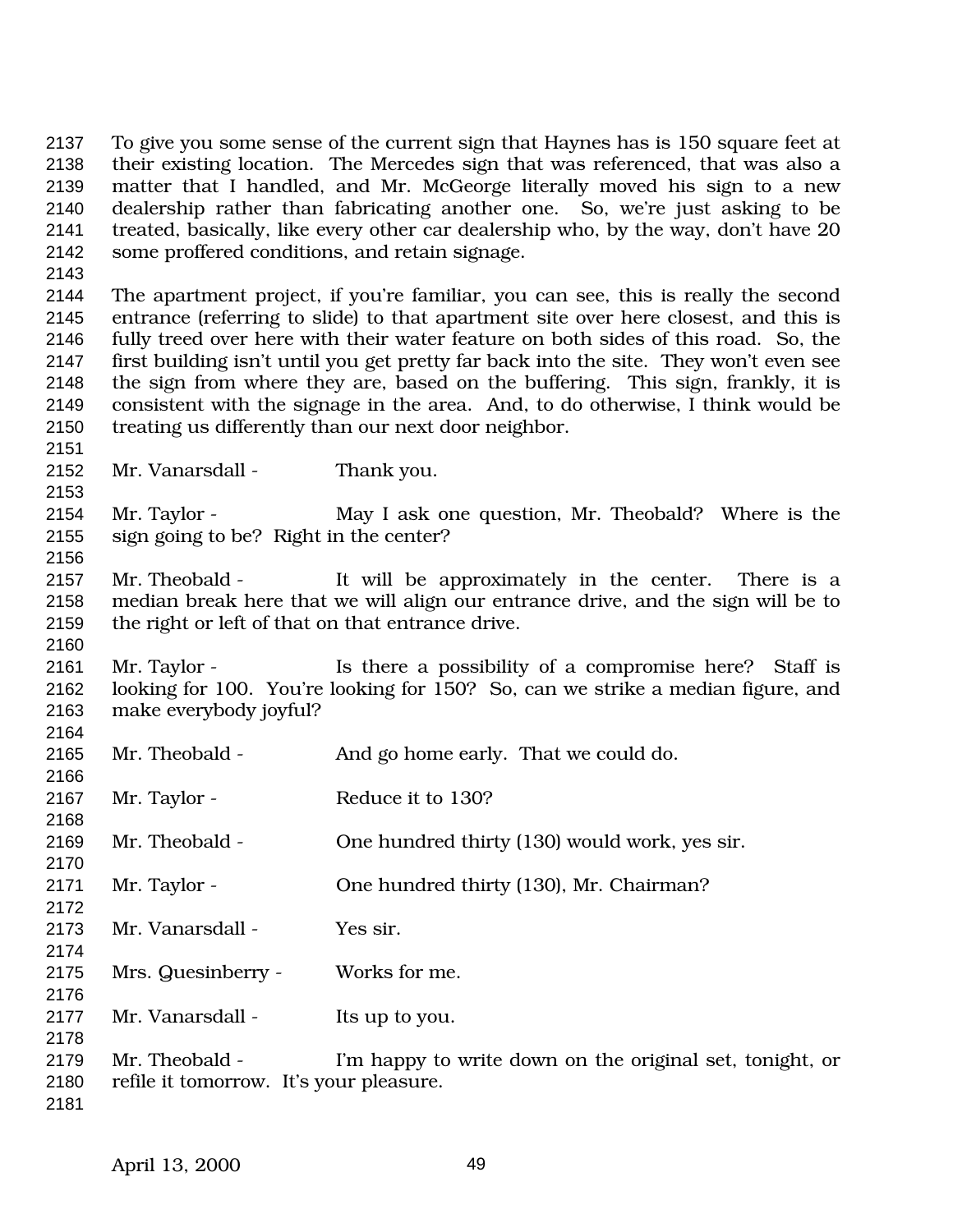To give you some sense of the current sign that Haynes has is 150 square feet at their existing location. The Mercedes sign that was referenced, that was also a matter that I handled, and Mr. McGeorge literally moved his sign to a new dealership rather than fabricating another one. So, we're just asking to be treated, basically, like every other car dealership who, by the way, don't have 20 some proffered conditions, and retain signage.

The apartment project, if you're familiar, you can see, this is really the second entrance (referring to slide) to that apartment site over here closest, and this is fully treed over here with their water feature on both sides of this road. So, the first building isn't until you get pretty far back into the site. They won't even see the sign from where they are, based on the buffering. This sign, frankly, it is consistent with the signage in the area. And, to do otherwise, I think would be treating us differently than our next door neighbor.

Mr. Vanarsdall - Thank you.

Mr. Taylor - May I ask one question, Mr. Theobald? Where is the sign going to be? Right in the center?

Mr. Theobald - It will be approximately in the center. There is a median break here that we will align our entrance drive, and the sign will be to the right or left of that on that entrance drive.

Mr. Taylor - Is there a possibility of a compromise here? Staff is looking for 100. You're looking for 150? So, can we strike a median figure, and make everybody joyful?

Mr. Theobald - And go home early. That we could do.

Mr. Taylor - Reduce it to 130?

Mr. Theobald - One hundred thirty (130) would work, yes sir.

Mr. Taylor - One hundred thirty (130), Mr. Chairman?

Mr. Vanarsdall - Yes sir.

Mrs. Quesinberry - Works for me.

Mr. Vanarsdall - Its up to you.

Mr. Theobald - I'm happy to write down on the original set, tonight, or refile it tomorrow. It's your pleasure.

April 13, 2000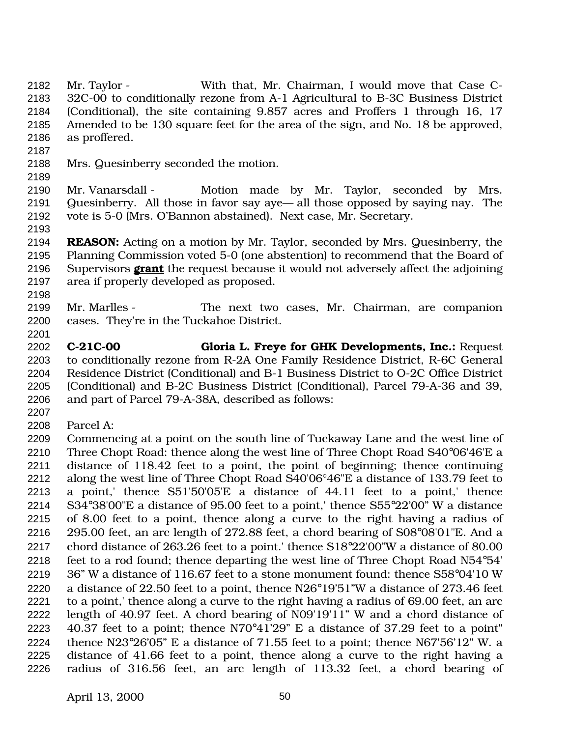Mr. Taylor - With that, Mr. Chairman, I would move that Case C-32C-00 to conditionally rezone from A-1 Agricultural to B-3C Business District (Conditional), the site containing 9.857 acres and Proffers 1 through 16, 17 Amended to be 130 square feet for the area of the sign, and No. 18 be approved, as proffered.

Mrs. Quesinberry seconded the motion.

Mr. Vanarsdall - Motion made by Mr. Taylor, seconded by Mrs. Quesinberry. All those in favor say aye— all those opposed by saying nay. The vote is 5-0 (Mrs. O'Bannon abstained). Next case, Mr. Secretary.

**REASON:** Acting on a motion by Mr. Taylor, seconded by Mrs. Quesinberry, the Planning Commission voted 5-0 (one abstention) to recommend that the Board of Supervisors **grant** the request because it would not adversely affect the adjoining area if properly developed as proposed.

Mr. Marlles - The next two cases, Mr. Chairman, are companion cases. They're in the Tuckahoe District.

**C-21C-00 Gloria L. Freye for GHK Developments, Inc.:** Request to conditionally rezone from R-2A One Family Residence District, R-6C General Residence District (Conditional) and B-1 Business District to O-2C Office District (Conditional) and B-2C Business District (Conditional), Parcel 79-A-36 and 39, and part of Parcel 79-A-38A, described as follows:

Parcel A:
Commencing at a point on the south line of Tuckaway Lane and the west line of Three Chopt Road: thence along the west line of Three Chopt Road S40°06'46'E a distance of 118.42 feet to a point, the point of beginning; thence continuing along the west line of Three Chopt Road S40'06°46"E a distance of 133.79 feet to a point,' thence S51'50'05'E a distance of 44.11 feet to a point,' thence S34°38'00"E a distance of 95.00 feet to a point,' thence S55°22'00" W a distance of 8.00 feet to a point, thence along a curve to the right having a radius of 295.00 feet, an arc length of 272.88 feet, a chord bearing of S08°08'01"E. And a chord distance of 263.26 feet to a point.' thence S18°22'00"W a distance of 80.00 feet to a rod found; thence departing the west line of Three Chopt Road N54°54' 36" W a distance of 116.67 feet to a stone monument found: thence S58°04'10 W a distance of 22.50 feet to a point, thence N26°19'51"W a distance of 273.46 feet to a point,' thence along a curve to the right having a radius of 69.00 feet, an arc length of 40.97 feet. A chord bearing of N09'19'11" W and a chord distance of 40.37 feet to a point; thence N70°41'29" E a distance of 37.29 feet to a point" thence N23°26'05" E a distance of 71.55 feet to a point; thence N67'56'12" W. a distance of 41.66 feet to a point, thence along a curve to the right having a radius of 316.56 feet, an arc length of 113.32 feet, a chord bearing of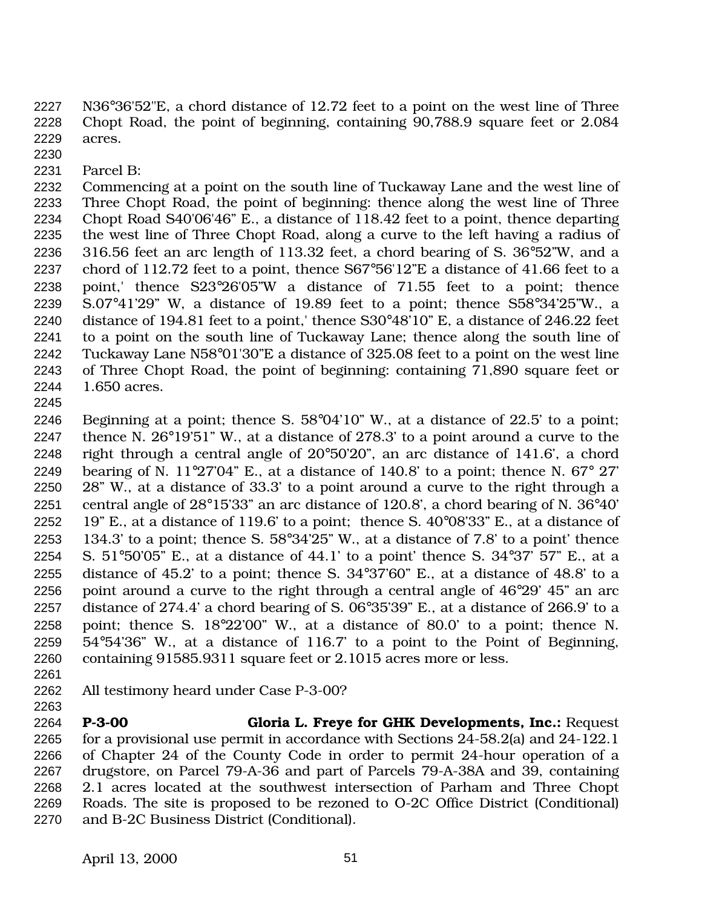N36°36'52"E, a chord distance of 12.72 feet to a point on the west line of Three Chopt Road, the point of beginning, containing 90,788.9 square feet or 2.084 acres.

Parcel B:
Commencing at a point on the south line of Tuckaway Lane and the west line of Three Chopt Road, the point of beginning: thence along the west line of Three Chopt Road S40'06'46" E., a distance of 118.42 feet to a point, thence departing the west line of Three Chopt Road, along a curve to the left having a radius of 316.56 feet an arc length of 113.32 feet, a chord bearing of S. 36°52"W, and a chord of 112.72 feet to a point, thence S67°56'12"E a distance of 41.66 feet to a point,' thence S23°26'05"W a distance of 71.55 feet to a point; thence S.07°41'29" W, a distance of 19.89 feet to a point; thence S58°34'25"W., a distance of 194.81 feet to a point,' thence S30°48'10" E, a distance of 246.22 feet to a point on the south line of Tuckaway Lane; thence along the south line of Tuckaway Lane N58°01'30"E a distance of 325.08 feet to a point on the west line of Three Chopt Road, the point of beginning: containing 71,890 square feet or 1.650 acres.

Beginning at a point; thence S. 58°04'10" W., at a distance of 22.5' to a point; thence N. 26°19'51" W., at a distance of 278.3' to a point around a curve to the right through a central angle of 20°50'20", an arc distance of 141.6', a chord bearing of N. 11°27'04" E., at a distance of 140.8' to a point; thence N. 67° 27' 28" W., at a distance of 33.3' to a point around a curve to the right through a central angle of 28°15'33" an arc distance of 120.8', a chord bearing of N. 36°40' 19" E., at a distance of 119.6' to a point; thence S. 40°08'33" E., at a distance of 134.3' to a point; thence S. 58°34'25" W., at a distance of 7.8' to a point' thence S. 51°50'05" E., at a distance of 44.1' to a point' thence S. 34°37' 57" E., at a distance of 45.2' to a point; thence S. 34°37'60" E., at a distance of 48.8' to a point around a curve to the right through a central angle of 46°29' 45" an arc distance of 274.4' a chord bearing of S. 06°35'39" E., at a distance of 266.9' to a point; thence S. 18°22'00" W., at a distance of 80.0' to a point; thence N. 54°54'36" W., at a distance of 116.7' to a point to the Point of Beginning, containing 91585.9311 square feet or 2.1015 acres more or less.

All testimony heard under Case P-3-00?

**P-3-00** **Gloria L. Freye for GHK Developments, Inc.:** Request for a provisional use permit in accordance with Sections 24-58.2(a) and 24-122.1 of Chapter 24 of the County Code in order to permit 24-hour operation of a drugstore, on Parcel 79-A-36 and part of Parcels 79-A-38A and 39, containing 2.1 acres located at the southwest intersection of Parham and Three Chopt Roads. The site is proposed to be rezoned to O-2C Office District (Conditional) and B-2C Business District (Conditional).

April 13, 2000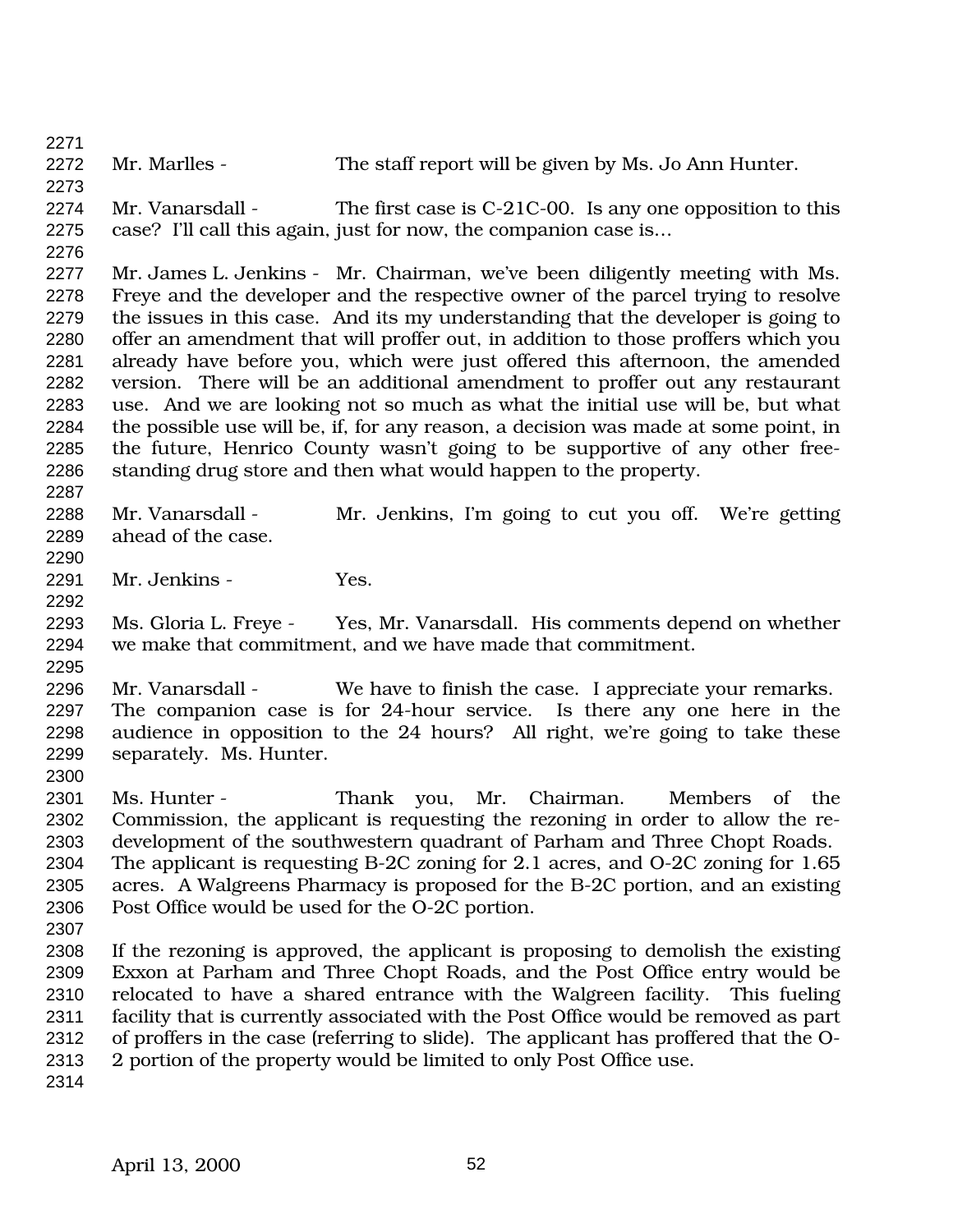Mr. Marlles - The staff report will be given by Ms. Jo Ann Hunter.

Mr. Vanarsdall - The first case is C-21C-00. Is any one opposition to this case? I'll call this again, just for now, the companion case is…

Mr. James L. Jenkins - Mr. Chairman, we've been diligently meeting with Ms. Freye and the developer and the respective owner of the parcel trying to resolve the issues in this case. And its my understanding that the developer is going to offer an amendment that will proffer out, in addition to those proffers which you already have before you, which were just offered this afternoon, the amended version. There will be an additional amendment to proffer out any restaurant use. And we are looking not so much as what the initial use will be, but what the possible use will be, if, for any reason, a decision was made at some point, in the future, Henrico County wasn't going to be supportive of any other free-standing drug store and then what would happen to the property.

Mr. Vanarsdall - Mr. Jenkins, I'm going to cut you off. We're getting ahead of the case.

Mr. Jenkins - Yes.

Ms. Gloria L. Freye - Yes, Mr. Vanarsdall. His comments depend on whether we make that commitment, and we have made that commitment.

Mr. Vanarsdall - We have to finish the case. I appreciate your remarks. The companion case is for 24-hour service. Is there any one here in the audience in opposition to the 24 hours? All right, we're going to take these separately. Ms. Hunter.

Ms. Hunter - Thank you, Mr. Chairman. Members of the Commission, the applicant is requesting the rezoning in order to allow the re-development of the southwestern quadrant of Parham and Three Chopt Roads. The applicant is requesting B-2C zoning for 2.1 acres, and O-2C zoning for 1.65 acres. A Walgreens Pharmacy is proposed for the B-2C portion, and an existing Post Office would be used for the O-2C portion.

If the rezoning is approved, the applicant is proposing to demolish the existing Exxon at Parham and Three Chopt Roads, and the Post Office entry would be relocated to have a shared entrance with the Walgreen facility. This fueling facility that is currently associated with the Post Office would be removed as part of proffers in the case (referring to slide). The applicant has proffered that the O-2 portion of the property would be limited to only Post Office use.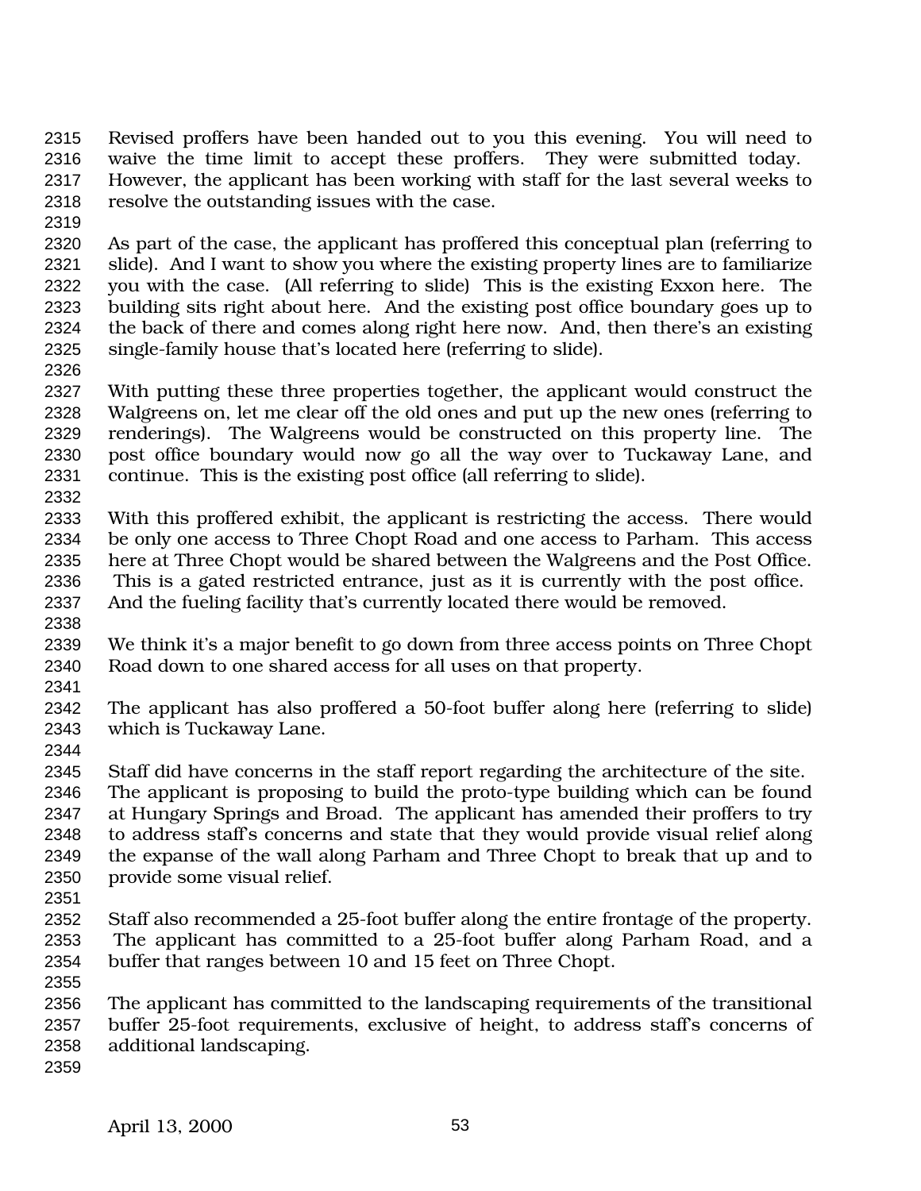Revised proffers have been handed out to you this evening. You will need to waive the time limit to accept these proffers. They were submitted today. However, the applicant has been working with staff for the last several weeks to resolve the outstanding issues with the case.

As part of the case, the applicant has proffered this conceptual plan (referring to slide). And I want to show you where the existing property lines are to familiarize you with the case. (All referring to slide) This is the existing Exxon here. The building sits right about here. And the existing post office boundary goes up to the back of there and comes along right here now. And, then there's an existing single-family house that's located here (referring to slide).

With putting these three properties together, the applicant would construct the Walgreens on, let me clear off the old ones and put up the new ones (referring to renderings). The Walgreens would be constructed on this property line. The post office boundary would now go all the way over to Tuckaway Lane, and continue. This is the existing post office (all referring to slide).

With this proffered exhibit, the applicant is restricting the access. There would be only one access to Three Chopt Road and one access to Parham. This access here at Three Chopt would be shared between the Walgreens and the Post Office. This is a gated restricted entrance, just as it is currently with the post office. And the fueling facility that's currently located there would be removed.

We think it's a major benefit to go down from three access points on Three Chopt Road down to one shared access for all uses on that property.

The applicant has also proffered a 50-foot buffer along here (referring to slide) which is Tuckaway Lane.

Staff did have concerns in the staff report regarding the architecture of the site. The applicant is proposing to build the proto-type building which can be found at Hungary Springs and Broad. The applicant has amended their proffers to try to address staff's concerns and state that they would provide visual relief along the expanse of the wall along Parham and Three Chopt to break that up and to provide some visual relief.

Staff also recommended a 25-foot buffer along the entire frontage of the property. The applicant has committed to a 25-foot buffer along Parham Road, and a buffer that ranges between 10 and 15 feet on Three Chopt.

The applicant has committed to the landscaping requirements of the transitional buffer 25-foot requirements, exclusive of height, to address staff's concerns of additional landscaping.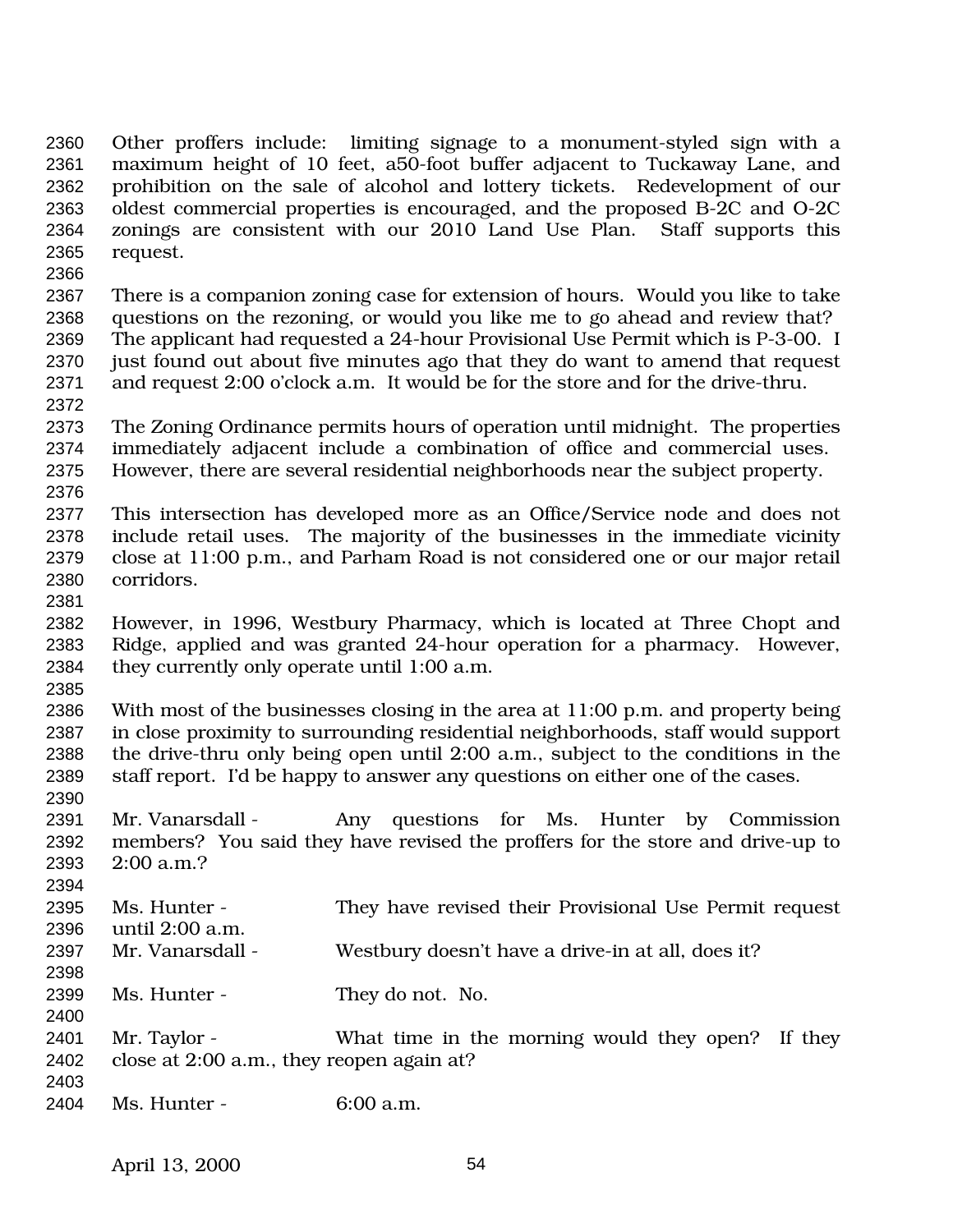Other proffers include: limiting signage to a monument-styled sign with a maximum height of 10 feet, a50-foot buffer adjacent to Tuckaway Lane, and prohibition on the sale of alcohol and lottery tickets. Redevelopment of our oldest commercial properties is encouraged, and the proposed B-2C and O-2C zonings are consistent with our 2010 Land Use Plan. Staff supports this request.

There is a companion zoning case for extension of hours. Would you like to take questions on the rezoning, or would you like me to go ahead and review that? The applicant had requested a 24-hour Provisional Use Permit which is P-3-00. I just found out about five minutes ago that they do want to amend that request and request 2:00 o'clock a.m. It would be for the store and for the drive-thru.

The Zoning Ordinance permits hours of operation until midnight. The properties immediately adjacent include a combination of office and commercial uses. However, there are several residential neighborhoods near the subject property.

This intersection has developed more as an Office/Service node and does not include retail uses. The majority of the businesses in the immediate vicinity close at 11:00 p.m., and Parham Road is not considered one or our major retail corridors.

However, in 1996, Westbury Pharmacy, which is located at Three Chopt and Ridge, applied and was granted 24-hour operation for a pharmacy. However, they currently only operate until 1:00 a.m.

With most of the businesses closing in the area at 11:00 p.m. and property being in close proximity to surrounding residential neighborhoods, staff would support the drive-thru only being open until 2:00 a.m., subject to the conditions in the staff report. I'd be happy to answer any questions on either one of the cases.

Mr. Vanarsdall - Any questions for Ms. Hunter by Commission members? You said they have revised the proffers for the store and drive-up to 2:00 a.m.?

Ms. Hunter - They have revised their Provisional Use Permit request until 2:00 a.m.

Mr. Vanarsdall - Westbury doesn't have a drive-in at all, does it?

Ms. Hunter - They do not. No.

Mr. Taylor - What time in the morning would they open? If they close at 2:00 a.m., they reopen again at?

Ms. Hunter - 6:00 a.m.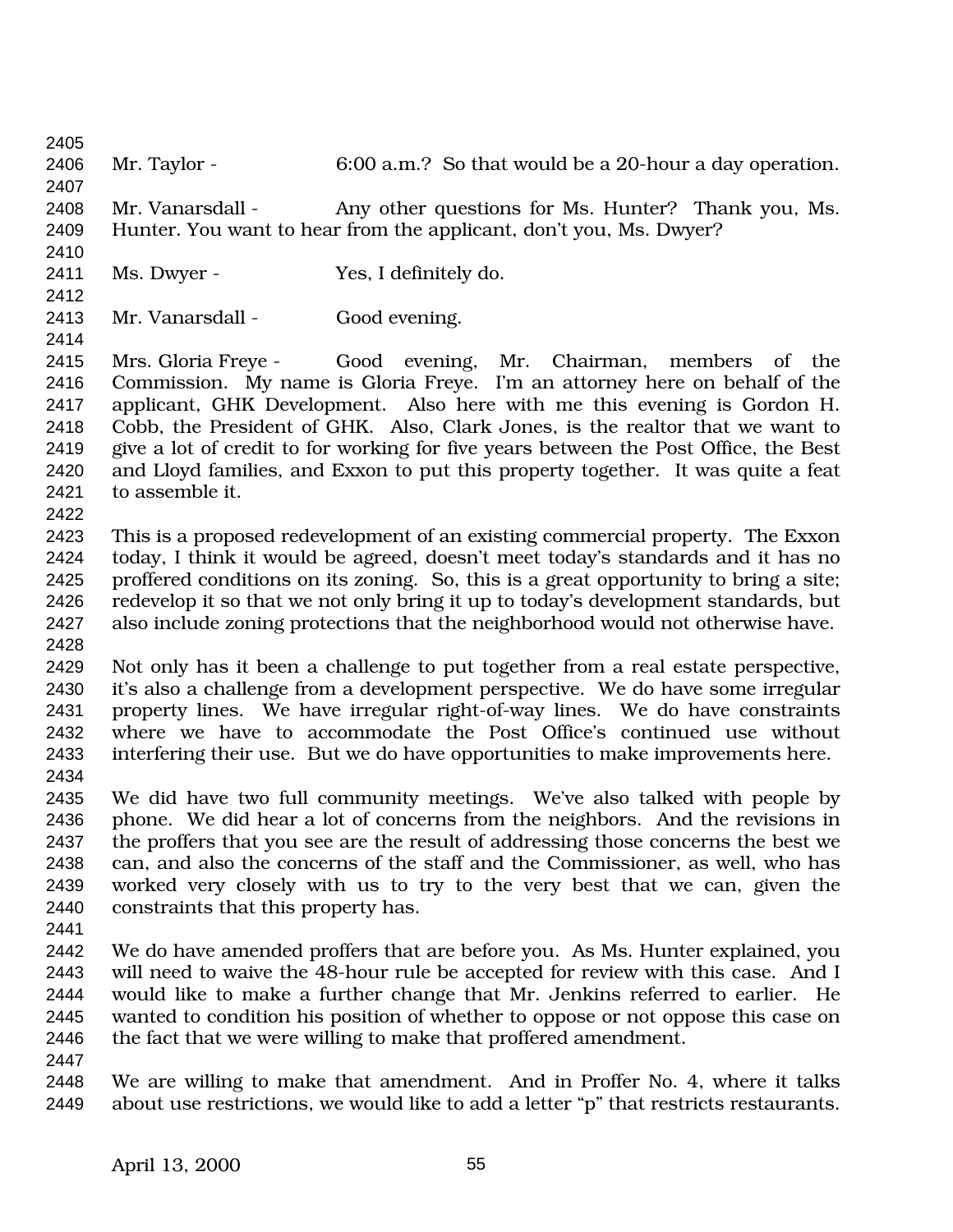Mr. Taylor - 6:00 a.m.? So that would be a 20-hour a day operation.

Mr. Vanarsdall - Any other questions for Ms. Hunter? Thank you, Ms. Hunter. You want to hear from the applicant, don't you, Ms. Dwyer?

Ms. Dwyer - Yes, I definitely do.

Mr. Vanarsdall - Good evening.

Mrs. Gloria Freye - Good evening, Mr. Chairman, members of the Commission. My name is Gloria Freye. I'm an attorney here on behalf of the applicant, GHK Development. Also here with me this evening is Gordon H. Cobb, the President of GHK. Also, Clark Jones, is the realtor that we want to give a lot of credit to for working for five years between the Post Office, the Best and Lloyd families, and Exxon to put this property together. It was quite a feat to assemble it.

This is a proposed redevelopment of an existing commercial property. The Exxon today, I think it would be agreed, doesn't meet today's standards and it has no proffered conditions on its zoning. So, this is a great opportunity to bring a site; redevelop it so that we not only bring it up to today's development standards, but also include zoning protections that the neighborhood would not otherwise have.

Not only has it been a challenge to put together from a real estate perspective, it's also a challenge from a development perspective. We do have some irregular property lines. We have irregular right-of-way lines. We do have constraints where we have to accommodate the Post Office's continued use without interfering their use. But we do have opportunities to make improvements here.

We did have two full community meetings. We've also talked with people by phone. We did hear a lot of concerns from the neighbors. And the revisions in the proffers that you see are the result of addressing those concerns the best we can, and also the concerns of the staff and the Commissioner, as well, who has worked very closely with us to try to the very best that we can, given the constraints that this property has.

We do have amended proffers that are before you. As Ms. Hunter explained, you will need to waive the 48-hour rule be accepted for review with this case. And I would like to make a further change that Mr. Jenkins referred to earlier. He wanted to condition his position of whether to oppose or not oppose this case on the fact that we were willing to make that proffered amendment.

We are willing to make that amendment. And in Proffer No. 4, where it talks about use restrictions, we would like to add a letter "p" that restricts restaurants.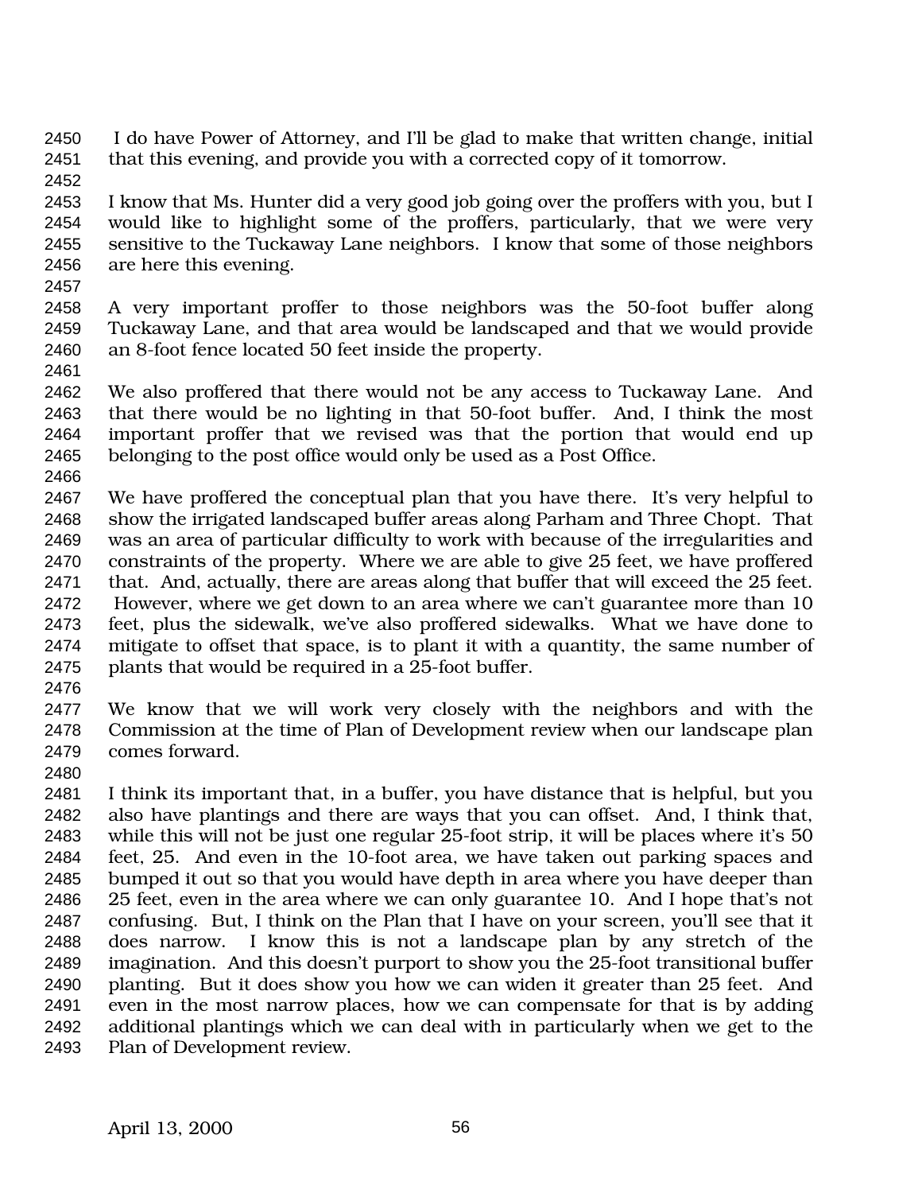I do have Power of Attorney, and I'll be glad to make that written change, initial that this evening, and provide you with a corrected copy of it tomorrow.

I know that Ms. Hunter did a very good job going over the proffers with you, but I would like to highlight some of the proffers, particularly, that we were very sensitive to the Tuckaway Lane neighbors. I know that some of those neighbors are here this evening.

A very important proffer to those neighbors was the 50-foot buffer along Tuckaway Lane, and that area would be landscaped and that we would provide an 8-foot fence located 50 feet inside the property.

We also proffered that there would not be any access to Tuckaway Lane. And that there would be no lighting in that 50-foot buffer. And, I think the most important proffer that we revised was that the portion that would end up belonging to the post office would only be used as a Post Office.

We have proffered the conceptual plan that you have there. It's very helpful to show the irrigated landscaped buffer areas along Parham and Three Chopt. That was an area of particular difficulty to work with because of the irregularities and constraints of the property. Where we are able to give 25 feet, we have proffered that. And, actually, there are areas along that buffer that will exceed the 25 feet. However, where we get down to an area where we can't guarantee more than 10 feet, plus the sidewalk, we've also proffered sidewalks. What we have done to mitigate to offset that space, is to plant it with a quantity, the same number of plants that would be required in a 25-foot buffer.

We know that we will work very closely with the neighbors and with the Commission at the time of Plan of Development review when our landscape plan comes forward.

I think its important that, in a buffer, you have distance that is helpful, but you also have plantings and there are ways that you can offset. And, I think that, while this will not be just one regular 25-foot strip, it will be places where it's 50 feet, 25. And even in the 10-foot area, we have taken out parking spaces and bumped it out so that you would have depth in area where you have deeper than 25 feet, even in the area where we can only guarantee 10. And I hope that's not confusing. But, I think on the Plan that I have on your screen, you'll see that it does narrow. I know this is not a landscape plan by any stretch of the imagination. And this doesn't purport to show you the 25-foot transitional buffer planting. But it does show you how we can widen it greater than 25 feet. And even in the most narrow places, how we can compensate for that is by adding additional plantings which we can deal with in particularly when we get to the Plan of Development review.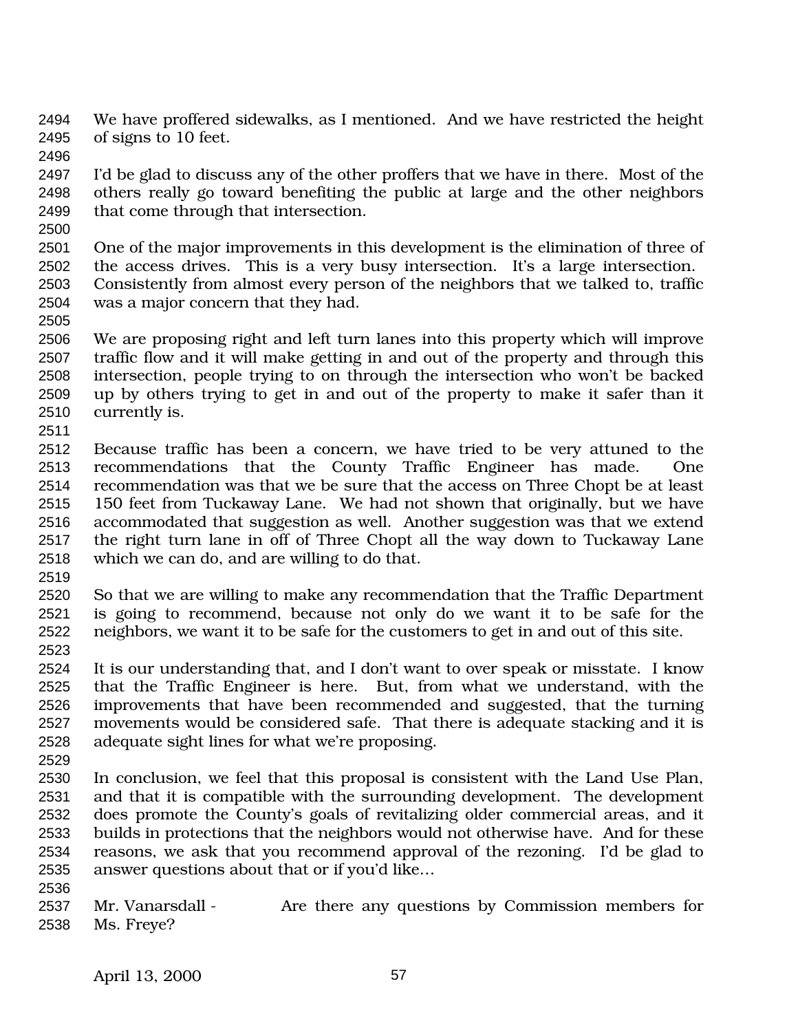We have proffered sidewalks, as I mentioned. And we have restricted the height of signs to 10 feet.

I'd be glad to discuss any of the other proffers that we have in there. Most of the others really go toward benefiting the public at large and the other neighbors that come through that intersection.

One of the major improvements in this development is the elimination of three of the access drives. This is a very busy intersection. It's a large intersection. Consistently from almost every person of the neighbors that we talked to, traffic was a major concern that they had.

We are proposing right and left turn lanes into this property which will improve traffic flow and it will make getting in and out of the property and through this intersection, people trying to on through the intersection who won't be backed up by others trying to get in and out of the property to make it safer than it currently is.

Because traffic has been a concern, we have tried to be very attuned to the recommendations that the County Traffic Engineer has made. One recommendation was that we be sure that the access on Three Chopt be at least 150 feet from Tuckaway Lane. We had not shown that originally, but we have accommodated that suggestion as well. Another suggestion was that we extend the right turn lane in off of Three Chopt all the way down to Tuckaway Lane which we can do, and are willing to do that.

So that we are willing to make any recommendation that the Traffic Department is going to recommend, because not only do we want it to be safe for the neighbors, we want it to be safe for the customers to get in and out of this site.

It is our understanding that, and I don't want to over speak or misstate. I know that the Traffic Engineer is here. But, from what we understand, with the improvements that have been recommended and suggested, that the turning movements would be considered safe. That there is adequate stacking and it is adequate sight lines for what we're proposing.

In conclusion, we feel that this proposal is consistent with the Land Use Plan, and that it is compatible with the surrounding development. The development does promote the County's goals of revitalizing older commercial areas, and it builds in protections that the neighbors would not otherwise have. And for these reasons, we ask that you recommend approval of the rezoning. I'd be glad to answer questions about that or if you'd like…

Mr. Vanarsdall - Are there any questions by Commission members for Ms. Freye?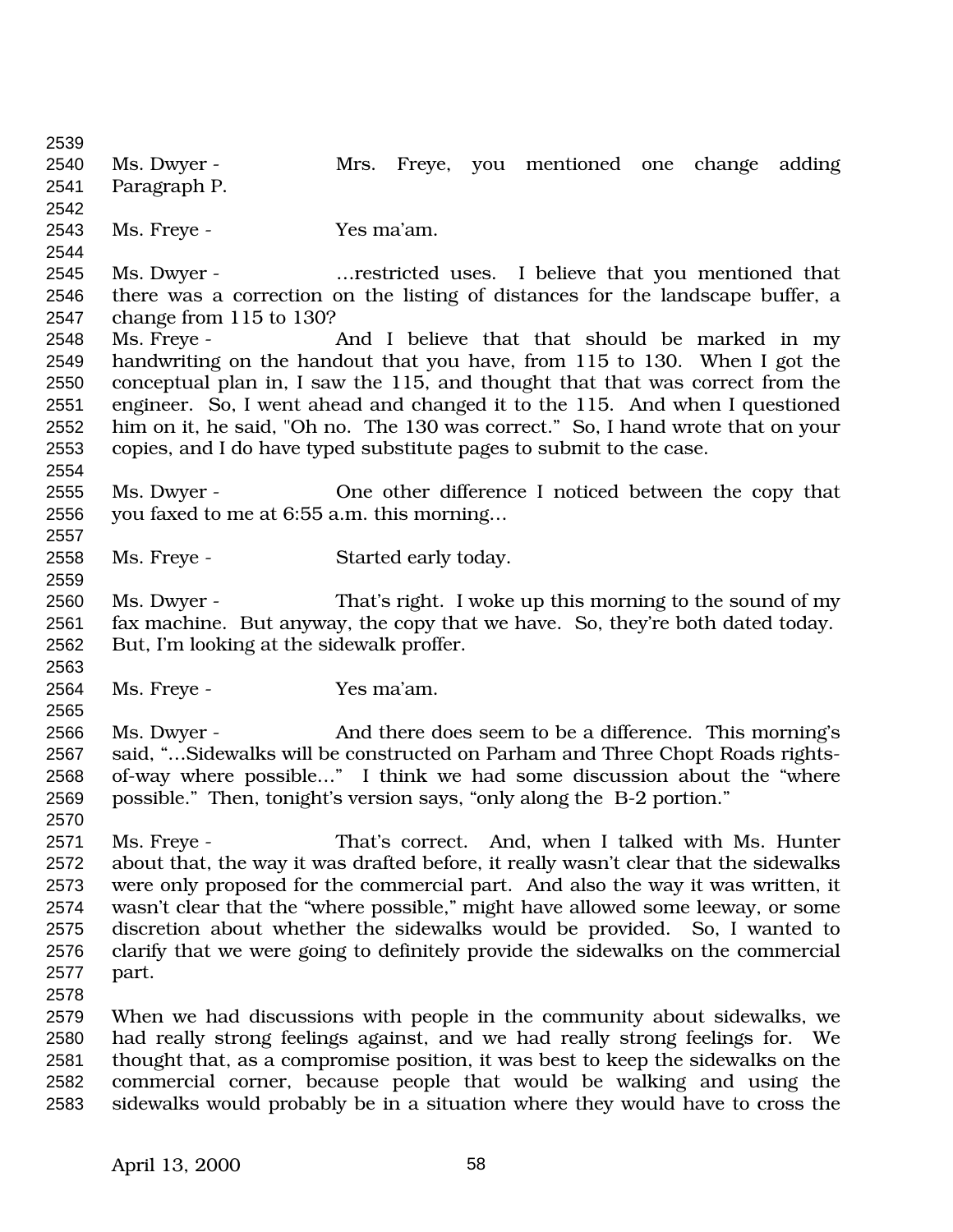Ms. Dwyer - Mrs. Freye, you mentioned one change adding Paragraph P.

Ms. Freye - Yes ma'am.

Ms. Dwyer - …restricted uses. I believe that you mentioned that there was a correction on the listing of distances for the landscape buffer, a change from 115 to 130?

Ms. Freye - And I believe that that should be marked in my handwriting on the handout that you have, from 115 to 130. When I got the conceptual plan in, I saw the 115, and thought that that was correct from the engineer. So, I went ahead and changed it to the 115. And when I questioned him on it, he said, "Oh no. The 130 was correct." So, I hand wrote that on your copies, and I do have typed substitute pages to submit to the case.

Ms. Dwyer - One other difference I noticed between the copy that you faxed to me at 6:55 a.m. this morning…

Ms. Freye - Started early today.

Ms. Dwyer - That's right. I woke up this morning to the sound of my fax machine. But anyway, the copy that we have. So, they're both dated today. But, I'm looking at the sidewalk proffer.

Ms. Freye - Yes ma'am.

Ms. Dwyer - And there does seem to be a difference. This morning's said, "…Sidewalks will be constructed on Parham and Three Chopt Roads rights-of-way where possible…" I think we had some discussion about the "where possible." Then, tonight's version says, "only along the B-2 portion."

Ms. Freye - That's correct. And, when I talked with Ms. Hunter about that, the way it was drafted before, it really wasn't clear that the sidewalks were only proposed for the commercial part. And also the way it was written, it wasn't clear that the "where possible," might have allowed some leeway, or some discretion about whether the sidewalks would be provided. So, I wanted to clarify that we were going to definitely provide the sidewalks on the commercial part.

When we had discussions with people in the community about sidewalks, we had really strong feelings against, and we had really strong feelings for. We thought that, as a compromise position, it was best to keep the sidewalks on the commercial corner, because people that would be walking and using the sidewalks would probably be in a situation where they would have to cross the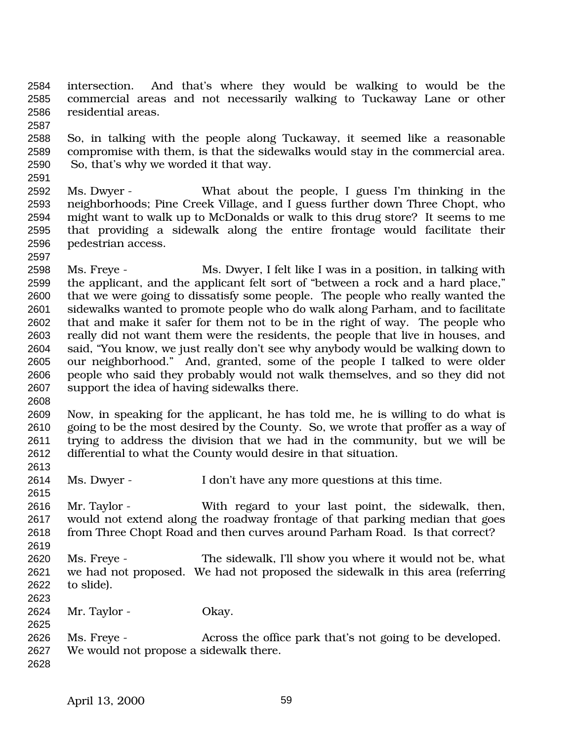intersection. And that's where they would be walking to would be the commercial areas and not necessarily walking to Tuckaway Lane or other residential areas.

So, in talking with the people along Tuckaway, it seemed like a reasonable compromise with them, is that the sidewalks would stay in the commercial area. So, that's why we worded it that way.

Ms. Dwyer - What about the people, I guess I'm thinking in the neighborhoods; Pine Creek Village, and I guess further down Three Chopt, who might want to walk up to McDonalds or walk to this drug store? It seems to me that providing a sidewalk along the entire frontage would facilitate their pedestrian access.

Ms. Freye - Ms. Dwyer, I felt like I was in a position, in talking with the applicant, and the applicant felt sort of "between a rock and a hard place," that we were going to dissatisfy some people. The people who really wanted the sidewalks wanted to promote people who do walk along Parham, and to facilitate that and make it safer for them not to be in the right of way. The people who really did not want them were the residents, the people that live in houses, and said, "You know, we just really don't see why anybody would be walking down to our neighborhood." And, granted, some of the people I talked to were older people who said they probably would not walk themselves, and so they did not support the idea of having sidewalks there.

Now, in speaking for the applicant, he has told me, he is willing to do what is going to be the most desired by the County. So, we wrote that proffer as a way of trying to address the division that we had in the community, but we will be differential to what the County would desire in that situation.

Ms. Dwyer - I don't have any more questions at this time.

Mr. Taylor - With regard to your last point, the sidewalk, then, would not extend along the roadway frontage of that parking median that goes from Three Chopt Road and then curves around Parham Road. Is that correct?

Ms. Freye - The sidewalk, I'll show you where it would not be, what we had not proposed. We had not proposed the sidewalk in this area (referring to slide).

Mr. Taylor - Okay.

Ms. Freye - Across the office park that's not going to be developed. We would not propose a sidewalk there.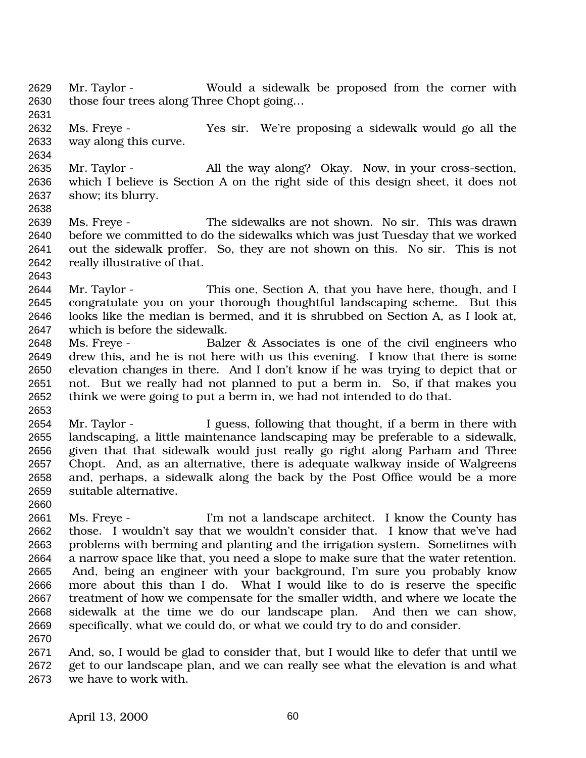Mr. Taylor - Would a sidewalk be proposed from the corner with those four trees along Three Chopt going…

Ms. Freye - Yes sir. We're proposing a sidewalk would go all the way along this curve.

Mr. Taylor - All the way along? Okay. Now, in your cross-section, which I believe is Section A on the right side of this design sheet, it does not show; its blurry.

Ms. Freye - The sidewalks are not shown. No sir. This was drawn before we committed to do the sidewalks which was just Tuesday that we worked out the sidewalk proffer. So, they are not shown on this. No sir. This is not really illustrative of that.

Mr. Taylor - This one, Section A, that you have here, though, and I congratulate you on your thorough thoughtful landscaping scheme. But this looks like the median is bermed, and it is shrubbed on Section A, as I look at, which is before the sidewalk.

Ms. Freye - Balzer & Associates is one of the civil engineers who drew this, and he is not here with us this evening. I know that there is some elevation changes in there. And I don't know if he was trying to depict that or not. But we really had not planned to put a berm in. So, if that makes you think we were going to put a berm in, we had not intended to do that.

Mr. Taylor - I guess, following that thought, if a berm in there with landscaping, a little maintenance landscaping may be preferable to a sidewalk, given that that sidewalk would just really go right along Parham and Three Chopt. And, as an alternative, there is adequate walkway inside of Walgreens and, perhaps, a sidewalk along the back by the Post Office would be a more suitable alternative.

Ms. Freye - I'm not a landscape architect. I know the County has those. I wouldn't say that we wouldn't consider that. I know that we've had problems with berming and planting and the irrigation system. Sometimes with a narrow space like that, you need a slope to make sure that the water retention. And, being an engineer with your background, I'm sure you probably know more about this than I do. What I would like to do is reserve the specific treatment of how we compensate for the smaller width, and where we locate the sidewalk at the time we do our landscape plan. And then we can show, specifically, what we could do, or what we could try to do and consider.

And, so, I would be glad to consider that, but I would like to defer that until we get to our landscape plan, and we can really see what the elevation is and what we have to work with.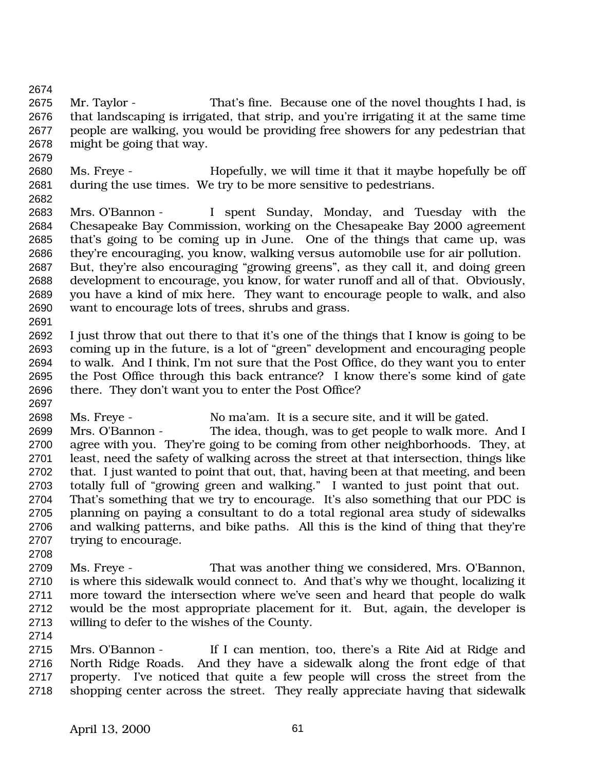Mr. Taylor - That's fine. Because one of the novel thoughts I had, is that landscaping is irrigated, that strip, and you're irrigating it at the same time people are walking, you would be providing free showers for any pedestrian that might be going that way.

Ms. Freye - Hopefully, we will time it that it maybe hopefully be off during the use times. We try to be more sensitive to pedestrians.

Mrs. O'Bannon - I spent Sunday, Monday, and Tuesday with the Chesapeake Bay Commission, working on the Chesapeake Bay 2000 agreement that's going to be coming up in June. One of the things that came up, was they're encouraging, you know, walking versus automobile use for air pollution. But, they're also encouraging "growing greens", as they call it, and doing green development to encourage, you know, for water runoff and all of that. Obviously, you have a kind of mix here. They want to encourage people to walk, and also want to encourage lots of trees, shrubs and grass.

I just throw that out there to that it's one of the things that I know is going to be coming up in the future, is a lot of "green" development and encouraging people to walk. And I think, I'm not sure that the Post Office, do they want you to enter the Post Office through this back entrance? I know there's some kind of gate there. They don't want you to enter the Post Office?

Ms. Freye - No ma'am. It is a secure site, and it will be gated.

Mrs. O'Bannon - The idea, though, was to get people to walk more. And I agree with you. They're going to be coming from other neighborhoods. They, at least, need the safety of walking across the street at that intersection, things like that. I just wanted to point that out, that, having been at that meeting, and been totally full of "growing green and walking." I wanted to just point that out. That's something that we try to encourage. It's also something that our PDC is planning on paying a consultant to do a total regional area study of sidewalks and walking patterns, and bike paths. All this is the kind of thing that they're trying to encourage.

Ms. Freye - That was another thing we considered, Mrs. O'Bannon, is where this sidewalk would connect to. And that's why we thought, localizing it more toward the intersection where we've seen and heard that people do walk would be the most appropriate placement for it. But, again, the developer is willing to defer to the wishes of the County.

Mrs. O'Bannon - If I can mention, too, there's a Rite Aid at Ridge and North Ridge Roads. And they have a sidewalk along the front edge of that property. I've noticed that quite a few people will cross the street from the shopping center across the street. They really appreciate having that sidewalk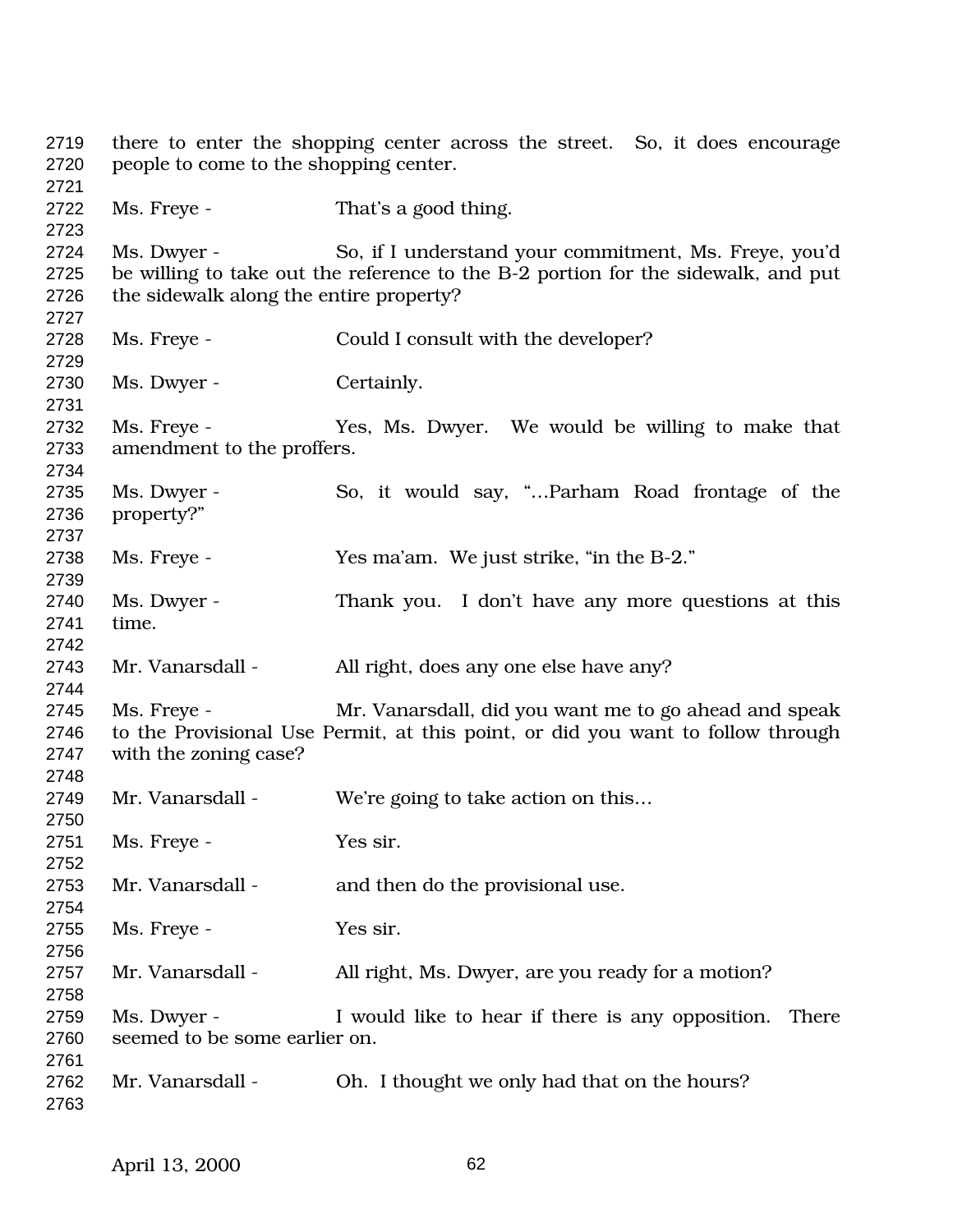there to enter the shopping center across the street. So, it does encourage people to come to the shopping center.

Ms. Freye - That's a good thing.

Ms. Dwyer - So, if I understand your commitment, Ms. Freye, you'd be willing to take out the reference to the B-2 portion for the sidewalk, and put the sidewalk along the entire property?

Ms. Freye - Could I consult with the developer?

Ms. Dwyer - Certainly.

Ms. Freye - Yes, Ms. Dwyer. We would be willing to make that amendment to the proffers.

Ms. Dwyer - So, it would say, "…Parham Road frontage of the property?"

Ms. Freye - Yes ma'am. We just strike, "in the B-2."

Ms. Dwyer - Thank you. I don't have any more questions at this time.

Mr. Vanarsdall - All right, does any one else have any?

Ms. Freye - Mr. Vanarsdall, did you want me to go ahead and speak to the Provisional Use Permit, at this point, or did you want to follow through with the zoning case?

Mr. Vanarsdall - We're going to take action on this…

Ms. Freye - Yes sir.

Mr. Vanarsdall - and then do the provisional use.

Ms. Freye - Yes sir.

Mr. Vanarsdall - All right, Ms. Dwyer, are you ready for a motion?

Ms. Dwyer - I would like to hear if there is any opposition. There seemed to be some earlier on.

Mr. Vanarsdall - Oh. I thought we only had that on the hours?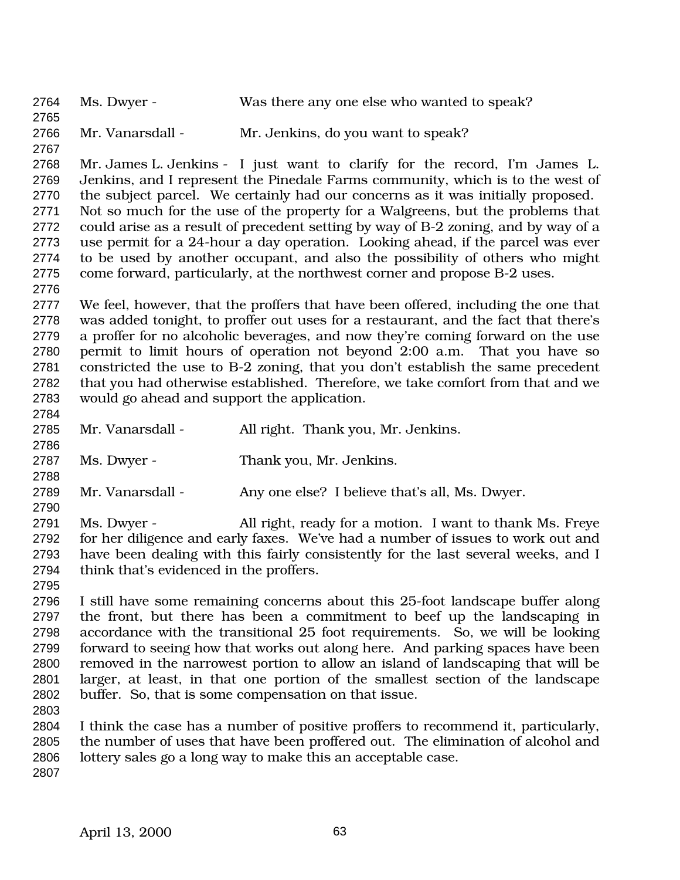Ms. Dwyer - Was there any one else who wanted to speak?

Mr. Vanarsdall - Mr. Jenkins, do you want to speak?

Mr. James L. Jenkins - I just want to clarify for the record, I'm James L. Jenkins, and I represent the Pinedale Farms community, which is to the west of the subject parcel. We certainly had our concerns as it was initially proposed. Not so much for the use of the property for a Walgreens, but the problems that could arise as a result of precedent setting by way of B-2 zoning, and by way of a use permit for a 24-hour a day operation. Looking ahead, if the parcel was ever to be used by another occupant, and also the possibility of others who might come forward, particularly, at the northwest corner and propose B-2 uses.

We feel, however, that the proffers that have been offered, including the one that was added tonight, to proffer out uses for a restaurant, and the fact that there's a proffer for no alcoholic beverages, and now they're coming forward on the use permit to limit hours of operation not beyond 2:00 a.m. That you have so constricted the use to B-2 zoning, that you don't establish the same precedent that you had otherwise established. Therefore, we take comfort from that and we would go ahead and support the application.

Mr. Vanarsdall - All right. Thank you, Mr. Jenkins.

Ms. Dwyer - Thank you, Mr. Jenkins.

Mr. Vanarsdall - Any one else? I believe that's all, Ms. Dwyer.

Ms. Dwyer - All right, ready for a motion. I want to thank Ms. Freye for her diligence and early faxes. We've had a number of issues to work out and have been dealing with this fairly consistently for the last several weeks, and I think that's evidenced in the proffers.

I still have some remaining concerns about this 25-foot landscape buffer along the front, but there has been a commitment to beef up the landscaping in accordance with the transitional 25 foot requirements. So, we will be looking forward to seeing how that works out along here. And parking spaces have been removed in the narrowest portion to allow an island of landscaping that will be larger, at least, in that one portion of the smallest section of the landscape buffer. So, that is some compensation on that issue.

I think the case has a number of positive proffers to recommend it, particularly, the number of uses that have been proffered out. The elimination of alcohol and lottery sales go a long way to make this an acceptable case.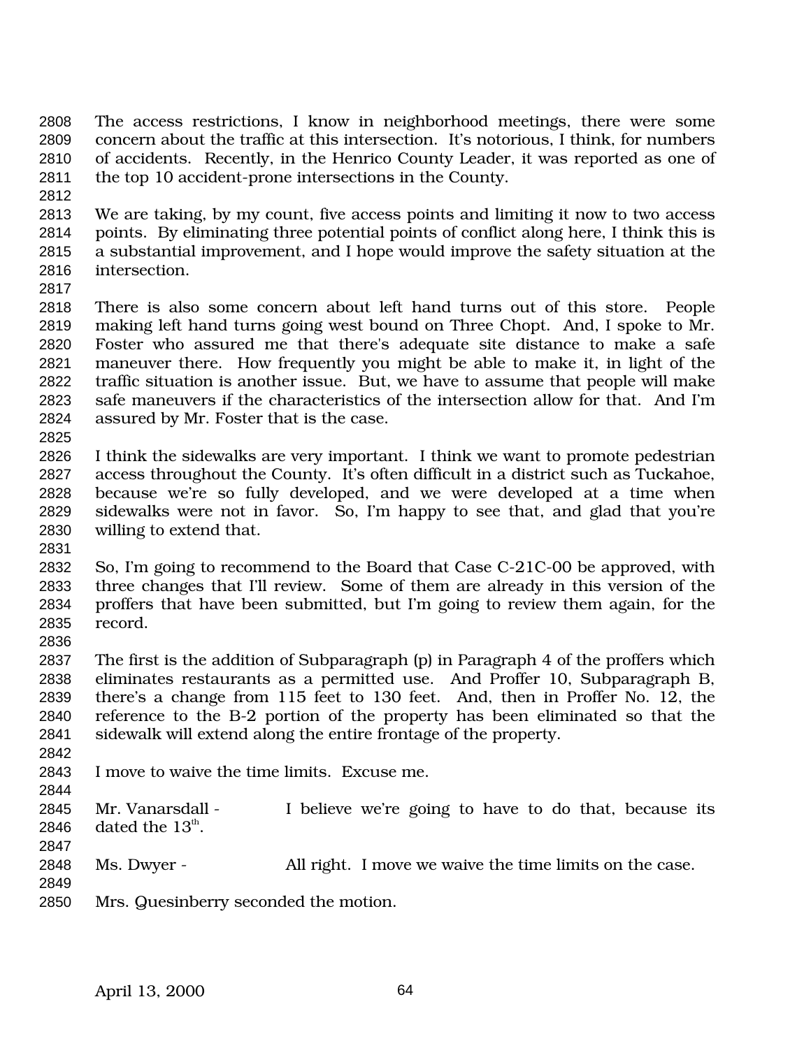The access restrictions, I know in neighborhood meetings, there were some concern about the traffic at this intersection. It's notorious, I think, for numbers of accidents. Recently, in the Henrico County Leader, it was reported as one of the top 10 accident-prone intersections in the County.

We are taking, by my count, five access points and limiting it now to two access points. By eliminating three potential points of conflict along here, I think this is a substantial improvement, and I hope would improve the safety situation at the intersection.

There is also some concern about left hand turns out of this store. People making left hand turns going west bound on Three Chopt. And, I spoke to Mr. Foster who assured me that there's adequate site distance to make a safe maneuver there. How frequently you might be able to make it, in light of the traffic situation is another issue. But, we have to assume that people will make safe maneuvers if the characteristics of the intersection allow for that. And I'm assured by Mr. Foster that is the case.

I think the sidewalks are very important. I think we want to promote pedestrian access throughout the County. It's often difficult in a district such as Tuckahoe, because we're so fully developed, and we were developed at a time when sidewalks were not in favor. So, I'm happy to see that, and glad that you're willing to extend that.

So, I'm going to recommend to the Board that Case C-21C-00 be approved, with three changes that I'll review. Some of them are already in this version of the proffers that have been submitted, but I'm going to review them again, for the record.

The first is the addition of Subparagraph (p) in Paragraph 4 of the proffers which eliminates restaurants as a permitted use. And Proffer 10, Subparagraph B, there's a change from 115 feet to 130 feet. And, then in Proffer No. 12, the reference to the B-2 portion of the property has been eliminated so that the sidewalk will extend along the entire frontage of the property.

I move to waive the time limits. Excuse me.

Mr. Vanarsdall - I believe we're going to have to do that, because its dated the 13th.

Ms. Dwyer - All right. I move we waive the time limits on the case.

Mrs. Quesinberry seconded the motion.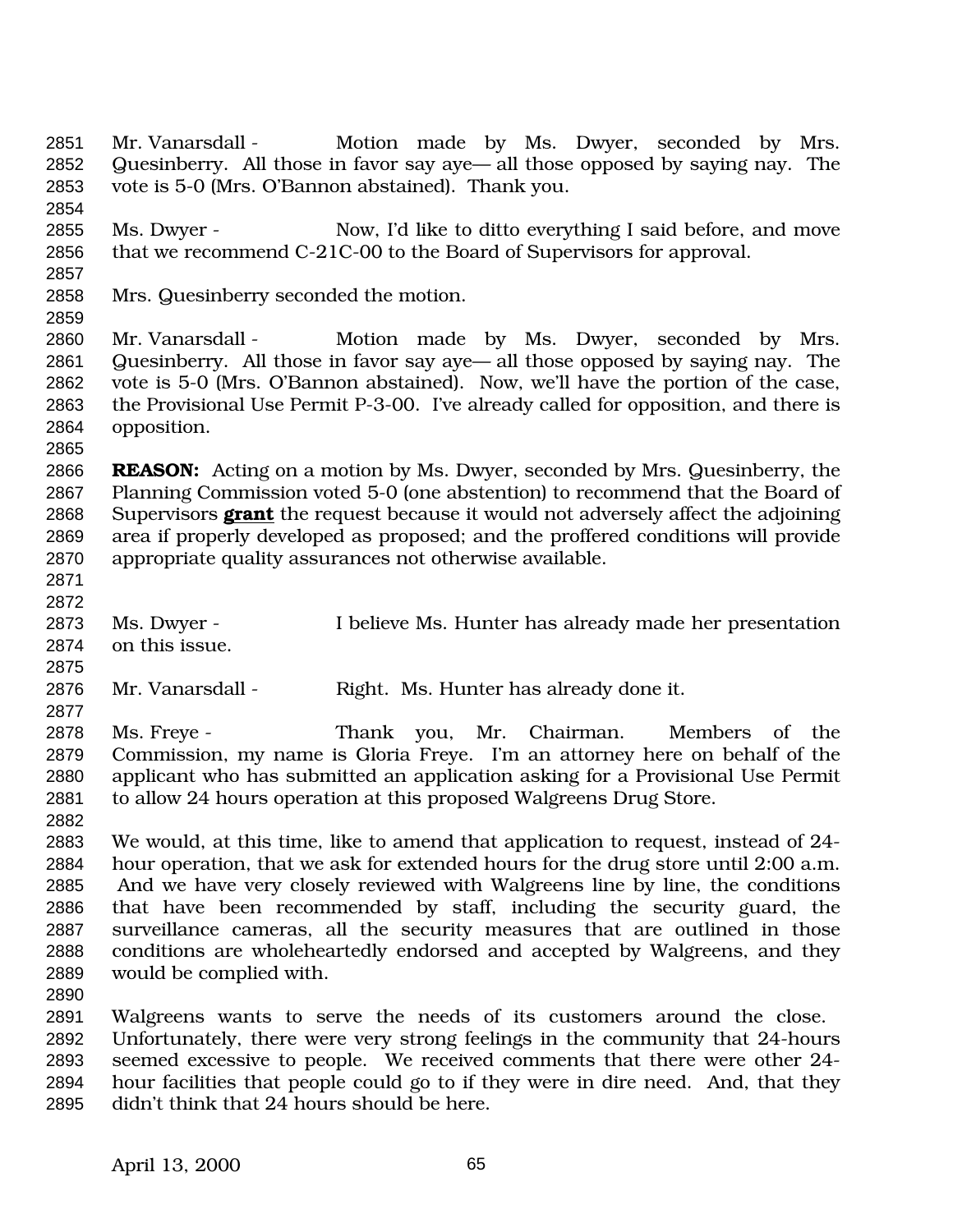Mr. Vanarsdall - Motion made by Ms. Dwyer, seconded by Mrs. Quesinberry. All those in favor say aye— all those opposed by saying nay. The vote is 5-0 (Mrs. O'Bannon abstained). Thank you.

Ms. Dwyer - Now, I'd like to ditto everything I said before, and move that we recommend C-21C-00 to the Board of Supervisors for approval.

Mrs. Quesinberry seconded the motion.

Mr. Vanarsdall - Motion made by Ms. Dwyer, seconded by Mrs. Quesinberry. All those in favor say aye— all those opposed by saying nay. The vote is 5-0 (Mrs. O'Bannon abstained). Now, we'll have the portion of the case, the Provisional Use Permit P-3-00. I've already called for opposition, and there is opposition.

**REASON:** Acting on a motion by Ms. Dwyer, seconded by Mrs. Quesinberry, the Planning Commission voted 5-0 (one abstention) to recommend that the Board of Supervisors **grant** the request because it would not adversely affect the adjoining area if properly developed as proposed; and the proffered conditions will provide appropriate quality assurances not otherwise available.

Ms. Dwyer - I believe Ms. Hunter has already made her presentation on this issue.

Mr. Vanarsdall - Right. Ms. Hunter has already done it.

Ms. Freye - Thank you, Mr. Chairman. Members of the Commission, my name is Gloria Freye. I'm an attorney here on behalf of the applicant who has submitted an application asking for a Provisional Use Permit to allow 24 hours operation at this proposed Walgreens Drug Store.

We would, at this time, like to amend that application to request, instead of 24-hour operation, that we ask for extended hours for the drug store until 2:00 a.m. And we have very closely reviewed with Walgreens line by line, the conditions that have been recommended by staff, including the security guard, the surveillance cameras, all the security measures that are outlined in those conditions are wholeheartedly endorsed and accepted by Walgreens, and they would be complied with.

Walgreens wants to serve the needs of its customers around the close. Unfortunately, there were very strong feelings in the community that 24-hours seemed excessive to people. We received comments that there were other 24-hour facilities that people could go to if they were in dire need. And, that they didn't think that 24 hours should be here.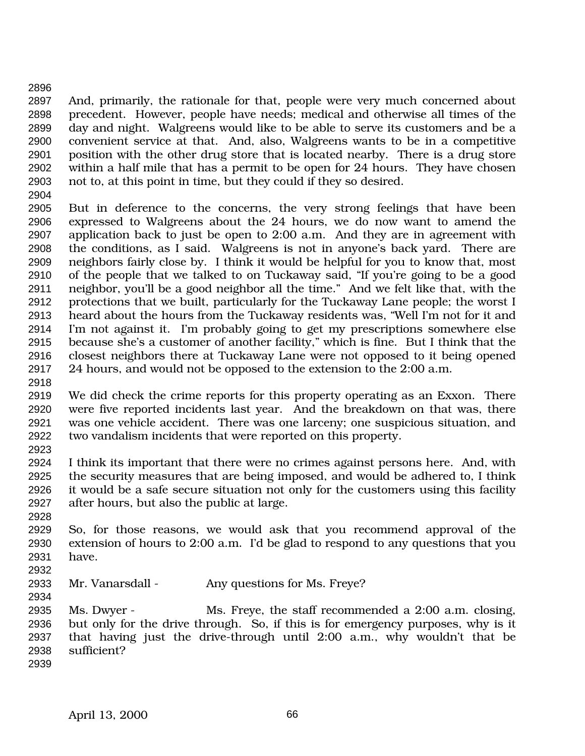And, primarily, the rationale for that, people were very much concerned about precedent. However, people have needs; medical and otherwise all times of the day and night. Walgreens would like to be able to serve its customers and be a convenient service at that. And, also, Walgreens wants to be in a competitive position with the other drug store that is located nearby. There is a drug store within a half mile that has a permit to be open for 24 hours. They have chosen not to, at this point in time, but they could if they so desired.

But in deference to the concerns, the very strong feelings that have been expressed to Walgreens about the 24 hours, we do now want to amend the application back to just be open to 2:00 a.m. And they are in agreement with the conditions, as I said. Walgreens is not in anyone's back yard. There are neighbors fairly close by. I think it would be helpful for you to know that, most of the people that we talked to on Tuckaway said, "If you're going to be a good neighbor, you'll be a good neighbor all the time." And we felt like that, with the protections that we built, particularly for the Tuckaway Lane people; the worst I heard about the hours from the Tuckaway residents was, "Well I'm not for it and I'm not against it. I'm probably going to get my prescriptions somewhere else because she's a customer of another facility," which is fine. But I think that the closest neighbors there at Tuckaway Lane were not opposed to it being opened 24 hours, and would not be opposed to the extension to the 2:00 a.m.

We did check the crime reports for this property operating as an Exxon. There were five reported incidents last year. And the breakdown on that was, there was one vehicle accident. There was one larceny; one suspicious situation, and two vandalism incidents that were reported on this property.

I think its important that there were no crimes against persons here. And, with the security measures that are being imposed, and would be adhered to, I think it would be a safe secure situation not only for the customers using this facility after hours, but also the public at large.

So, for those reasons, we would ask that you recommend approval of the extension of hours to 2:00 a.m. I'd be glad to respond to any questions that you have.

Mr. Vanarsdall - Any questions for Ms. Freye?

Ms. Dwyer - Ms. Freye, the staff recommended a 2:00 a.m. closing, but only for the drive through. So, if this is for emergency purposes, why is it that having just the drive-through until 2:00 a.m., why wouldn't that be sufficient?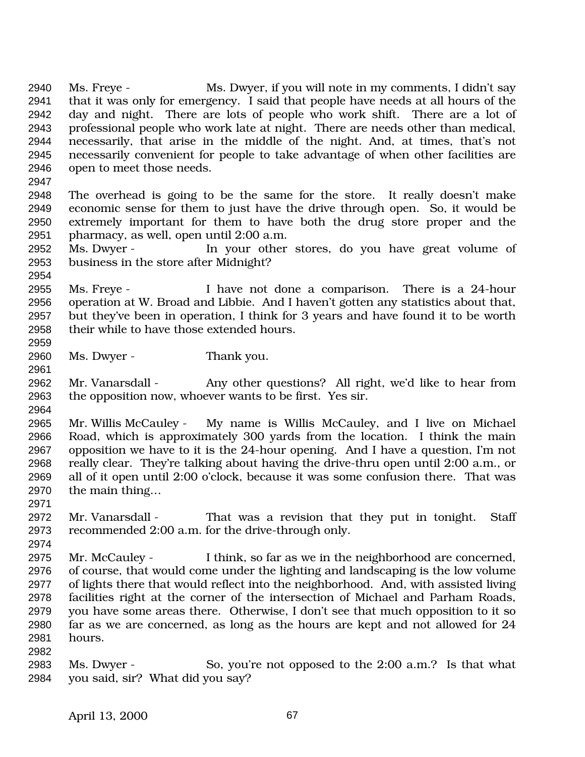Ms. Freye - Ms. Dwyer, if you will note in my comments, I didn't say that it was only for emergency. I said that people have needs at all hours of the day and night. There are lots of people who work shift. There are a lot of professional people who work late at night. There are needs other than medical, necessarily, that arise in the middle of the night. And, at times, that's not necessarily convenient for people to take advantage of when other facilities are open to meet those needs.

The overhead is going to be the same for the store. It really doesn't make economic sense for them to just have the drive through open. So, it would be extremely important for them to have both the drug store proper and the pharmacy, as well, open until 2:00 a.m.

Ms. Dwyer - In your other stores, do you have great volume of business in the store after Midnight?

Ms. Freye - I have not done a comparison. There is a 24-hour operation at W. Broad and Libbie. And I haven't gotten any statistics about that, but they've been in operation, I think for 3 years and have found it to be worth their while to have those extended hours.

Ms. Dwyer - Thank you.

Mr. Vanarsdall - Any other questions? All right, we'd like to hear from the opposition now, whoever wants to be first. Yes sir.

Mr. Willis McCauley - My name is Willis McCauley, and I live on Michael Road, which is approximately 300 yards from the location. I think the main opposition we have to it is the 24-hour opening. And I have a question, I'm not really clear. They're talking about having the drive-thru open until 2:00 a.m., or all of it open until 2:00 o'clock, because it was some confusion there. That was the main thing…

Mr. Vanarsdall - That was a revision that they put in tonight. Staff recommended 2:00 a.m. for the drive-through only.

Mr. McCauley - I think, so far as we in the neighborhood are concerned, of course, that would come under the lighting and landscaping is the low volume of lights there that would reflect into the neighborhood. And, with assisted living facilities right at the corner of the intersection of Michael and Parham Roads, you have some areas there. Otherwise, I don't see that much opposition to it so far as we are concerned, as long as the hours are kept and not allowed for 24 hours.

Ms. Dwyer - So, you're not opposed to the 2:00 a.m.? Is that what you said, sir? What did you say?

April 13, 2000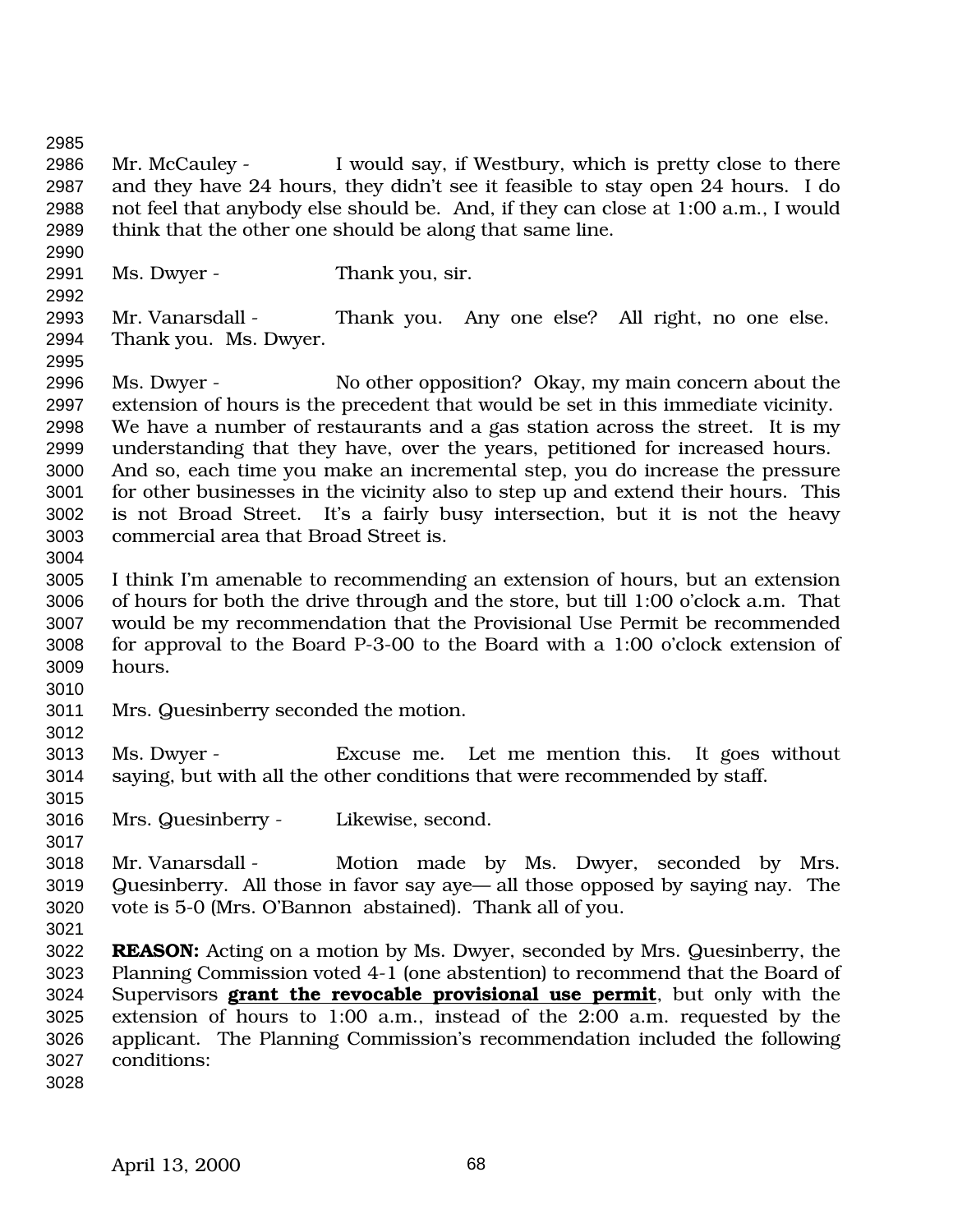Mr. McCauley - I would say, if Westbury, which is pretty close to there and they have 24 hours, they didn't see it feasible to stay open 24 hours. I do not feel that anybody else should be. And, if they can close at 1:00 a.m., I would think that the other one should be along that same line.

Ms. Dwyer - Thank you, sir.

Mr. Vanarsdall - Thank you. Any one else? All right, no one else. Thank you. Ms. Dwyer.

Ms. Dwyer - No other opposition? Okay, my main concern about the extension of hours is the precedent that would be set in this immediate vicinity. We have a number of restaurants and a gas station across the street. It is my understanding that they have, over the years, petitioned for increased hours. And so, each time you make an incremental step, you do increase the pressure for other businesses in the vicinity also to step up and extend their hours. This is not Broad Street. It's a fairly busy intersection, but it is not the heavy commercial area that Broad Street is.

I think I'm amenable to recommending an extension of hours, but an extension of hours for both the drive through and the store, but till 1:00 o'clock a.m. That would be my recommendation that the Provisional Use Permit be recommended for approval to the Board P-3-00 to the Board with a 1:00 o'clock extension of hours.

Mrs. Quesinberry seconded the motion.

Ms. Dwyer - Excuse me. Let me mention this. It goes without saying, but with all the other conditions that were recommended by staff.

Mrs. Quesinberry - Likewise, second.

Mr. Vanarsdall - Motion made by Ms. Dwyer, seconded by Mrs. Quesinberry. All those in favor say aye— all those opposed by saying nay. The vote is 5-0 (Mrs. O'Bannon abstained). Thank all of you.

**REASON:** Acting on a motion by Ms. Dwyer, seconded by Mrs. Quesinberry, the Planning Commission voted 4-1 (one abstention) to recommend that the Board of Supervisors **grant the revocable provisional use permit**, but only with the extension of hours to 1:00 a.m., instead of the 2:00 a.m. requested by the applicant. The Planning Commission's recommendation included the following conditions: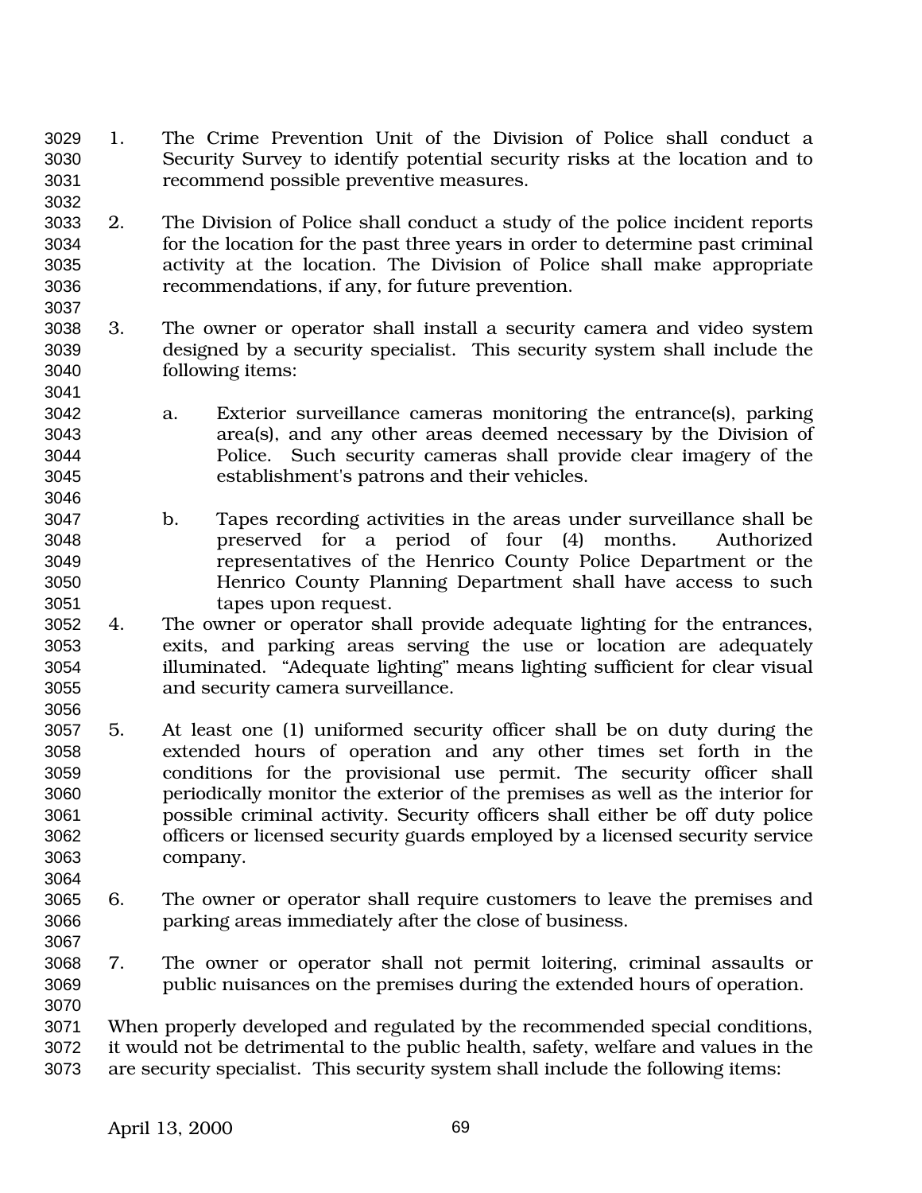1. The Crime Prevention Unit of the Division of Police shall conduct a Security Survey to identify potential security risks at the location and to recommend possible preventive measures.

2. The Division of Police shall conduct a study of the police incident reports for the location for the past three years in order to determine past criminal activity at the location. The Division of Police shall make appropriate recommendations, if any, for future prevention.

3. The owner or operator shall install a security camera and video system designed by a security specialist. This security system shall include the following items:

   a. Exterior surveillance cameras monitoring the entrance(s), parking area(s), and any other areas deemed necessary by the Division of Police. Such security cameras shall provide clear imagery of the establishment's patrons and their vehicles.

   b. Tapes recording activities in the areas under surveillance shall be preserved for a period of four (4) months. Authorized representatives of the Henrico County Police Department or the Henrico County Planning Department shall have access to such tapes upon request.

4. The owner or operator shall provide adequate lighting for the entrances, exits, and parking areas serving the use or location are adequately illuminated. "Adequate lighting" means lighting sufficient for clear visual and security camera surveillance.

5. At least one (1) uniformed security officer shall be on duty during the extended hours of operation and any other times set forth in the conditions for the provisional use permit. The security officer shall periodically monitor the exterior of the premises as well as the interior for possible criminal activity. Security officers shall either be off duty police officers or licensed security guards employed by a licensed security service company.

6. The owner or operator shall require customers to leave the premises and parking areas immediately after the close of business.

7. The owner or operator shall not permit loitering, criminal assaults or public nuisances on the premises during the extended hours of operation.

When properly developed and regulated by the recommended special conditions, it would not be detrimental to the public health, safety, welfare and values in the are security specialist. This security system shall include the following items: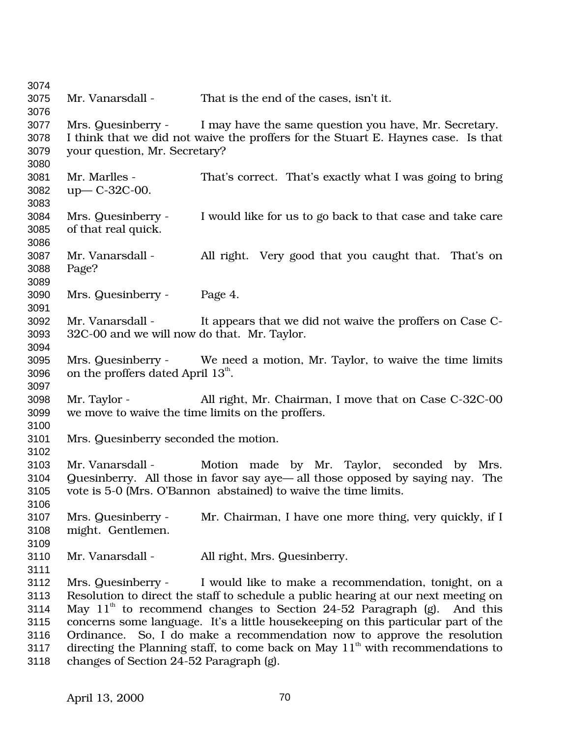Mr. Vanarsdall - That is the end of the cases, isn't it.

Mrs. Quesinberry - I may have the same question you have, Mr. Secretary. I think that we did not waive the proffers for the Stuart E. Haynes case. Is that your question, Mr. Secretary?

Mr. Marlles - That's correct. That's exactly what I was going to bring up— C-32C-00.

Mrs. Quesinberry - I would like for us to go back to that case and take care of that real quick.

Mr. Vanarsdall - All right. Very good that you caught that. That's on Page?

Mrs. Quesinberry - Page 4.

Mr. Vanarsdall - It appears that we did not waive the proffers on Case C-32C-00 and we will now do that. Mr. Taylor.

Mrs. Quesinberry - We need a motion, Mr. Taylor, to waive the time limits on the proffers dated April 13th.

Mr. Taylor - All right, Mr. Chairman, I move that on Case C-32C-00 we move to waive the time limits on the proffers.

Mrs. Quesinberry seconded the motion.

Mr. Vanarsdall - Motion made by Mr. Taylor, seconded by Mrs. Quesinberry. All those in favor say aye— all those opposed by saying nay. The vote is 5-0 (Mrs. O'Bannon abstained) to waive the time limits.

Mrs. Quesinberry - Mr. Chairman, I have one more thing, very quickly, if I might. Gentlemen.

Mr. Vanarsdall - All right, Mrs. Quesinberry.

Mrs. Quesinberry - I would like to make a recommendation, tonight, on a Resolution to direct the staff to schedule a public hearing at our next meeting on May 11th to recommend changes to Section 24-52 Paragraph (g). And this concerns some language. It's a little housekeeping on this particular part of the Ordinance. So, I do make a recommendation now to approve the resolution directing the Planning staff, to come back on May 11th with recommendations to changes of Section 24-52 Paragraph (g).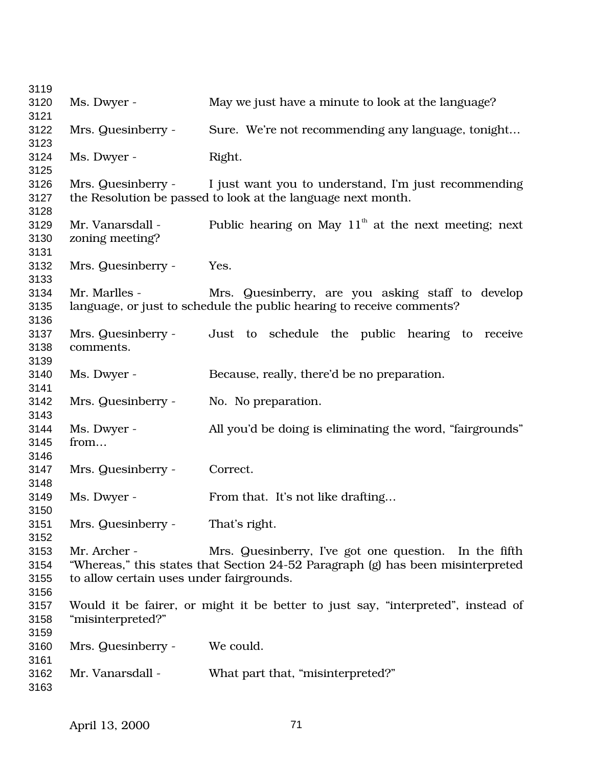Ms. Dwyer - May we just have a minute to look at the language?

Mrs. Quesinberry - Sure. We're not recommending any language, tonight…

Ms. Dwyer - Right.

Mrs. Quesinberry - I just want you to understand, I'm just recommending the Resolution be passed to look at the language next month.

Mr. Vanarsdall - Public hearing on May 11th at the next meeting; next zoning meeting?

Mrs. Quesinberry - Yes.

Mr. Marlles - Mrs. Quesinberry, are you asking staff to develop language, or just to schedule the public hearing to receive comments?

Mrs. Quesinberry - Just to schedule the public hearing to receive comments.

Ms. Dwyer - Because, really, there'd be no preparation.

Mrs. Quesinberry - No. No preparation.

Ms. Dwyer - All you'd be doing is eliminating the word, "fairgrounds" from…

Mrs. Quesinberry - Correct.

Ms. Dwyer - From that. It's not like drafting…

Mrs. Quesinberry - That's right.

Mr. Archer - Mrs. Quesinberry, I've got one question. In the fifth "Whereas," this states that Section 24-52 Paragraph (g) has been misinterpreted to allow certain uses under fairgrounds.

Would it be fairer, or might it be better to just say, "interpreted", instead of "misinterpreted?"

Mrs. Quesinberry - We could.

Mr. Vanarsdall - What part that, "misinterpreted?"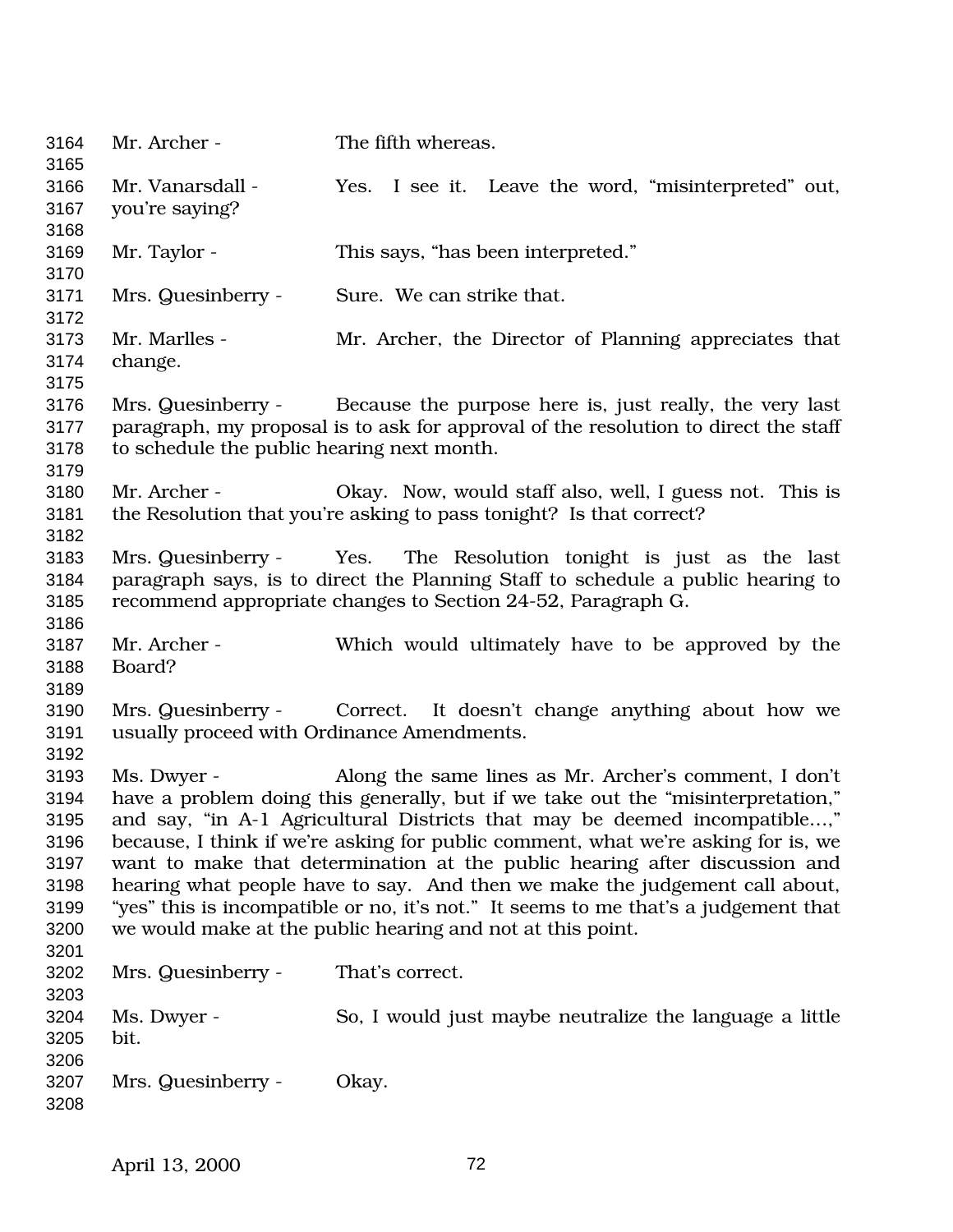3164 Mr. Archer - The fifth whereas.
3165
3166 Mr. Vanarsdall - Yes. I see it. Leave the word, "misinterpreted" out,
3167 you're saying?
3168
3169 Mr. Taylor - This says, "has been interpreted."
3170
3171 Mrs. Quesinberry - Sure. We can strike that.
3172
3173 Mr. Marlles - Mr. Archer, the Director of Planning appreciates that
3174 change.
3175
3176 Mrs. Quesinberry - Because the purpose here is, just really, the very last
3177 paragraph, my proposal is to ask for approval of the resolution to direct the staff
3178 to schedule the public hearing next month.
3179
3180 Mr. Archer - Okay. Now, would staff also, well, I guess not. This is
3181 the Resolution that you're asking to pass tonight? Is that correct?
3182
3183 Mrs. Quesinberry - Yes. The Resolution tonight is just as the last
3184 paragraph says, is to direct the Planning Staff to schedule a public hearing to
3185 recommend appropriate changes to Section 24-52, Paragraph G.
3186
3187 Mr. Archer - Which would ultimately have to be approved by the
3188 Board?
3189
3190 Mrs. Quesinberry - Correct. It doesn't change anything about how we
3191 usually proceed with Ordinance Amendments.
3192
3193 Ms. Dwyer - Along the same lines as Mr. Archer's comment, I don't
3194 have a problem doing this generally, but if we take out the "misinterpretation,"
3195 and say, "in A-1 Agricultural Districts that may be deemed incompatible…,"
3196 because, I think if we're asking for public comment, what we're asking for is, we
3197 want to make that determination at the public hearing after discussion and
3198 hearing what people have to say. And then we make the judgement call about,
3199 "yes" this is incompatible or no, it's not." It seems to me that's a judgement that
3200 we would make at the public hearing and not at this point.
3201
3202 Mrs. Quesinberry - That's correct.
3203
3204 Ms. Dwyer - So, I would just maybe neutralize the language a little
3205 bit.
3206
3207 Mrs. Quesinberry - Okay.
3208

April 13, 2000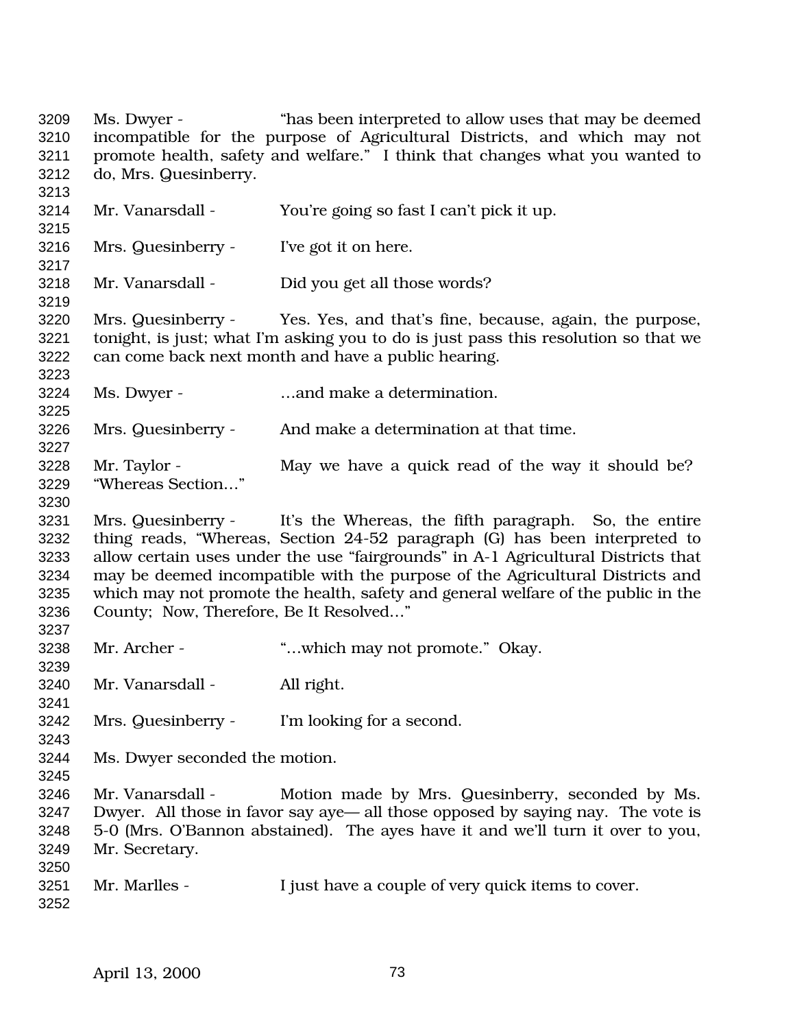Ms. Dwyer - "has been interpreted to allow uses that may be deemed incompatible for the purpose of Agricultural Districts, and which may not promote health, safety and welfare." I think that changes what you wanted to do, Mrs. Quesinberry.

Mr. Vanarsdall - You're going so fast I can't pick it up.

Mrs. Quesinberry - I've got it on here.

Mr. Vanarsdall - Did you get all those words?

Mrs. Quesinberry - Yes. Yes, and that's fine, because, again, the purpose, tonight, is just; what I'm asking you to do is just pass this resolution so that we can come back next month and have a public hearing.

Ms. Dwyer - …and make a determination.

Mrs. Quesinberry - And make a determination at that time.

Mr. Taylor - May we have a quick read of the way it should be? "Whereas Section…"

Mrs. Quesinberry - It's the Whereas, the fifth paragraph. So, the entire thing reads, "Whereas, Section 24-52 paragraph (G) has been interpreted to allow certain uses under the use "fairgrounds" in A-1 Agricultural Districts that may be deemed incompatible with the purpose of the Agricultural Districts and which may not promote the health, safety and general welfare of the public in the County; Now, Therefore, Be It Resolved…"

Mr. Archer - "…which may not promote." Okay.

Mr. Vanarsdall - All right.

Mrs. Quesinberry - I'm looking for a second.

Ms. Dwyer seconded the motion.

Mr. Vanarsdall - Motion made by Mrs. Quesinberry, seconded by Ms. Dwyer. All those in favor say aye— all those opposed by saying nay. The vote is 5-0 (Mrs. O'Bannon abstained). The ayes have it and we'll turn it over to you, Mr. Secretary.

Mr. Marlles - I just have a couple of very quick items to cover.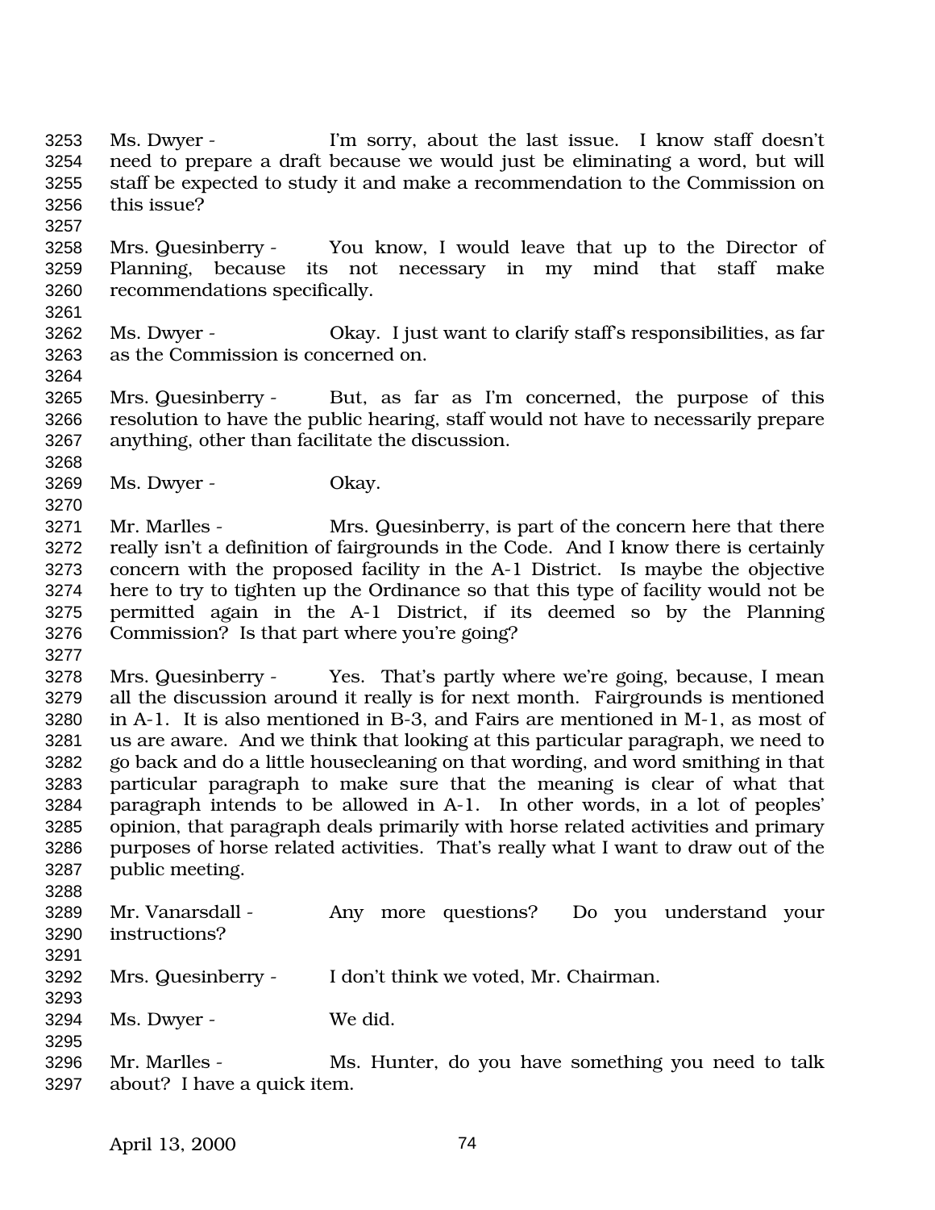Ms. Dwyer - I'm sorry, about the last issue. I know staff doesn't need to prepare a draft because we would just be eliminating a word, but will staff be expected to study it and make a recommendation to the Commission on this issue?

Mrs. Quesinberry - You know, I would leave that up to the Director of Planning, because its not necessary in my mind that staff make recommendations specifically.

Ms. Dwyer - Okay. I just want to clarify staff's responsibilities, as far as the Commission is concerned on.

Mrs. Quesinberry - But, as far as I'm concerned, the purpose of this resolution to have the public hearing, staff would not have to necessarily prepare anything, other than facilitate the discussion.

Ms. Dwyer - Okay.

Mr. Marlles - Mrs. Quesinberry, is part of the concern here that there really isn't a definition of fairgrounds in the Code. And I know there is certainly concern with the proposed facility in the A-1 District. Is maybe the objective here to try to tighten up the Ordinance so that this type of facility would not be permitted again in the A-1 District, if its deemed so by the Planning Commission? Is that part where you're going?

Mrs. Quesinberry - Yes. That's partly where we're going, because, I mean all the discussion around it really is for next month. Fairgrounds is mentioned in A-1. It is also mentioned in B-3, and Fairs are mentioned in M-1, as most of us are aware. And we think that looking at this particular paragraph, we need to go back and do a little housecleaning on that wording, and word smithing in that particular paragraph to make sure that the meaning is clear of what that paragraph intends to be allowed in A-1. In other words, in a lot of peoples' opinion, that paragraph deals primarily with horse related activities and primary purposes of horse related activities. That's really what I want to draw out of the public meeting.

Mr. Vanarsdall - Any more questions? Do you understand your instructions?

Mrs. Quesinberry - I don't think we voted, Mr. Chairman.

Ms. Dwyer - We did.

Mr. Marlles - Ms. Hunter, do you have something you need to talk about? I have a quick item.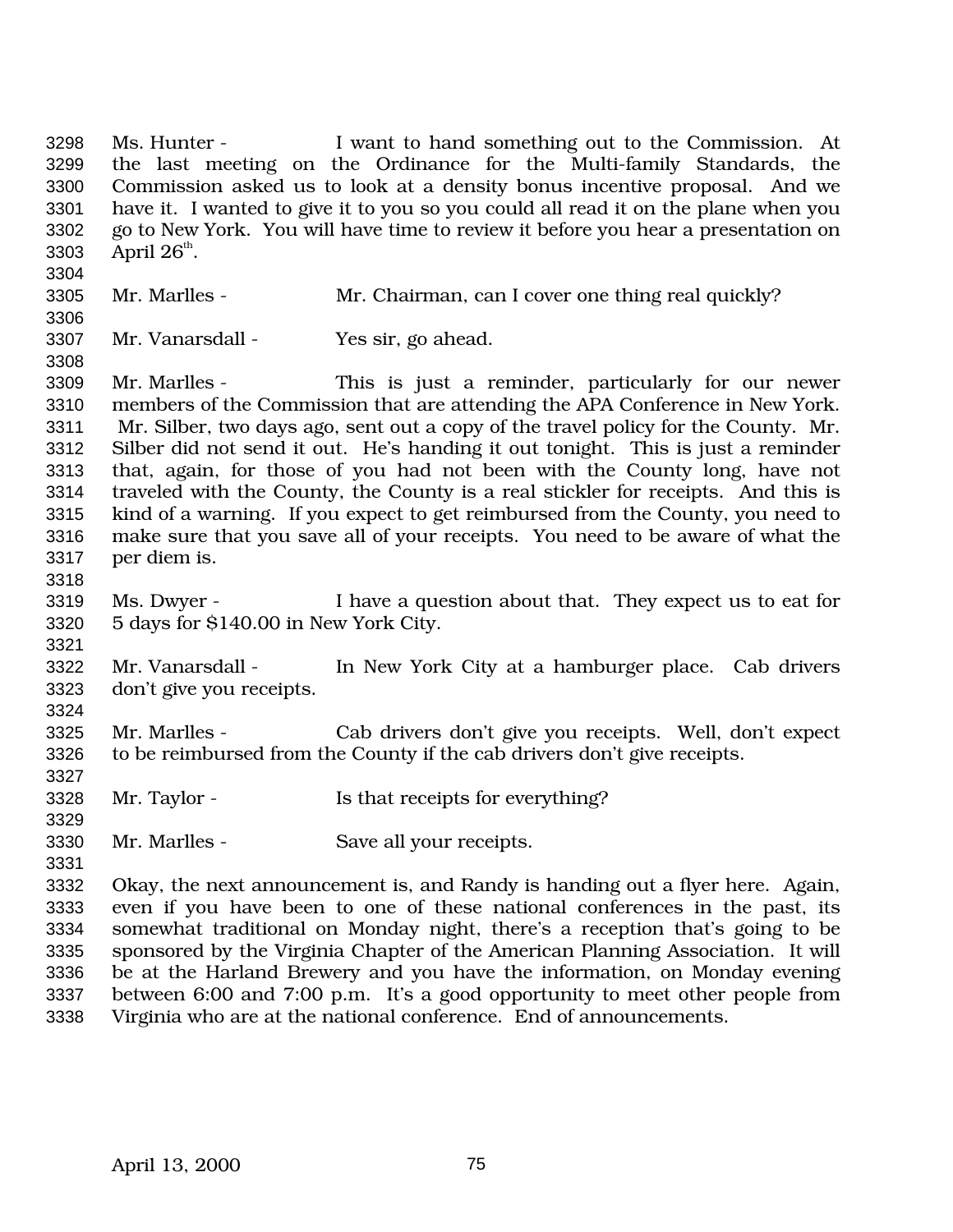Ms. Hunter - I want to hand something out to the Commission. At the last meeting on the Ordinance for the Multi-family Standards, the Commission asked us to look at a density bonus incentive proposal. And we have it. I wanted to give it to you so you could all read it on the plane when you go to New York. You will have time to review it before you hear a presentation on April 26th.

Mr. Marlles - Mr. Chairman, can I cover one thing real quickly?

Mr. Vanarsdall - Yes sir, go ahead.

Mr. Marlles - This is just a reminder, particularly for our newer members of the Commission that are attending the APA Conference in New York. Mr. Silber, two days ago, sent out a copy of the travel policy for the County. Mr. Silber did not send it out. He's handing it out tonight. This is just a reminder that, again, for those of you had not been with the County long, have not traveled with the County, the County is a real stickler for receipts. And this is kind of a warning. If you expect to get reimbursed from the County, you need to make sure that you save all of your receipts. You need to be aware of what the per diem is.

Ms. Dwyer - I have a question about that. They expect us to eat for 5 days for $140.00 in New York City.

Mr. Vanarsdall - In New York City at a hamburger place. Cab drivers don't give you receipts.

Mr. Marlles - Cab drivers don't give you receipts. Well, don't expect to be reimbursed from the County if the cab drivers don't give receipts.

Mr. Taylor - Is that receipts for everything?

Mr. Marlles - Save all your receipts.

Okay, the next announcement is, and Randy is handing out a flyer here. Again, even if you have been to one of these national conferences in the past, its somewhat traditional on Monday night, there's a reception that's going to be sponsored by the Virginia Chapter of the American Planning Association. It will be at the Harland Brewery and you have the information, on Monday evening between 6:00 and 7:00 p.m. It's a good opportunity to meet other people from Virginia who are at the national conference. End of announcements.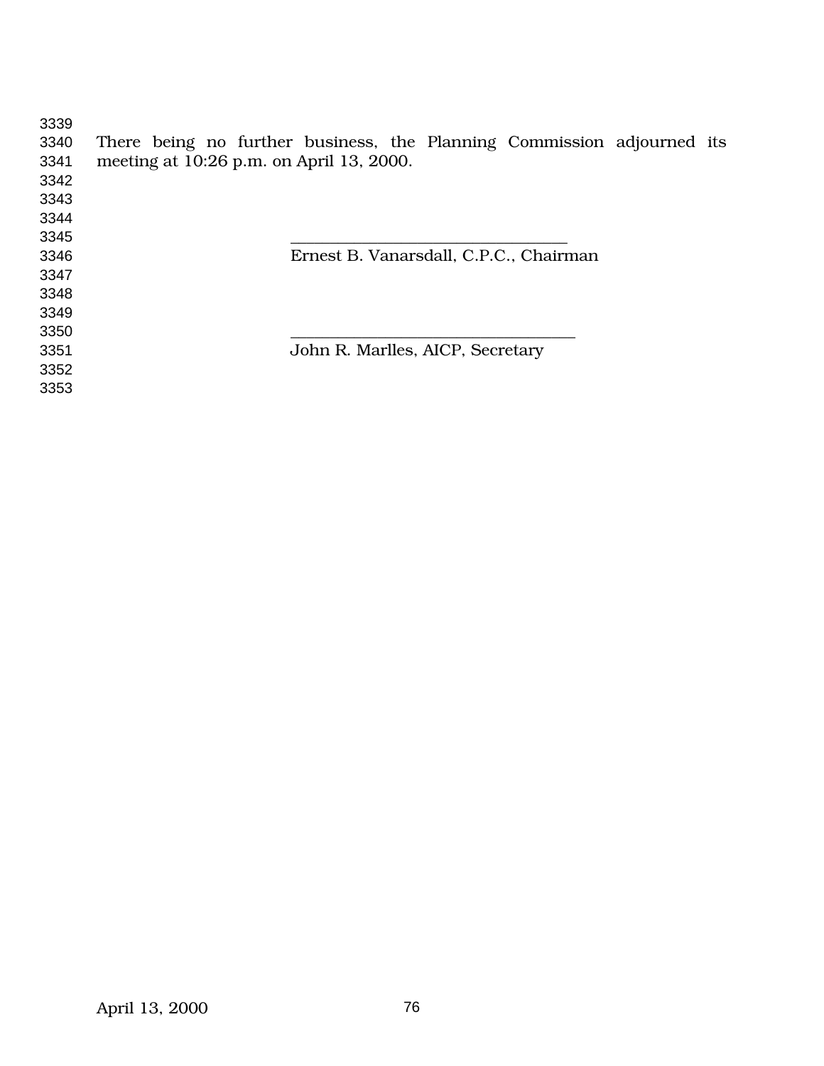There being no further business, the Planning Commission adjourned its meeting at 10:26 p.m. on April 13, 2000.

________________________________
Ernest B. Vanarsdall, C.P.C., Chairman

________________________________
John R. Marlles, AICP, Secretary